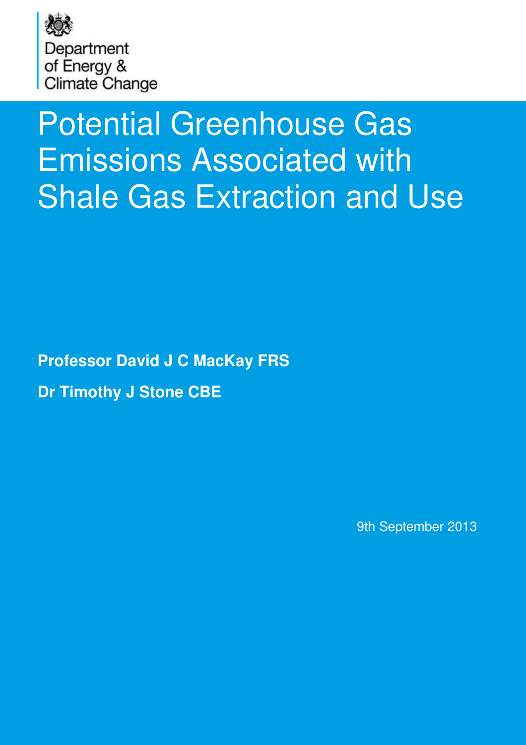Department of Energy & Climate Change

# Potential Greenhouse Gas Emissions Associated with Shale Gas Extraction and Use

**Professor David J C MacKay FRS**

**Dr Timothy J Stone CBE**

9th September 2013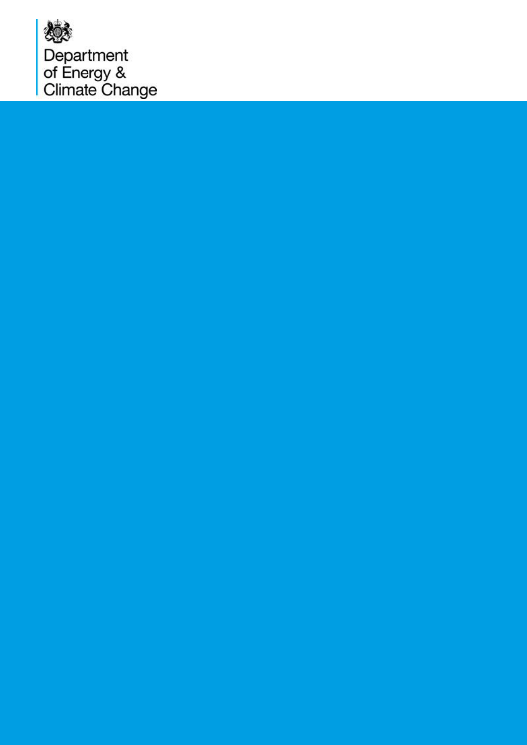Department
of Energy &
Climate Change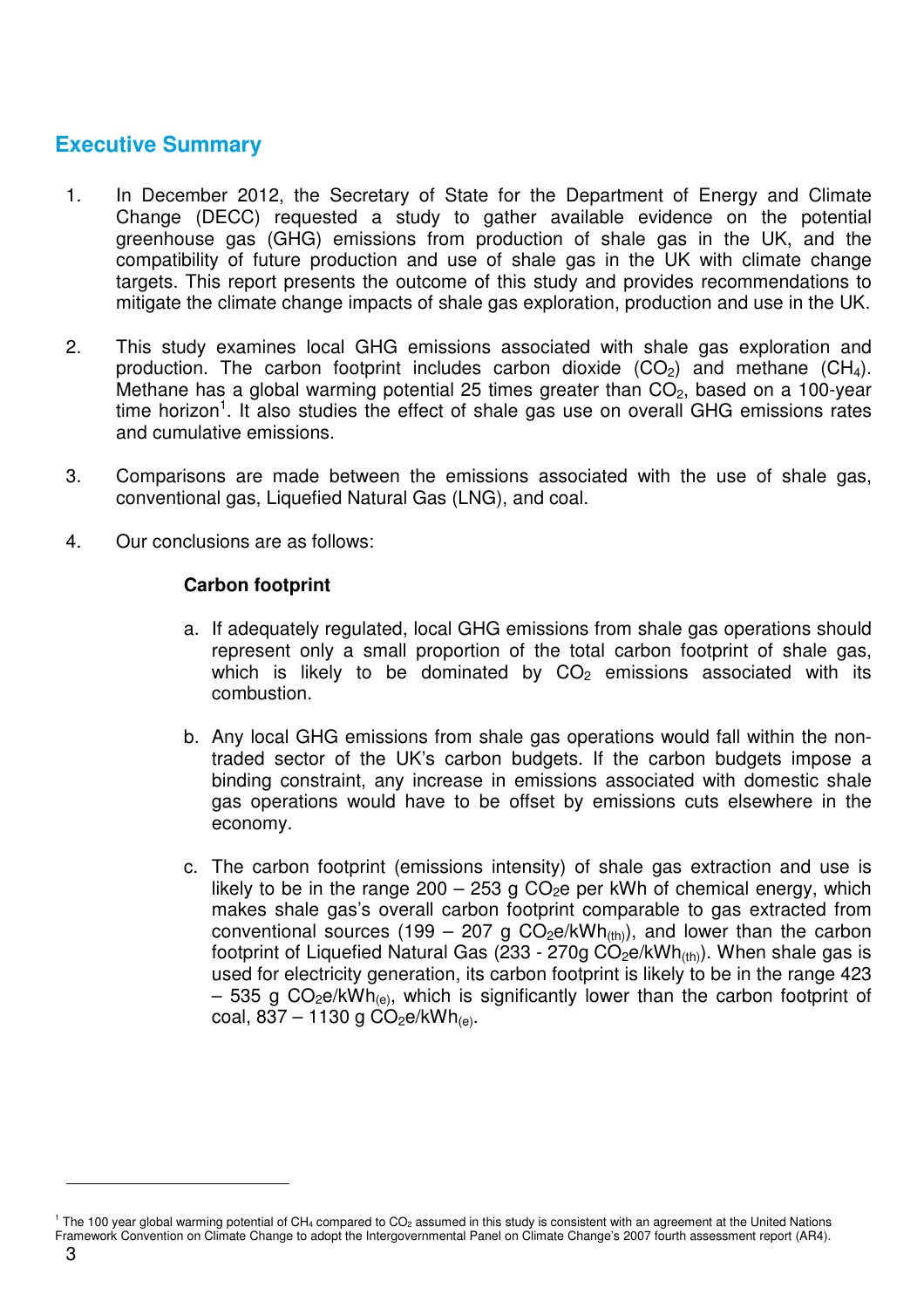## Executive Summary

1. In December 2012, the Secretary of State for the Department of Energy and Climate Change (DECC) requested a study to gather available evidence on the potential greenhouse gas (GHG) emissions from production of shale gas in the UK, and the compatibility of future production and use of shale gas in the UK with climate change targets. This report presents the outcome of this study and provides recommendations to mitigate the climate change impacts of shale gas exploration, production and use in the UK.

2. This study examines local GHG emissions associated with shale gas exploration and production. The carbon footprint includes carbon dioxide ($CO_2$) and methane ($CH_4$). Methane has a global warming potential 25 times greater than $CO_2$, based on a 100-year time horizon[1]. It also studies the effect of shale gas use on overall GHG emissions rates and cumulative emissions.

3. Comparisons are made between the emissions associated with the use of shale gas, conventional gas, Liquefied Natural Gas (LNG), and coal.

4. Our conclusions are as follows:

   **Carbon footprint**

   a. If adequately regulated, local GHG emissions from shale gas operations should represent only a small proportion of the total carbon footprint of shale gas, which is likely to be dominated by $CO_2$ emissions associated with its combustion.

   b. Any local GHG emissions from shale gas operations would fall within the non-traded sector of the UK's carbon budgets. If the carbon budgets impose a binding constraint, any increase in emissions associated with domestic shale gas operations would have to be offset by emissions cuts elsewhere in the economy.

   c. The carbon footprint (emissions intensity) of shale gas extraction and use is likely to be in the range 200 – 253 g $CO_2e$ per kWh of chemical energy, which makes shale gas's overall carbon footprint comparable to gas extracted from conventional sources (199 – 207 g $CO_2e/kWh_{(th)}$), and lower than the carbon footprint of Liquefied Natural Gas (233 - 270g $CO_2e/kWh_{(th)}$). When shale gas is used for electricity generation, its carbon footprint is likely to be in the range 423 – 535 g $CO_2e/kWh_{(e)}$, which is significantly lower than the carbon footprint of coal, 837 – 1130 g $CO_2e/kWh_{(e)}$.

[1] The 100 year global warming potential of $CH_4$ compared to $CO_2$ assumed in this study is consistent with an agreement at the United Nations Framework Convention on Climate Change to adopt the Intergovernmental Panel on Climate Change's 2007 fourth assessment report (AR4).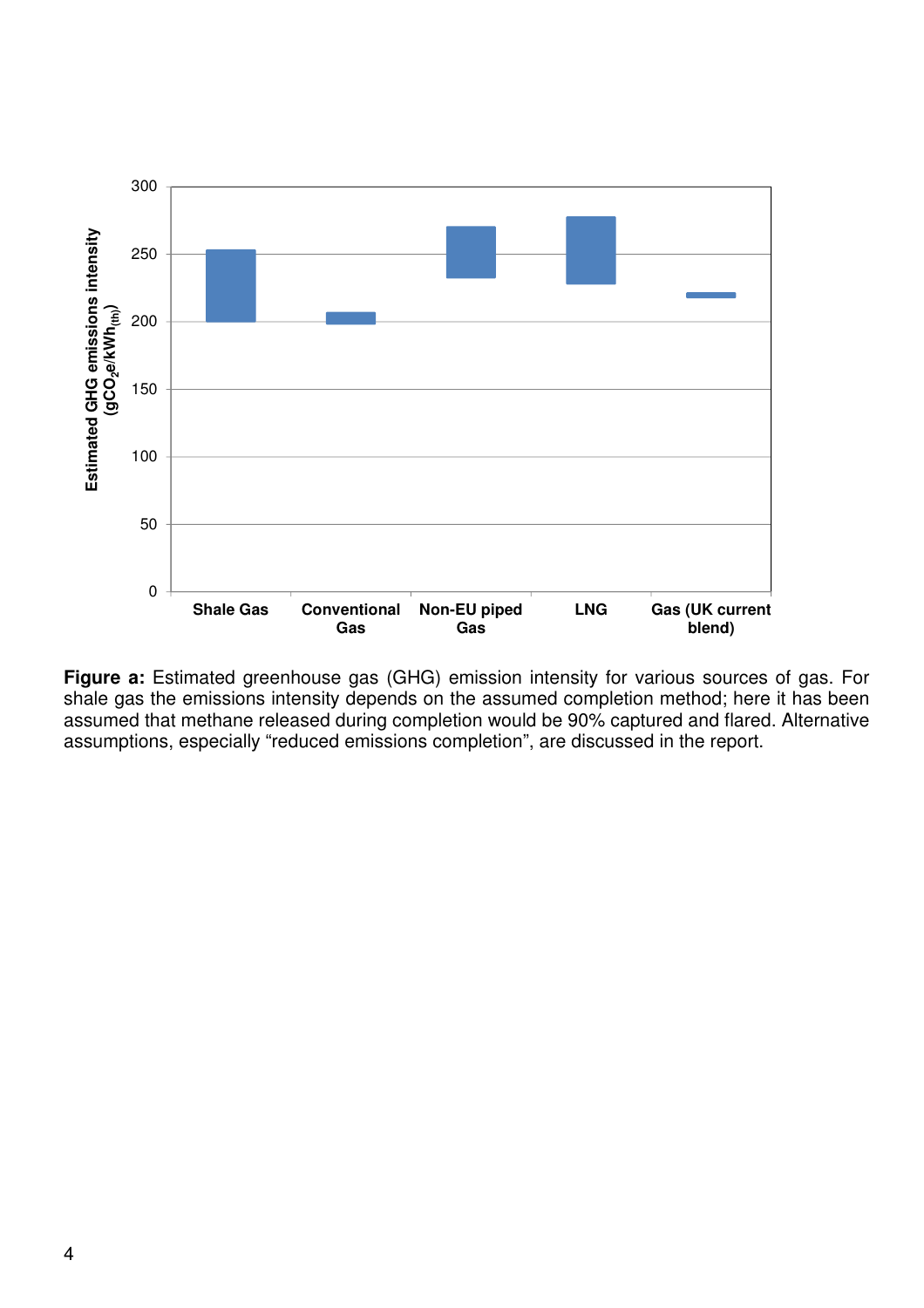**Figure a:** Estimated greenhouse gas (GHG) emission intensity for various sources of gas. For shale gas the emissions intensity depends on the assumed completion method; here it has been assumed that methane released during completion would be 90% captured and flared. Alternative assumptions, especially "reduced emissions completion", are discussed in the report.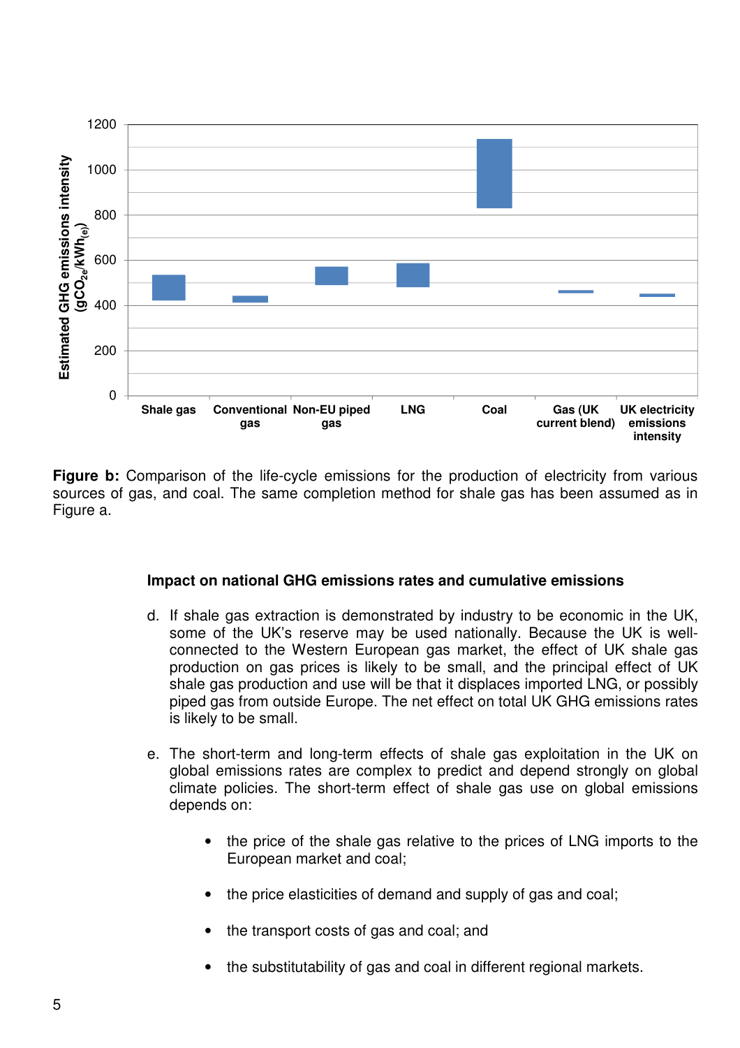**Figure b:** Comparison of the life-cycle emissions for the production of electricity from various sources of gas, and coal. The same completion method for shale gas has been assumed as in Figure a.

### Impact on national GHG emissions rates and cumulative emissions

d. If shale gas extraction is demonstrated by industry to be economic in the UK, some of the UK's reserve may be used nationally. Because the UK is well-connected to the Western European gas market, the effect of UK shale gas production on gas prices is likely to be small, and the principal effect of UK shale gas production and use will be that it displaces imported LNG, or possibly piped gas from outside Europe. The net effect on total UK GHG emissions rates is likely to be small.

e. The short-term and long-term effects of shale gas exploitation in the UK on global emissions rates are complex to predict and depend strongly on global climate policies. The short-term effect of shale gas use on global emissions depends on:

- the price of the shale gas relative to the prices of LNG imports to the European market and coal;
- the price elasticities of demand and supply of gas and coal;
- the transport costs of gas and coal; and
- the substitutability of gas and coal in different regional markets.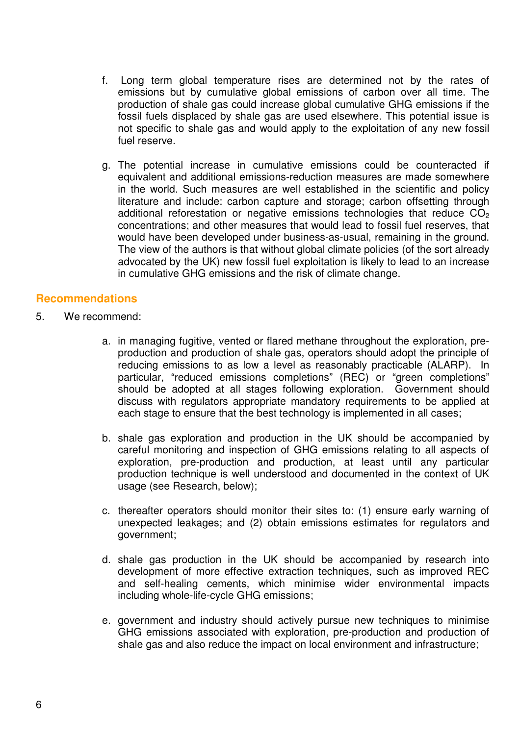f. Long term global temperature rises are determined not by the rates of emissions but by cumulative global emissions of carbon over all time. The production of shale gas could increase global cumulative GHG emissions if the fossil fuels displaced by shale gas are used elsewhere. This potential issue is not specific to shale gas and would apply to the exploitation of any new fossil fuel reserve.

g. The potential increase in cumulative emissions could be counteracted if equivalent and additional emissions-reduction measures are made somewhere in the world. Such measures are well established in the scientific and policy literature and include: carbon capture and storage; carbon offsetting through additional reforestation or negative emissions technologies that reduce $CO_2$ concentrations; and other measures that would lead to fossil fuel reserves, that would have been developed under business-as-usual, remaining in the ground. The view of the authors is that without global climate policies (of the sort already advocated by the UK) new fossil fuel exploitation is likely to lead to an increase in cumulative GHG emissions and the risk of climate change.

## Recommendations

5. We recommend:

a. in managing fugitive, vented or flared methane throughout the exploration, pre-production and production of shale gas, operators should adopt the principle of reducing emissions to as low a level as reasonably practicable (ALARP). In particular, "reduced emissions completions" (REC) or "green completions" should be adopted at all stages following exploration. Government should discuss with regulators appropriate mandatory requirements to be applied at each stage to ensure that the best technology is implemented in all cases;

b. shale gas exploration and production in the UK should be accompanied by careful monitoring and inspection of GHG emissions relating to all aspects of exploration, pre-production and production, at least until any particular production technique is well understood and documented in the context of UK usage (see Research, below);

c. thereafter operators should monitor their sites to: (1) ensure early warning of unexpected leakages; and (2) obtain emissions estimates for regulators and government;

d. shale gas production in the UK should be accompanied by research into development of more effective extraction techniques, such as improved REC and self-healing cements, which minimise wider environmental impacts including whole-life-cycle GHG emissions;

e. government and industry should actively pursue new techniques to minimise GHG emissions associated with exploration, pre-production and production of shale gas and also reduce the impact on local environment and infrastructure;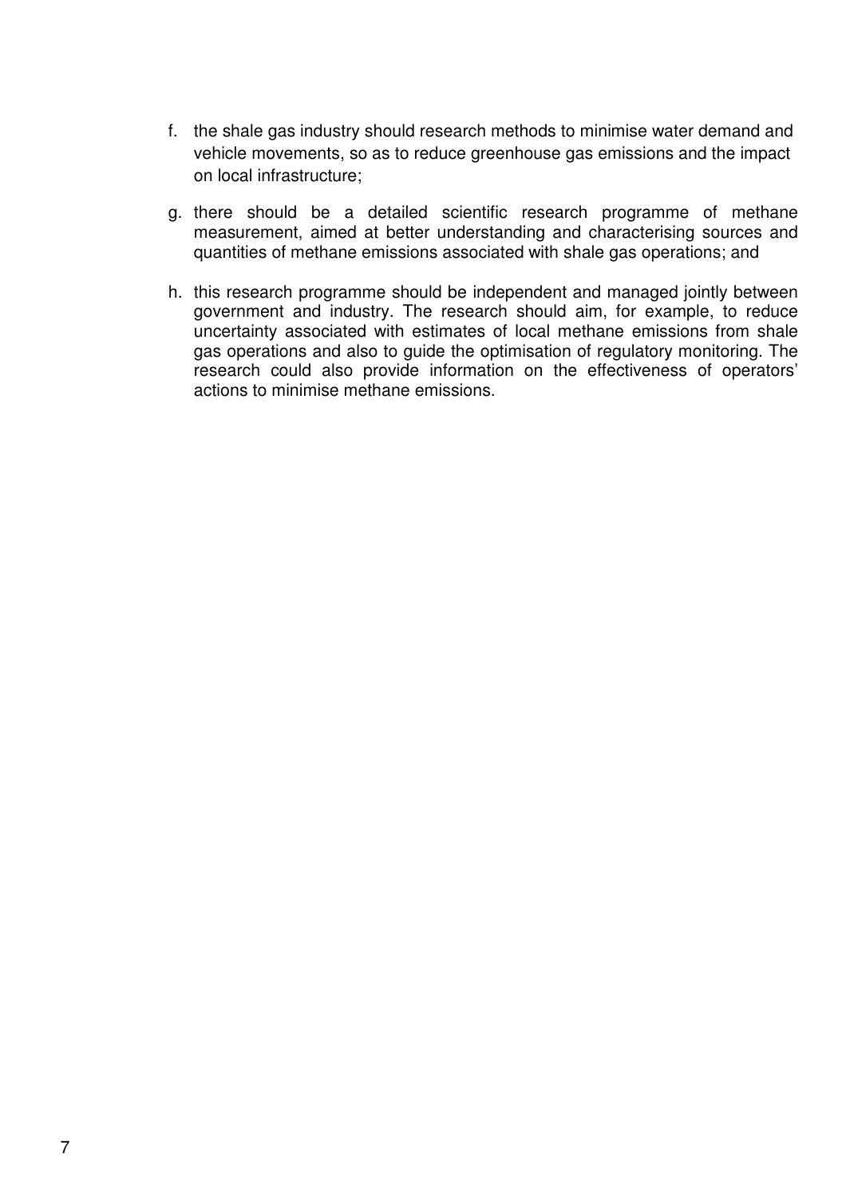f. the shale gas industry should research methods to minimise water demand and vehicle movements, so as to reduce greenhouse gas emissions and the impact on local infrastructure;

g. there should be a detailed scientific research programme of methane measurement, aimed at better understanding and characterising sources and quantities of methane emissions associated with shale gas operations; and

h. this research programme should be independent and managed jointly between government and industry. The research should aim, for example, to reduce uncertainty associated with estimates of local methane emissions from shale gas operations and also to guide the optimisation of regulatory monitoring. The research could also provide information on the effectiveness of operators' actions to minimise methane emissions.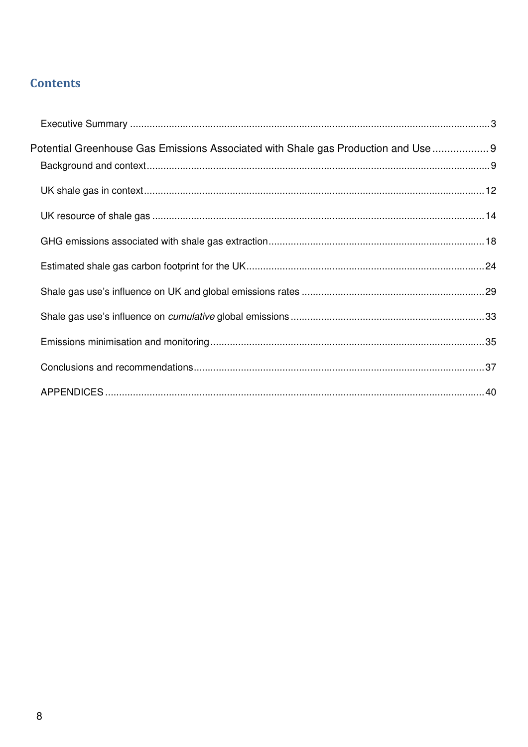## Contents

Executive Summary ................................................................................................ 3

Potential Greenhouse Gas Emissions Associated with Shale gas Production and Use ................... 9

Background and context ........................................................................................ 9

UK shale gas in context ........................................................................................ 12

UK resource of shale gas ...................................................................................... 14

GHG emissions associated with shale gas extraction ............................................. 18

Estimated shale gas carbon footprint for the UK .................................................... 24

Shale gas use's influence on UK and global emissions rates .................................. 29

Shale gas use's influence on *cumulative* global emissions .................................... 33

Emissions minimisation and monitoring ................................................................. 35

Conclusions and recommendations ....................................................................... 37

APPENDICES ....................................................................................................... 40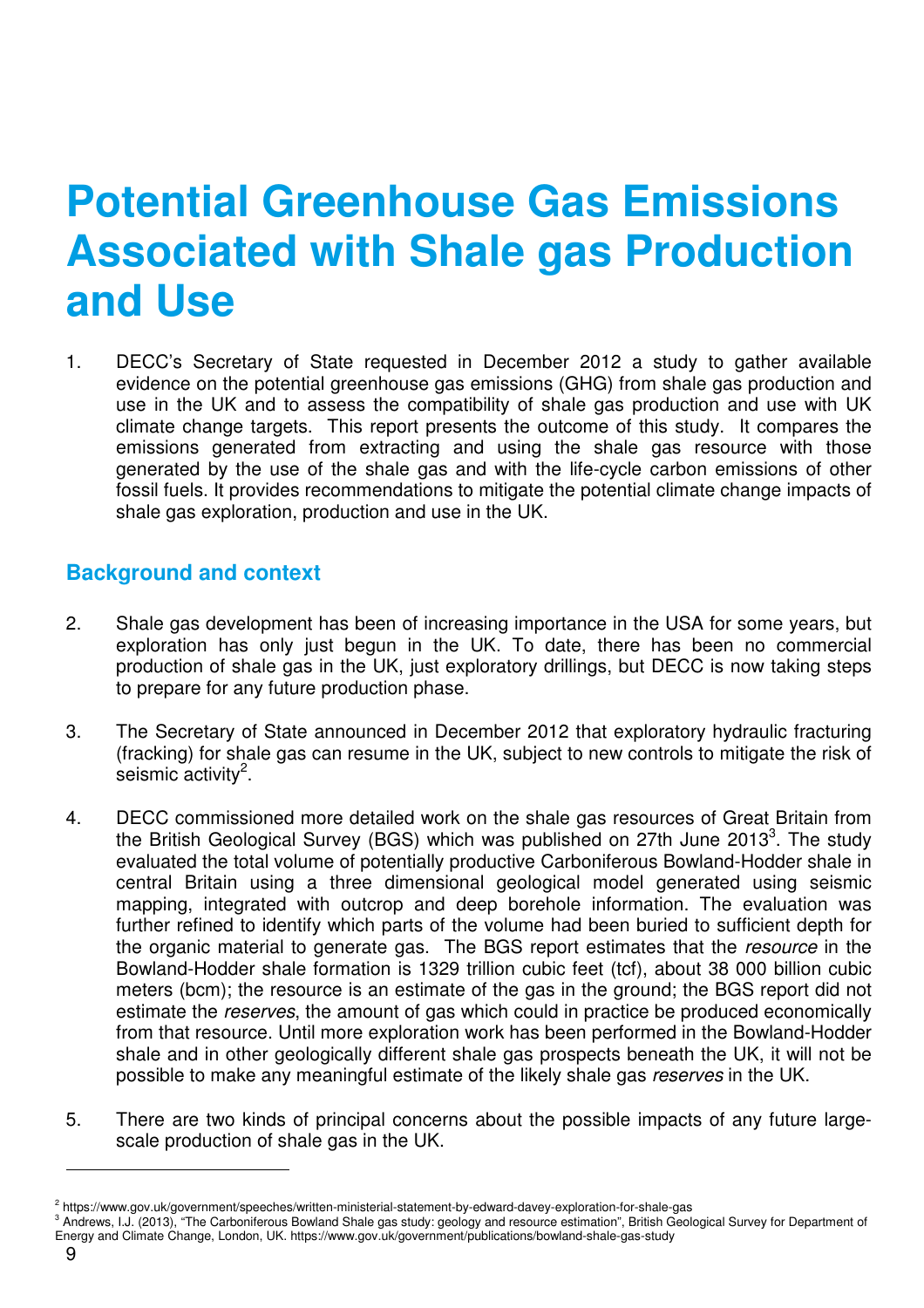# Potential Greenhouse Gas Emissions Associated with Shale gas Production and Use

1. DECC's Secretary of State requested in December 2012 a study to gather available evidence on the potential greenhouse gas emissions (GHG) from shale gas production and use in the UK and to assess the compatibility of shale gas production and use with UK climate change targets. This report presents the outcome of this study. It compares the emissions generated from extracting and using the shale gas resource with those generated by the use of the shale gas and with the life-cycle carbon emissions of other fossil fuels. It provides recommendations to mitigate the potential climate change impacts of shale gas exploration, production and use in the UK.

## Background and context

2. Shale gas development has been of increasing importance in the USA for some years, but exploration has only just begun in the UK. To date, there has been no commercial production of shale gas in the UK, just exploratory drillings, but DECC is now taking steps to prepare for any future production phase.

3. The Secretary of State announced in December 2012 that exploratory hydraulic fracturing (fracking) for shale gas can resume in the UK, subject to new controls to mitigate the risk of seismic activity[2].

4. DECC commissioned more detailed work on the shale gas resources of Great Britain from the British Geological Survey (BGS) which was published on 27th June 2013[3]. The study evaluated the total volume of potentially productive Carboniferous Bowland-Hodder shale in central Britain using a three dimensional geological model generated using seismic mapping, integrated with outcrop and deep borehole information. The evaluation was further refined to identify which parts of the volume had been buried to sufficient depth for the organic material to generate gas. The BGS report estimates that the *resource* in the Bowland-Hodder shale formation is 1329 trillion cubic feet (tcf), about 38 000 billion cubic meters (bcm); the resource is an estimate of the gas in the ground; the BGS report did not estimate the *reserves*, the amount of gas which could in practice be produced economically from that resource. Until more exploration work has been performed in the Bowland-Hodder shale and in other geologically different shale gas prospects beneath the UK, it will not be possible to make any meaningful estimate of the likely shale gas *reserves* in the UK.

5. There are two kinds of principal concerns about the possible impacts of any future large-scale production of shale gas in the UK.

---

[2] https://www.gov.uk/government/speeches/written-ministerial-statement-by-edward-davey-exploration-for-shale-gas

[3] Andrews, I.J. (2013), "The Carboniferous Bowland Shale gas study: geology and resource estimation", British Geological Survey for Department of Energy and Climate Change, London, UK. https://www.gov.uk/government/publications/bowland-shale-gas-study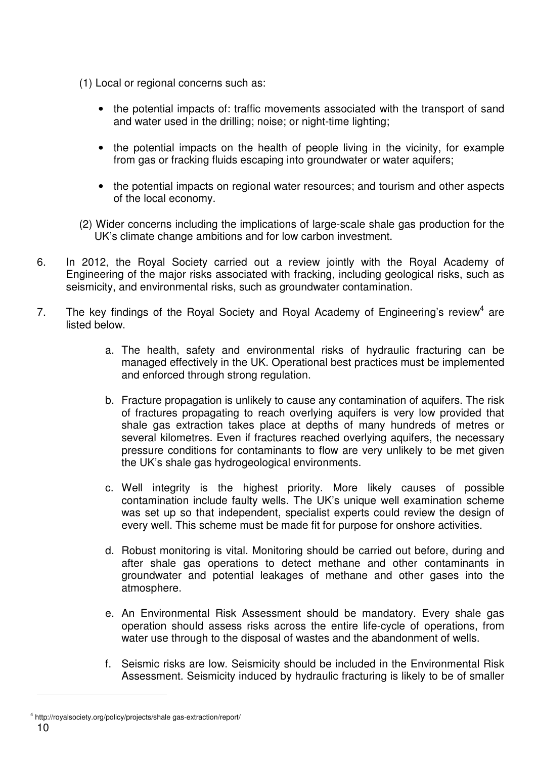(1) Local or regional concerns such as:

- the potential impacts of: traffic movements associated with the transport of sand and water used in the drilling; noise; or night-time lighting;
- the potential impacts on the health of people living in the vicinity, for example from gas or fracking fluids escaping into groundwater or water aquifers;
- the potential impacts on regional water resources; and tourism and other aspects of the local economy.

(2) Wider concerns including the implications of large-scale shale gas production for the UK's climate change ambitions and for low carbon investment.

6. In 2012, the Royal Society carried out a review jointly with the Royal Academy of Engineering of the major risks associated with fracking, including geological risks, such as seismicity, and environmental risks, such as groundwater contamination.

7. The key findings of the Royal Society and Royal Academy of Engineering's review[4] are listed below.

   a. The health, safety and environmental risks of hydraulic fracturing can be managed effectively in the UK. Operational best practices must be implemented and enforced through strong regulation.

   b. Fracture propagation is unlikely to cause any contamination of aquifers. The risk of fractures propagating to reach overlying aquifers is very low provided that shale gas extraction takes place at depths of many hundreds of metres or several kilometres. Even if fractures reached overlying aquifers, the necessary pressure conditions for contaminants to flow are very unlikely to be met given the UK's shale gas hydrogeological environments.

   c. Well integrity is the highest priority. More likely causes of possible contamination include faulty wells. The UK's unique well examination scheme was set up so that independent, specialist experts could review the design of every well. This scheme must be made fit for purpose for onshore activities.

   d. Robust monitoring is vital. Monitoring should be carried out before, during and after shale gas operations to detect methane and other contaminants in groundwater and potential leakages of methane and other gases into the atmosphere.

   e. An Environmental Risk Assessment should be mandatory. Every shale gas operation should assess risks across the entire life-cycle of operations, from water use through to the disposal of wastes and the abandonment of wells.

   f. Seismic risks are low. Seismicity should be included in the Environmental Risk Assessment. Seismicity induced by hydraulic fracturing is likely to be of smaller

---

[4] http://royalsociety.org/policy/projects/shale gas-extraction/report/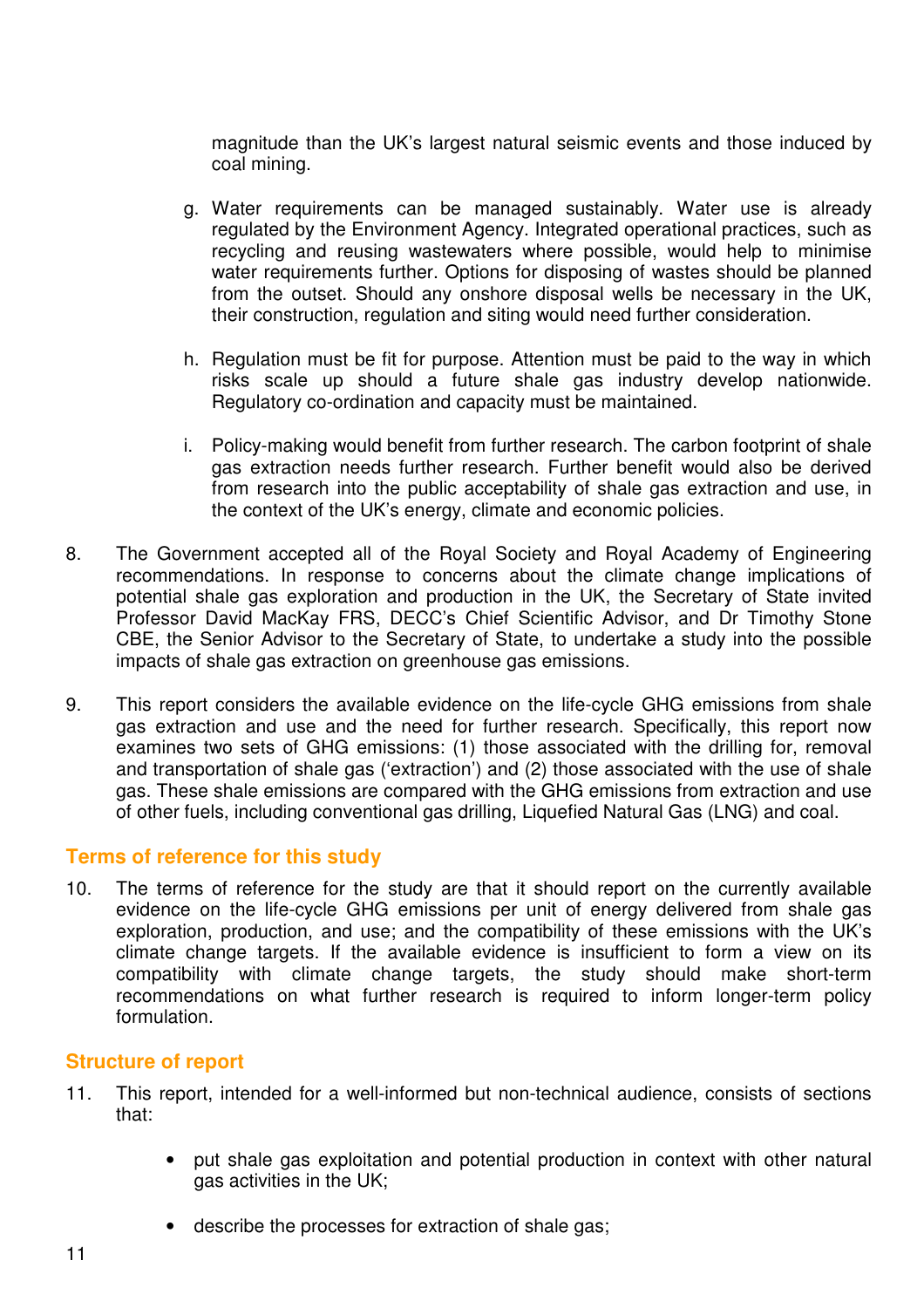magnitude than the UK's largest natural seismic events and those induced by coal mining.

g. Water requirements can be managed sustainably. Water use is already regulated by the Environment Agency. Integrated operational practices, such as recycling and reusing wastewaters where possible, would help to minimise water requirements further. Options for disposing of wastes should be planned from the outset. Should any onshore disposal wells be necessary in the UK, their construction, regulation and siting would need further consideration.

h. Regulation must be fit for purpose. Attention must be paid to the way in which risks scale up should a future shale gas industry develop nationwide. Regulatory co-ordination and capacity must be maintained.

i. Policy-making would benefit from further research. The carbon footprint of shale gas extraction needs further research. Further benefit would also be derived from research into the public acceptability of shale gas extraction and use, in the context of the UK's energy, climate and economic policies.

8. The Government accepted all of the Royal Society and Royal Academy of Engineering recommendations. In response to concerns about the climate change implications of potential shale gas exploration and production in the UK, the Secretary of State invited Professor David MacKay FRS, DECC's Chief Scientific Advisor, and Dr Timothy Stone CBE, the Senior Advisor to the Secretary of State, to undertake a study into the possible impacts of shale gas extraction on greenhouse gas emissions.

9. This report considers the available evidence on the life-cycle GHG emissions from shale gas extraction and use and the need for further research. Specifically, this report now examines two sets of GHG emissions: (1) those associated with the drilling for, removal and transportation of shale gas ('extraction') and (2) those associated with the use of shale gas. These shale emissions are compared with the GHG emissions from extraction and use of other fuels, including conventional gas drilling, Liquefied Natural Gas (LNG) and coal.

## Terms of reference for this study

10. The terms of reference for the study are that it should report on the currently available evidence on the life-cycle GHG emissions per unit of energy delivered from shale gas exploration, production, and use; and the compatibility of these emissions with the UK's climate change targets. If the available evidence is insufficient to form a view on its compatibility with climate change targets, the study should make short-term recommendations on what further research is required to inform longer-term policy formulation.

## Structure of report

11. This report, intended for a well-informed but non-technical audience, consists of sections that:

- put shale gas exploitation and potential production in context with other natural gas activities in the UK;
- describe the processes for extraction of shale gas;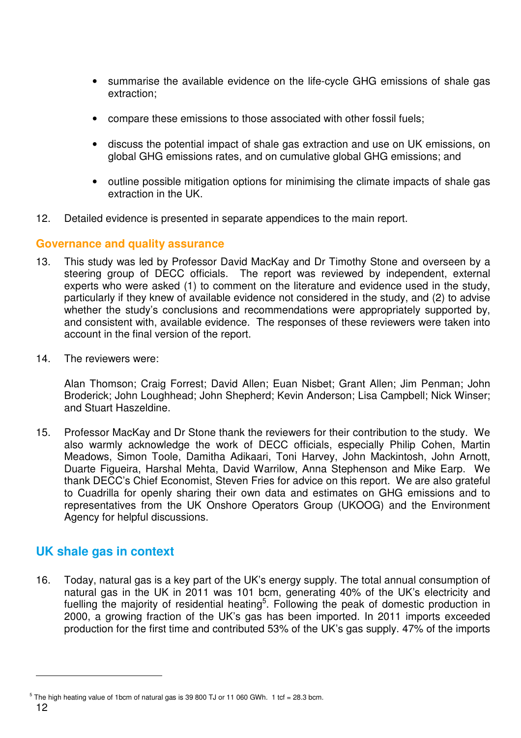- summarise the available evidence on the life-cycle GHG emissions of shale gas extraction;
- compare these emissions to those associated with other fossil fuels;
- discuss the potential impact of shale gas extraction and use on UK emissions, on global GHG emissions rates, and on cumulative global GHG emissions; and
- outline possible mitigation options for minimising the climate impacts of shale gas extraction in the UK.

12. Detailed evidence is presented in separate appendices to the main report.

### Governance and quality assurance

13. This study was led by Professor David MacKay and Dr Timothy Stone and overseen by a steering group of DECC officials. The report was reviewed by independent, external experts who were asked (1) to comment on the literature and evidence used in the study, particularly if they knew of available evidence not considered in the study, and (2) to advise whether the study's conclusions and recommendations were appropriately supported by, and consistent with, available evidence. The responses of these reviewers were taken into account in the final version of the report.

14. The reviewers were:

    Alan Thomson; Craig Forrest; David Allen; Euan Nisbet; Grant Allen; Jim Penman; John Broderick; John Loughhead; John Shepherd; Kevin Anderson; Lisa Campbell; Nick Winser; and Stuart Haszeldine.

15. Professor MacKay and Dr Stone thank the reviewers for their contribution to the study. We also warmly acknowledge the work of DECC officials, especially Philip Cohen, Martin Meadows, Simon Toole, Damitha Adikaari, Toni Harvey, John Mackintosh, John Arnott, Duarte Figueira, Harshal Mehta, David Warrilow, Anna Stephenson and Mike Earp. We thank DECC's Chief Economist, Steven Fries for advice on this report. We are also grateful to Cuadrilla for openly sharing their own data and estimates on GHG emissions and to representatives from the UK Onshore Operators Group (UKOOG) and the Environment Agency for helpful discussions.

## UK shale gas in context

16. Today, natural gas is a key part of the UK's energy supply. The total annual consumption of natural gas in the UK in 2011 was 101 bcm, generating 40% of the UK's electricity and fuelling the majority of residential heating[5]. Following the peak of domestic production in 2000, a growing fraction of the UK's gas has been imported. In 2011 imports exceeded production for the first time and contributed 53% of the UK's gas supply. 47% of the imports

---

[5] The high heating value of 1bcm of natural gas is 39 800 TJ or 11 060 GWh. 1 tcf = 28.3 bcm.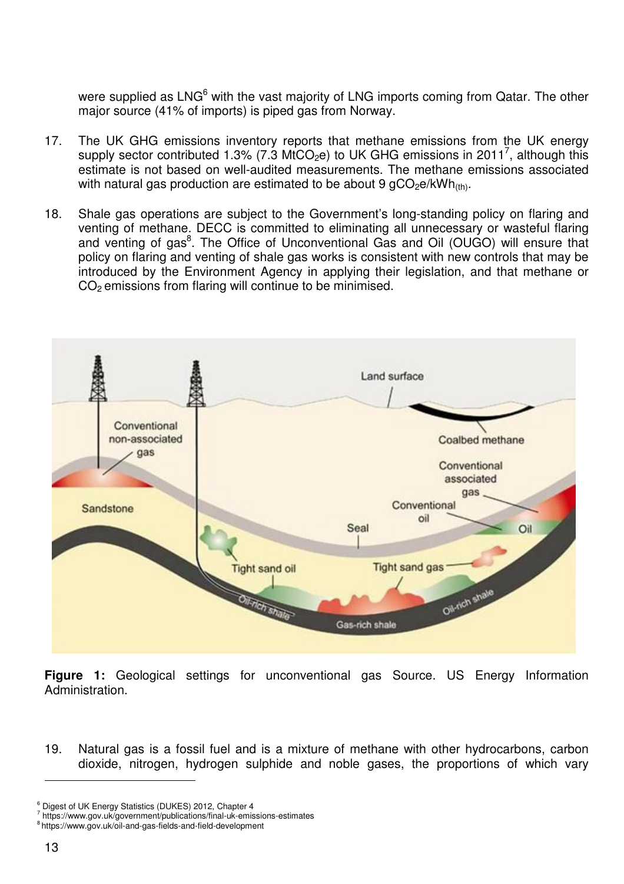were supplied as LNG[6] with the vast majority of LNG imports coming from Qatar. The other major source (41% of imports) is piped gas from Norway.

17. The UK GHG emissions inventory reports that methane emissions from the UK energy supply sector contributed 1.3% (7.3 $MtCO_2e$) to UK GHG emissions in 2011[7], although this estimate is not based on well-audited measurements. The methane emissions associated with natural gas production are estimated to be about 9 $gCO_2e/kWh_{(th)}$.

18. Shale gas operations are subject to the Government's long-standing policy on flaring and venting of methane. DECC is committed to eliminating all unnecessary or wasteful flaring and venting of gas[8]. The Office of Unconventional Gas and Oil (OUGO) will ensure that policy on flaring and venting of shale gas works is consistent with new controls that may be introduced by the Environment Agency in applying their legislation, and that methane or $CO_2$ emissions from flaring will continue to be minimised.

**Figure 1:** Geological settings for unconventional gas Source. US Energy Information Administration.

19. Natural gas is a fossil fuel and is a mixture of methane with other hydrocarbons, carbon dioxide, nitrogen, hydrogen sulphide and noble gases, the proportions of which vary

[6] Digest of UK Energy Statistics (DUKES) 2012, Chapter 4
[7] https://www.gov.uk/government/publications/final-uk-emissions-estimates
[8] https://www.gov.uk/oil-and-gas-fields-and-field-development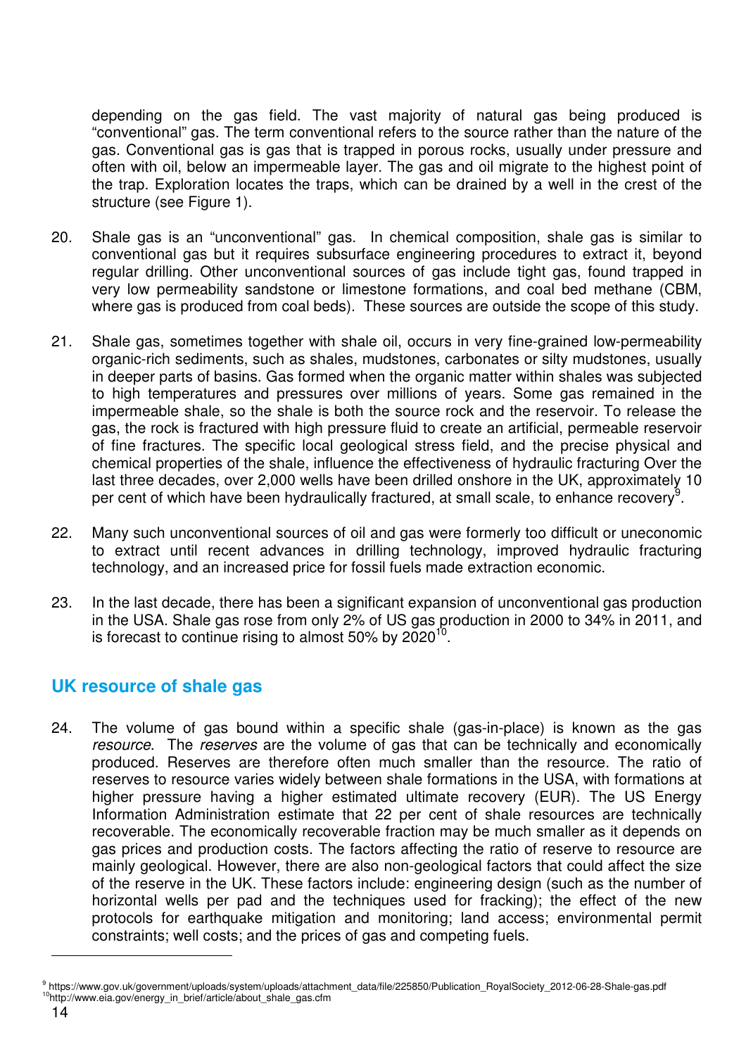depending on the gas field. The vast majority of natural gas being produced is "conventional" gas. The term conventional refers to the source rather than the nature of the gas. Conventional gas is gas that is trapped in porous rocks, usually under pressure and often with oil, below an impermeable layer. The gas and oil migrate to the highest point of the trap. Exploration locates the traps, which can be drained by a well in the crest of the structure (see Figure 1).

20. Shale gas is an "unconventional" gas. In chemical composition, shale gas is similar to conventional gas but it requires subsurface engineering procedures to extract it, beyond regular drilling. Other unconventional sources of gas include tight gas, found trapped in very low permeability sandstone or limestone formations, and coal bed methane (CBM, where gas is produced from coal beds). These sources are outside the scope of this study.

21. Shale gas, sometimes together with shale oil, occurs in very fine-grained low-permeability organic-rich sediments, such as shales, mudstones, carbonates or silty mudstones, usually in deeper parts of basins. Gas formed when the organic matter within shales was subjected to high temperatures and pressures over millions of years. Some gas remained in the impermeable shale, so the shale is both the source rock and the reservoir. To release the gas, the rock is fractured with high pressure fluid to create an artificial, permeable reservoir of fine fractures. The specific local geological stress field, and the precise physical and chemical properties of the shale, influence the effectiveness of hydraulic fracturing Over the last three decades, over 2,000 wells have been drilled onshore in the UK, approximately 10 per cent of which have been hydraulically fractured, at small scale, to enhance recovery[9].

22. Many such unconventional sources of oil and gas were formerly too difficult or uneconomic to extract until recent advances in drilling technology, improved hydraulic fracturing technology, and an increased price for fossil fuels made extraction economic.

23. In the last decade, there has been a significant expansion of unconventional gas production in the USA. Shale gas rose from only 2% of US gas production in 2000 to 34% in 2011, and is forecast to continue rising to almost 50% by 2020[10].

## UK resource of shale gas

24. The volume of gas bound within a specific shale (gas-in-place) is known as the gas *resource*. The *reserves* are the volume of gas that can be technically and economically produced. Reserves are therefore often much smaller than the resource. The ratio of reserves to resource varies widely between shale formations in the USA, with formations at higher pressure having a higher estimated ultimate recovery (EUR). The US Energy Information Administration estimate that 22 per cent of shale resources are technically recoverable. The economically recoverable fraction may be much smaller as it depends on gas prices and production costs. The factors affecting the ratio of reserve to resource are mainly geological. However, there are also non-geological factors that could affect the size of the reserve in the UK. These factors include: engineering design (such as the number of horizontal wells per pad and the techniques used for fracking); the effect of the new protocols for earthquake mitigation and monitoring; land access; environmental permit constraints; well costs; and the prices of gas and competing fuels.

---

[9] https://www.gov.uk/government/uploads/system/uploads/attachment_data/file/225850/Publication_RoyalSociety_2012-06-28-Shale-gas.pdf

[10] http://www.eia.gov/energy_in_brief/article/about_shale_gas.cfm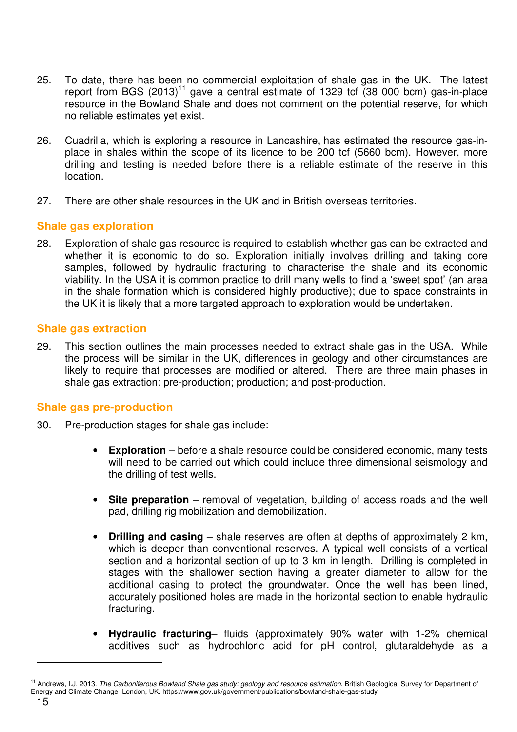25. To date, there has been no commercial exploitation of shale gas in the UK. The latest report from BGS (2013)[11] gave a central estimate of 1329 tcf (38 000 bcm) gas-in-place resource in the Bowland Shale and does not comment on the potential reserve, for which no reliable estimates yet exist.

26. Cuadrilla, which is exploring a resource in Lancashire, has estimated the resource gas-in-place in shales within the scope of its licence to be 200 tcf (5660 bcm). However, more drilling and testing is needed before there is a reliable estimate of the reserve in this location.

27. There are other shale resources in the UK and in British overseas territories.

## Shale gas exploration

28. Exploration of shale gas resource is required to establish whether gas can be extracted and whether it is economic to do so. Exploration initially involves drilling and taking core samples, followed by hydraulic fracturing to characterise the shale and its economic viability. In the USA it is common practice to drill many wells to find a 'sweet spot' (an area in the shale formation which is considered highly productive); due to space constraints in the UK it is likely that a more targeted approach to exploration would be undertaken.

## Shale gas extraction

29. This section outlines the main processes needed to extract shale gas in the USA. While the process will be similar in the UK, differences in geology and other circumstances are likely to require that processes are modified or altered. There are three main phases in shale gas extraction: pre-production; production; and post-production.

## Shale gas pre-production

30. Pre-production stages for shale gas include:

    - **Exploration** – before a shale resource could be considered economic, many tests will need to be carried out which could include three dimensional seismology and the drilling of test wells.

    - **Site preparation** – removal of vegetation, building of access roads and the well pad, drilling rig mobilization and demobilization.

    - **Drilling and casing** – shale reserves are often at depths of approximately 2 km, which is deeper than conventional reserves. A typical well consists of a vertical section and a horizontal section of up to 3 km in length. Drilling is completed in stages with the shallower section having a greater diameter to allow for the additional casing to protect the groundwater. Once the well has been lined, accurately positioned holes are made in the horizontal section to enable hydraulic fracturing.

    - **Hydraulic fracturing**– fluids (approximately 90% water with 1-2% chemical additives such as hydrochloric acid for pH control, glutaraldehyde as a

[11] Andrews, I.J. 2013. *The Carboniferous Bowland Shale gas study: geology and resource estimation.* British Geological Survey for Department of Energy and Climate Change, London, UK. https://www.gov.uk/government/publications/bowland-shale-gas-study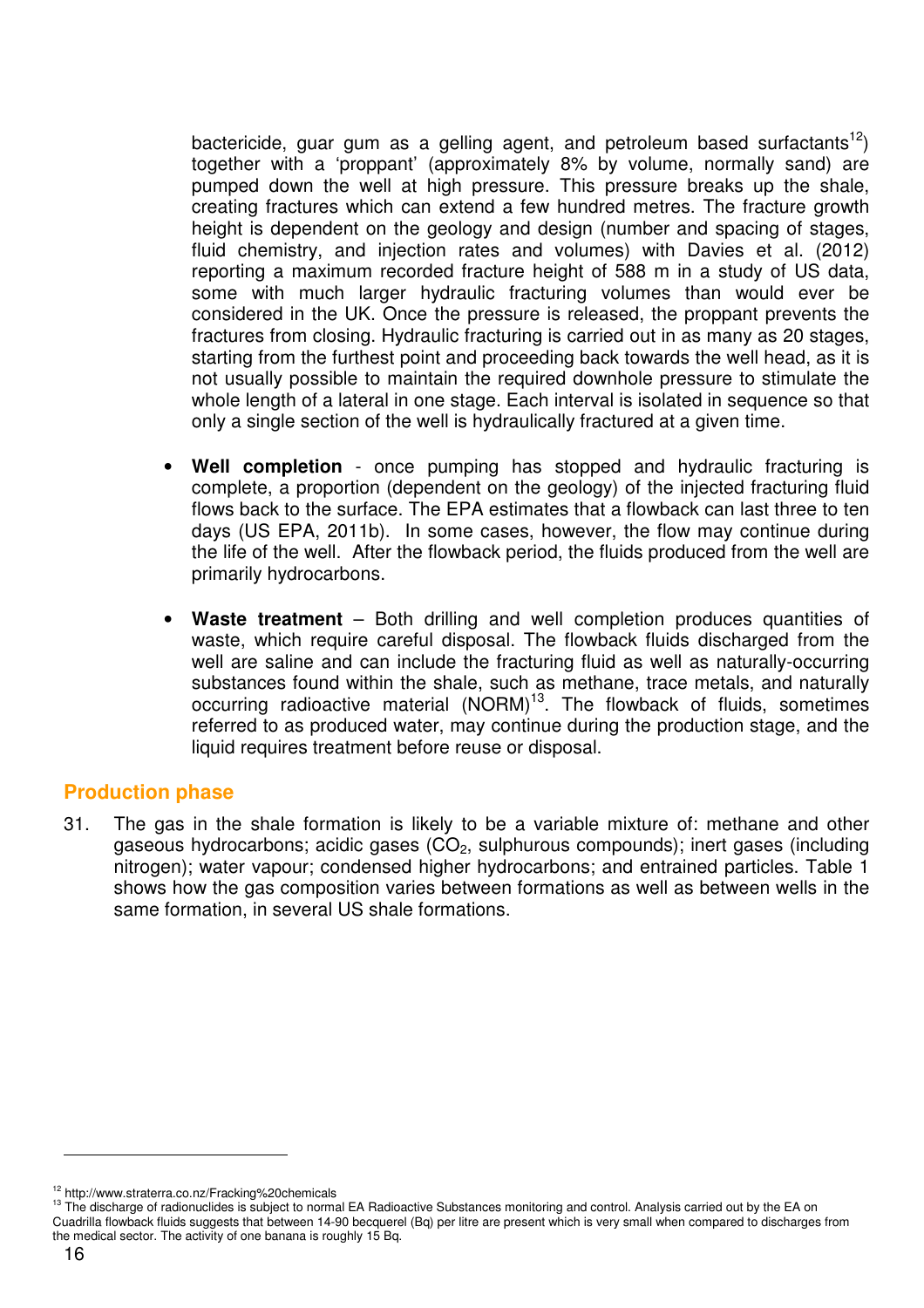bactericide, guar gum as a gelling agent, and petroleum based surfactants[12]) together with a 'proppant' (approximately 8% by volume, normally sand) are pumped down the well at high pressure. This pressure breaks up the shale, creating fractures which can extend a few hundred metres. The fracture growth height is dependent on the geology and design (number and spacing of stages, fluid chemistry, and injection rates and volumes) with Davies et al. (2012) reporting a maximum recorded fracture height of 588 m in a study of US data, some with much larger hydraulic fracturing volumes than would ever be considered in the UK. Once the pressure is released, the proppant prevents the fractures from closing. Hydraulic fracturing is carried out in as many as 20 stages, starting from the furthest point and proceeding back towards the well head, as it is not usually possible to maintain the required downhole pressure to stimulate the whole length of a lateral in one stage. Each interval is isolated in sequence so that only a single section of the well is hydraulically fractured at a given time.

- **Well completion** - once pumping has stopped and hydraulic fracturing is complete, a proportion (dependent on the geology) of the injected fracturing fluid flows back to the surface. The EPA estimates that a flowback can last three to ten days (US EPA, 2011b). In some cases, however, the flow may continue during the life of the well. After the flowback period, the fluids produced from the well are primarily hydrocarbons.

- **Waste treatment** – Both drilling and well completion produces quantities of waste, which require careful disposal. The flowback fluids discharged from the well are saline and can include the fracturing fluid as well as naturally-occurring substances found within the shale, such as methane, trace metals, and naturally occurring radioactive material (NORM)[13]. The flowback of fluids, sometimes referred to as produced water, may continue during the production stage, and the liquid requires treatment before reuse or disposal.

## Production phase

31. The gas in the shale formation is likely to be a variable mixture of: methane and other gaseous hydrocarbons; acidic gases ($CO_2$, sulphurous compounds); inert gases (including nitrogen); water vapour; condensed higher hydrocarbons; and entrained particles. Table 1 shows how the gas composition varies between formations as well as between wells in the same formation, in several US shale formations.

---

[12] http://www.straterra.co.nz/Fracking%20chemicals

[13] The discharge of radionuclides is subject to normal EA Radioactive Substances monitoring and control. Analysis carried out by the EA on Cuadrilla flowback fluids suggests that between 14-90 becquerel (Bq) per litre are present which is very small when compared to discharges from the medical sector. The activity of one banana is roughly 15 Bq.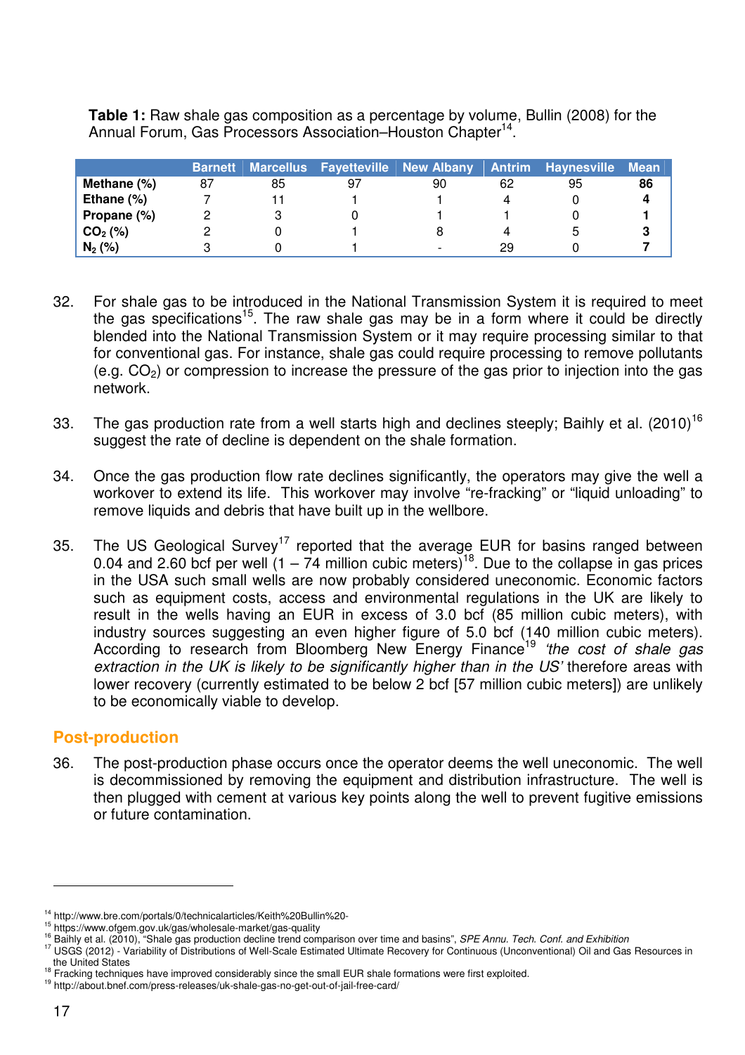**Table 1:** Raw shale gas composition as a percentage by volume, Bullin (2008) for the Annual Forum, Gas Processors Association–Houston Chapter[14].

| | Barnett | Marcellus | Fayetteville | New Albany | Antrim | Haynesville | Mean |
|---|---|---|---|---|---|---|---|
| **Methane (%)** | 87 | 85 | 97 | 90 | 62 | 95 | **86** |
| **Ethane (%)** | 7 | 11 | 1 | 1 | 4 | 0 | **4** |
| **Propane (%)** | 2 | 3 | 0 | 1 | 1 | 0 | **1** |
| **$CO_2$ (%)** | 2 | 0 | 1 | 8 | 4 | 5 | **3** |
| **$N_2$ (%)** | 3 | 0 | 1 | - | 29 | 0 | **7** |

32. For shale gas to be introduced in the National Transmission System it is required to meet the gas specifications[15]. The raw shale gas may be in a form where it could be directly blended into the National Transmission System or it may require processing similar to that for conventional gas. For instance, shale gas could require processing to remove pollutants (e.g. $CO_2$) or compression to increase the pressure of the gas prior to injection into the gas network.

33. The gas production rate from a well starts high and declines steeply; Baihly et al. (2010)[16] suggest the rate of decline is dependent on the shale formation.

34. Once the gas production flow rate declines significantly, the operators may give the well a workover to extend its life. This workover may involve "re-fracking" or "liquid unloading" to remove liquids and debris that have built up in the wellbore.

35. The US Geological Survey[17] reported that the average EUR for basins ranged between 0.04 and 2.60 bcf per well (1 – 74 million cubic meters)[18]. Due to the collapse in gas prices in the USA such small wells are now probably considered uneconomic. Economic factors such as equipment costs, access and environmental regulations in the UK are likely to result in the wells having an EUR in excess of 3.0 bcf (85 million cubic meters), with industry sources suggesting an even higher figure of 5.0 bcf (140 million cubic meters). According to research from Bloomberg New Energy Finance[19] *'the cost of shale gas extraction in the UK is likely to be significantly higher than in the US'* therefore areas with lower recovery (currently estimated to be below 2 bcf [57 million cubic meters]) are unlikely to be economically viable to develop.

## Post-production

36. The post-production phase occurs once the operator deems the well uneconomic. The well is decommissioned by removing the equipment and distribution infrastructure. The well is then plugged with cement at various key points along the well to prevent fugitive emissions or future contamination.

---

[14] http://www.bre.com/portals/0/technicalarticles/Keith%20Bullin%20-

[15] https://www.ofgem.gov.uk/gas/wholesale-market/gas-quality

[16] Baihly et al. (2010), "Shale gas production decline trend comparison over time and basins", *SPE Annu. Tech. Conf. and Exhibition*

[17] USGS (2012) - Variability of Distributions of Well-Scale Estimated Ultimate Recovery for Continuous (Unconventional) Oil and Gas Resources in the United States

[18] Fracking techniques have improved considerably since the small EUR shale formations were first exploited.

[19] http://about.bnef.com/press-releases/uk-shale-gas-no-get-out-of-jail-free-card/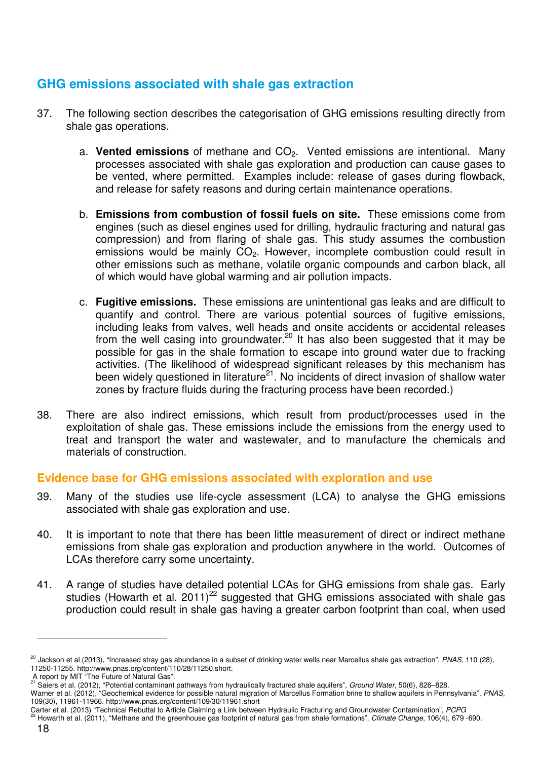## GHG emissions associated with shale gas extraction

37. The following section describes the categorisation of GHG emissions resulting directly from shale gas operations.

    a. **Vented emissions** of methane and $CO_2$. Vented emissions are intentional. Many processes associated with shale gas exploration and production can cause gases to be vented, where permitted. Examples include: release of gases during flowback, and release for safety reasons and during certain maintenance operations.

    b. **Emissions from combustion of fossil fuels on site.** These emissions come from engines (such as diesel engines used for drilling, hydraulic fracturing and natural gas compression) and from flaring of shale gas. This study assumes the combustion emissions would be mainly $CO_2$. However, incomplete combustion could result in other emissions such as methane, volatile organic compounds and carbon black, all of which would have global warming and air pollution impacts.

    c. **Fugitive emissions.** These emissions are unintentional gas leaks and are difficult to quantify and control. There are various potential sources of fugitive emissions, including leaks from valves, well heads and onsite accidents or accidental releases from the well casing into groundwater.[20] It has also been suggested that it may be possible for gas in the shale formation to escape into ground water due to fracking activities. (The likelihood of widespread significant releases by this mechanism has been widely questioned in literature[21]. No incidents of direct invasion of shallow water zones by fracture fluids during the fracturing process have been recorded.)

38. There are also indirect emissions, which result from product/processes used in the exploitation of shale gas. These emissions include the emissions from the energy used to treat and transport the water and wastewater, and to manufacture the chemicals and materials of construction.

### Evidence base for GHG emissions associated with exploration and use

39. Many of the studies use life-cycle assessment (LCA) to analyse the GHG emissions associated with shale gas exploration and use.

40. It is important to note that there has been little measurement of direct or indirect methane emissions from shale gas exploration and production anywhere in the world. Outcomes of LCAs therefore carry some uncertainty.

41. A range of studies have detailed potential LCAs for GHG emissions from shale gas. Early studies (Howarth et al. 2011)[22] suggested that GHG emissions associated with shale gas production could result in shale gas having a greater carbon footprint than coal, when used

---

[20] Jackson et al (2013), "Increased stray gas abundance in a subset of drinking water wells near Marcellus shale gas extraction", *PNAS*, 110 (28), 11250-11255. http://www.pnas.org/content/110/28/11250.short.
A report by MIT "The Future of Natural Gas".

[21] Saiers et al. (2012), "Potential contaminant pathways from hydraulically fractured shale aquifers", *Ground Water*, 50(6), 826–828.
Warner et al. (2012), "Geochemical evidence for possible natural migration of Marcellus Formation brine to shallow aquifers in Pennsylvania", *PNAS*, 109(30), 11961-11966. http://www.pnas.org/content/109/30/11961.short
Carter et al. (2013) "Technical Rebuttal to Article Claiming a Link between Hydraulic Fracturing and Groundwater Contamination", *PCPG*

[22] Howarth et al. (2011), "Methane and the greenhouse gas footprint of natural gas from shale formations", *Climate Change*, 106(4), 679 -690.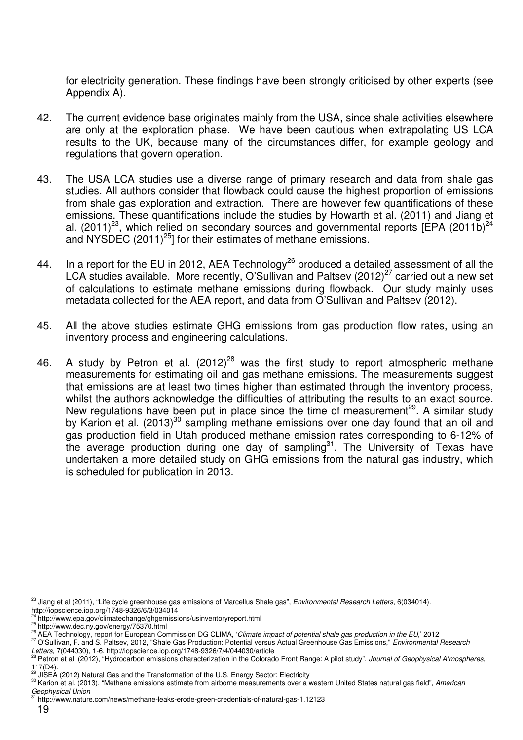for electricity generation. These findings have been strongly criticised by other experts (see Appendix A).

42. The current evidence base originates mainly from the USA, since shale activities elsewhere are only at the exploration phase. We have been cautious when extrapolating US LCA results to the UK, because many of the circumstances differ, for example geology and regulations that govern operation.

43. The USA LCA studies use a diverse range of primary research and data from shale gas studies. All authors consider that flowback could cause the highest proportion of emissions from shale gas exploration and extraction. There are however few quantifications of these emissions. These quantifications include the studies by Howarth et al. (2011) and Jiang et al. (2011)[23], which relied on secondary sources and governmental reports [EPA (2011b)[24] and NYSDEC (2011)[25]] for their estimates of methane emissions.

44. In a report for the EU in 2012, AEA Technology[26] produced a detailed assessment of all the LCA studies available. More recently, O'Sullivan and Paltsev (2012)[27] carried out a new set of calculations to estimate methane emissions during flowback. Our study mainly uses metadata collected for the AEA report, and data from O'Sullivan and Paltsev (2012).

45. All the above studies estimate GHG emissions from gas production flow rates, using an inventory process and engineering calculations.

46. A study by Petron et al. (2012)[28] was the first study to report atmospheric methane measurements for estimating oil and gas methane emissions. The measurements suggest that emissions are at least two times higher than estimated through the inventory process, whilst the authors acknowledge the difficulties of attributing the results to an exact source. New regulations have been put in place since the time of measurement[29]. A similar study by Karion et al. (2013)[30] sampling methane emissions over one day found that an oil and gas production field in Utah produced methane emission rates corresponding to 6-12% of the average production during one day of sampling[31]. The University of Texas have undertaken a more detailed study on GHG emissions from the natural gas industry, which is scheduled for publication in 2013.

---

[23] Jiang et al (2011), "Life cycle greenhouse gas emissions of Marcellus Shale gas", *Environmental Research Letters*, 6(034014). http://iopscience.iop.org/1748-9326/6/3/034014

[24] http://www.epa.gov/climatechange/ghgemissions/usinventoryreport.html

[25] http://www.dec.ny.gov/energy/75370.html

[26] AEA Technology, report for European Commission DG CLIMA, '*Climate impact of potential shale gas production in the EU*,' 2012

[27] O'Sullivan, F. and S. Paltsev, 2012, "Shale Gas Production: Potential versus Actual Greenhouse Gas Emissions," *Environmental Research Letters*, 7(044030), 1-6. http://iopscience.iop.org/1748-9326/7/4/044030/article

[28] Petron et al. (2012), "Hydrocarbon emissions characterization in the Colorado Front Range: A pilot study", *Journal of Geophysical Atmospheres*, 117(D4).

[29] JISEA (2012) Natural Gas and the Transformation of the U.S. Energy Sector: Electricity

[30] Karion et al. (2013), "Methane emissions estimate from airborne measurements over a western United States natural gas field", *American Geophysical Union*

[31] http://www.nature.com/news/methane-leaks-erode-green-credentials-of-natural-gas-1.12123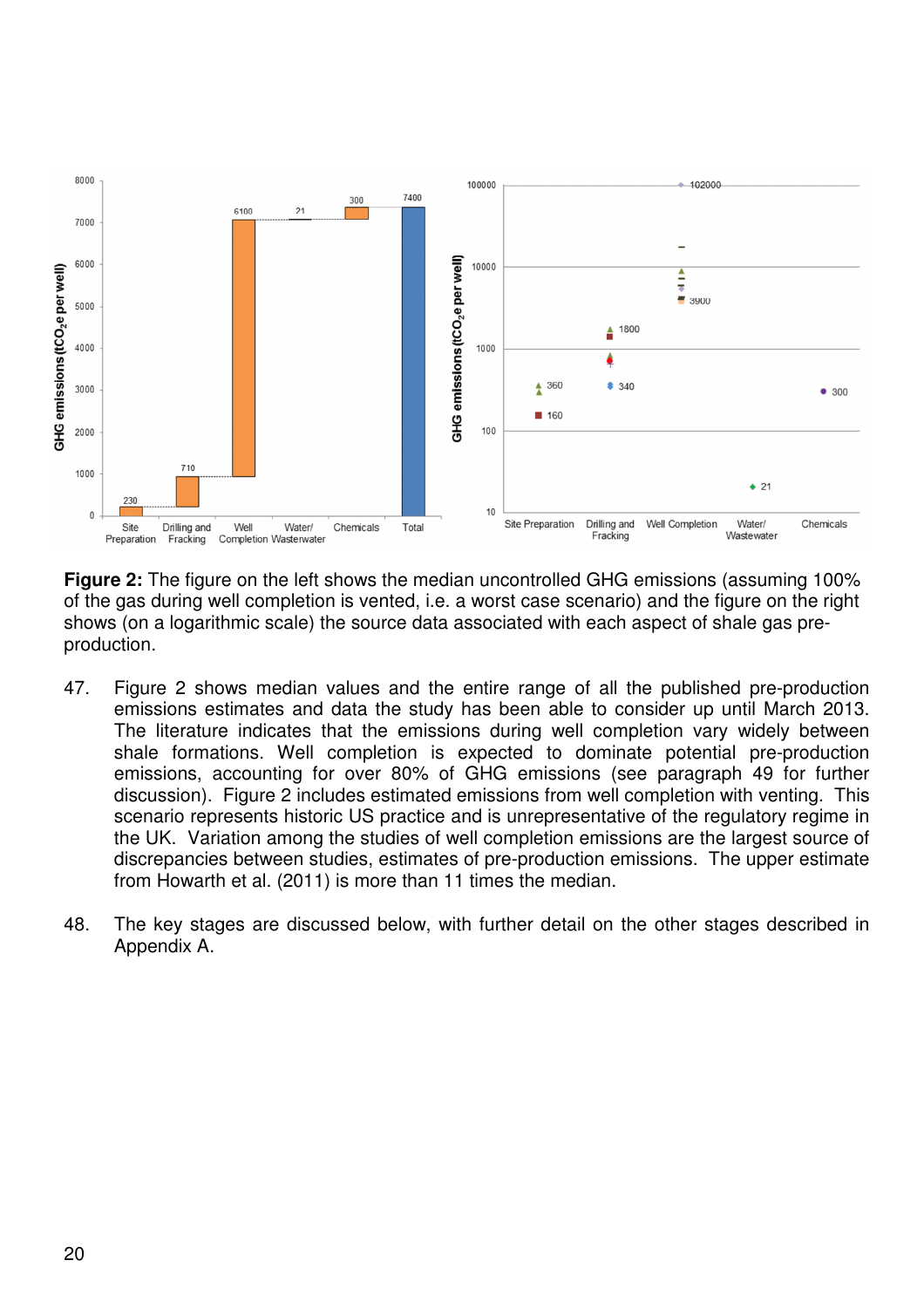**Figure 2:** The figure on the left shows the median uncontrolled GHG emissions (assuming 100% of the gas during well completion is vented, i.e. a worst case scenario) and the figure on the right shows (on a logarithmic scale) the source data associated with each aspect of shale gas pre-production.

47. Figure 2 shows median values and the entire range of all the published pre-production emissions estimates and data the study has been able to consider up until March 2013. The literature indicates that the emissions during well completion vary widely between shale formations. Well completion is expected to dominate potential pre-production emissions, accounting for over 80% of GHG emissions (see paragraph 49 for further discussion). Figure 2 includes estimated emissions from well completion with venting. This scenario represents historic US practice and is unrepresentative of the regulatory regime in the UK. Variation among the studies of well completion emissions are the largest source of discrepancies between studies, estimates of pre-production emissions. The upper estimate from Howarth et al. (2011) is more than 11 times the median.

48. The key stages are discussed below, with further detail on the other stages described in Appendix A.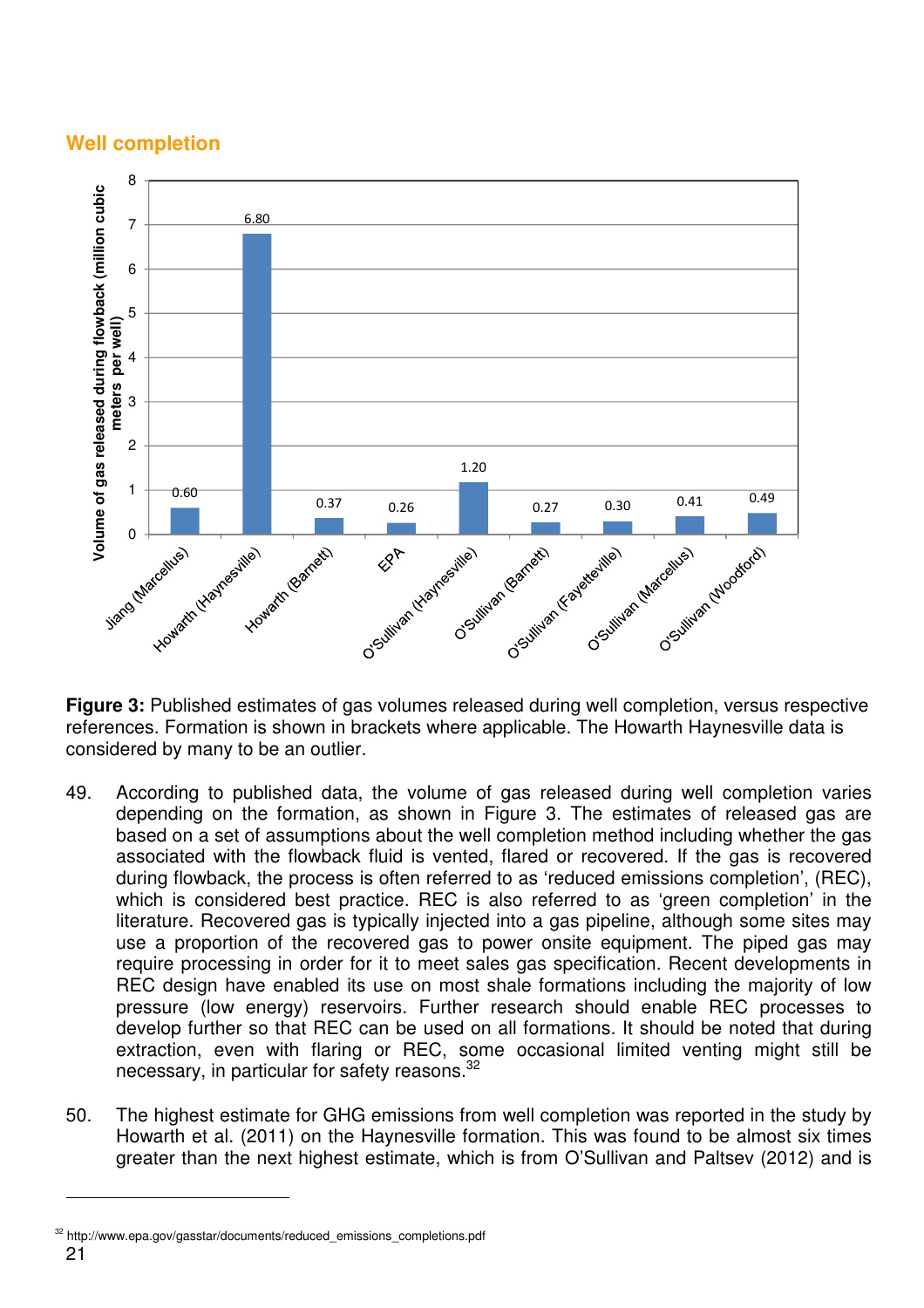## Well completion

Figure 3: Published estimates of gas volumes released during well completion, versus respective references. Formation is shown in brackets where applicable. The Howarth Haynesville data is considered by many to be an outlier.

| Reference | Volume of gas released during flowback (million cubic meters per well) |
|---|---|
| Jiang (Marcellus) | 0.60 |
| Howarth (Haynesville) | 6.80 |
| Howarth (Barnett) | 0.37 |
| EPA | 0.26 |
| O'Sullivan (Haynesville) | 1.20 |
| O'Sullivan (Barnett) | 0.27 |
| O'Sullivan (Fayetteville) | 0.30 |
| O'Sullivan (Marcellus) | 0.41 |
| O'Sullivan (Woodford) | 0.49 |

**Figure 3:** Published estimates of gas volumes released during well completion, versus respective references. Formation is shown in brackets where applicable. The Howarth Haynesville data is considered by many to be an outlier.

49. According to published data, the volume of gas released during well completion varies depending on the formation, as shown in Figure 3. The estimates of released gas are based on a set of assumptions about the well completion method including whether the gas associated with the flowback fluid is vented, flared or recovered. If the gas is recovered during flowback, the process is often referred to as 'reduced emissions completion', (REC), which is considered best practice. REC is also referred to as 'green completion' in the literature. Recovered gas is typically injected into a gas pipeline, although some sites may use a proportion of the recovered gas to power onsite equipment. The piped gas may require processing in order for it to meet sales gas specification. Recent developments in REC design have enabled its use on most shale formations including the majority of low pressure (low energy) reservoirs. Further research should enable REC processes to develop further so that REC can be used on all formations. It should be noted that during extraction, even with flaring or REC, some occasional limited venting might still be necessary, in particular for safety reasons.[32]

50. The highest estimate for GHG emissions from well completion was reported in the study by Howarth et al. (2011) on the Haynesville formation. This was found to be almost six times greater than the next highest estimate, which is from O'Sullivan and Paltsev (2012) and is

[32] http://www.epa.gov/gasstar/documents/reduced_emissions_completions.pdf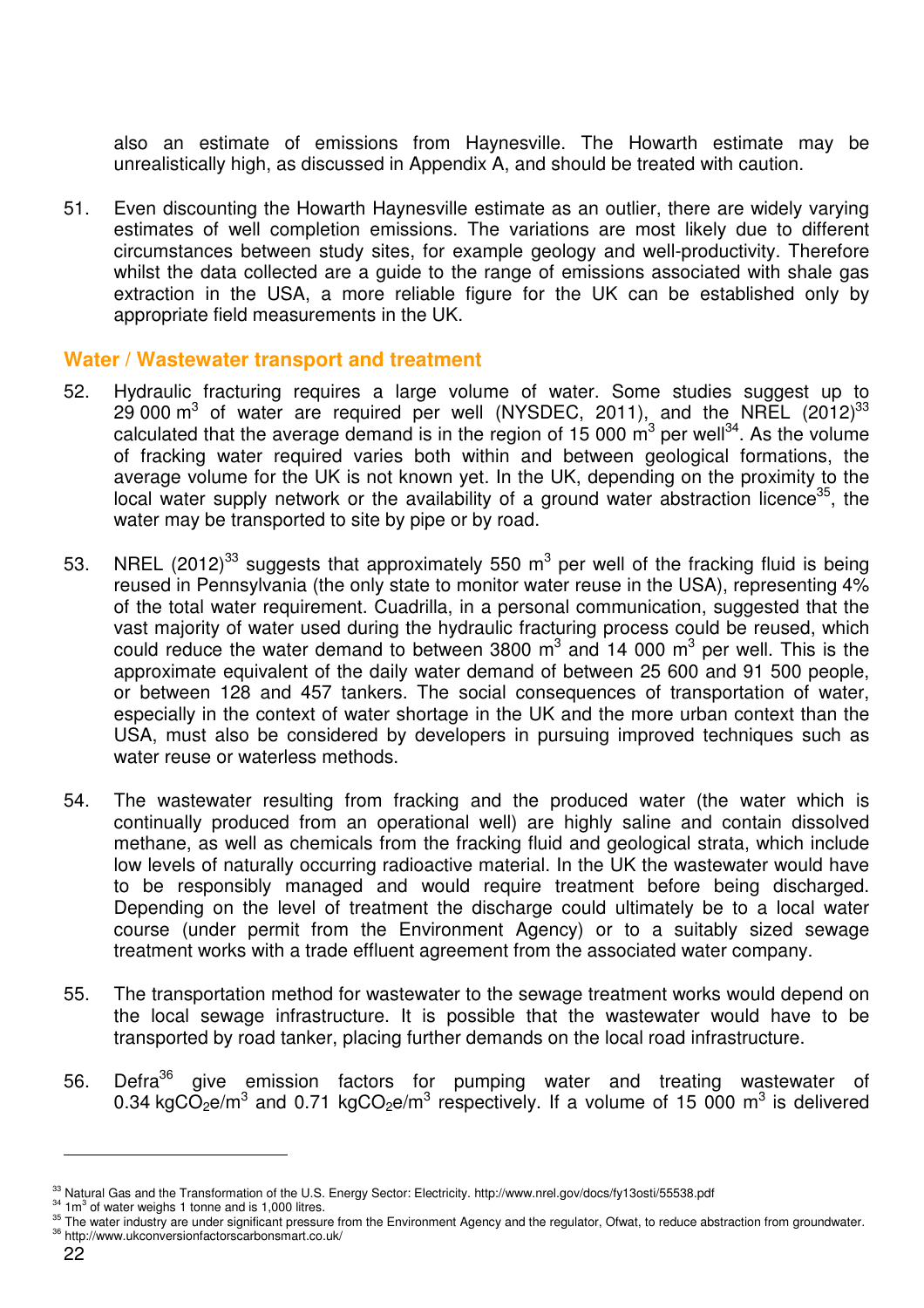also an estimate of emissions from Haynesville. The Howarth estimate may be unrealistically high, as discussed in Appendix A, and should be treated with caution.

51. Even discounting the Howarth Haynesville estimate as an outlier, there are widely varying estimates of well completion emissions. The variations are most likely due to different circumstances between study sites, for example geology and well-productivity. Therefore whilst the data collected are a guide to the range of emissions associated with shale gas extraction in the USA, a more reliable figure for the UK can be established only by appropriate field measurements in the UK.

## Water / Wastewater transport and treatment

52. Hydraulic fracturing requires a large volume of water. Some studies suggest up to 29 000 $m^3$ of water are required per well (NYSDEC, 2011), and the NREL (2012)[33] calculated that the average demand is in the region of 15 000 $m^3$ per well[34]. As the volume of fracking water required varies both within and between geological formations, the average volume for the UK is not known yet. In the UK, depending on the proximity to the local water supply network or the availability of a ground water abstraction licence[35], the water may be transported to site by pipe or by road.

53. NREL (2012)[33] suggests that approximately 550 $m^3$ per well of the fracking fluid is being reused in Pennsylvania (the only state to monitor water reuse in the USA), representing 4% of the total water requirement. Cuadrilla, in a personal communication, suggested that the vast majority of water used during the hydraulic fracturing process could be reused, which could reduce the water demand to between 3800 $m^3$ and 14 000 $m^3$ per well. This is the approximate equivalent of the daily water demand of between 25 600 and 91 500 people, or between 128 and 457 tankers. The social consequences of transportation of water, especially in the context of water shortage in the UK and the more urban context than the USA, must also be considered by developers in pursuing improved techniques such as water reuse or waterless methods.

54. The wastewater resulting from fracking and the produced water (the water which is continually produced from an operational well) are highly saline and contain dissolved methane, as well as chemicals from the fracking fluid and geological strata, which include low levels of naturally occurring radioactive material. In the UK the wastewater would have to be responsibly managed and would require treatment before being discharged. Depending on the level of treatment the discharge could ultimately be to a local water course (under permit from the Environment Agency) or to a suitably sized sewage treatment works with a trade effluent agreement from the associated water company.

55. The transportation method for wastewater to the sewage treatment works would depend on the local sewage infrastructure. It is possible that the wastewater would have to be transported by road tanker, placing further demands on the local road infrastructure.

56. Defra[36] give emission factors for pumping water and treating wastewater of 0.34 $kgCO_2e/m^3$ and 0.71 $kgCO_2e/m^3$ respectively. If a volume of 15 000 $m^3$ is delivered

---

[33] Natural Gas and the Transformation of the U.S. Energy Sector: Electricity. http://www.nrel.gov/docs/fy13osti/55538.pdf

[34] 1$m^3$ of water weighs 1 tonne and is 1,000 litres.

[35] The water industry are under significant pressure from the Environment Agency and the regulator, Ofwat, to reduce abstraction from groundwater.

[36] http://www.ukconversionfactorscarbonsmart.co.uk/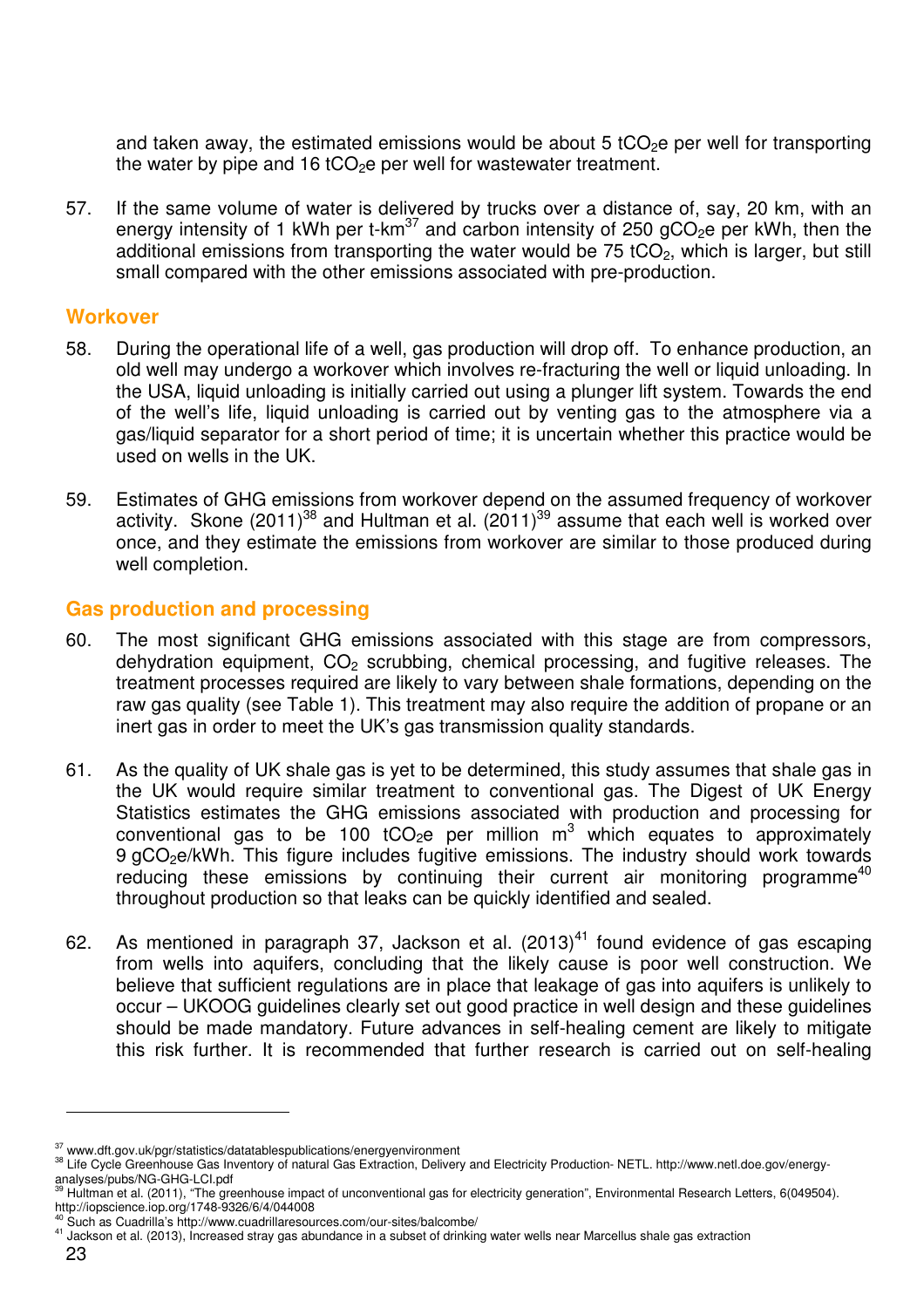and taken away, the estimated emissions would be about 5 $tCO_2e$ per well for transporting the water by pipe and 16 $tCO_2e$ per well for wastewater treatment.

57. If the same volume of water is delivered by trucks over a distance of, say, 20 km, with an energy intensity of 1 kWh per t-km[37] and carbon intensity of 250 $gCO_2e$ per kWh, then the additional emissions from transporting the water would be 75 $tCO_2$, which is larger, but still small compared with the other emissions associated with pre-production.

## Workover

58. During the operational life of a well, gas production will drop off. To enhance production, an old well may undergo a workover which involves re-fracturing the well or liquid unloading. In the USA, liquid unloading is initially carried out using a plunger lift system. Towards the end of the well's life, liquid unloading is carried out by venting gas to the atmosphere via a gas/liquid separator for a short period of time; it is uncertain whether this practice would be used on wells in the UK.

59. Estimates of GHG emissions from workover depend on the assumed frequency of workover activity. Skone (2011)[38] and Hultman et al. (2011)[39] assume that each well is worked over once, and they estimate the emissions from workover are similar to those produced during well completion.

## Gas production and processing

60. The most significant GHG emissions associated with this stage are from compressors, dehydration equipment, $CO_2$ scrubbing, chemical processing, and fugitive releases. The treatment processes required are likely to vary between shale formations, depending on the raw gas quality (see Table 1). This treatment may also require the addition of propane or an inert gas in order to meet the UK's gas transmission quality standards.

61. As the quality of UK shale gas is yet to be determined, this study assumes that shale gas in the UK would require similar treatment to conventional gas. The Digest of UK Energy Statistics estimates the GHG emissions associated with production and processing for conventional gas to be 100 $tCO_2e$ per million $m^3$ which equates to approximately 9 $gCO_2e$/kWh. This figure includes fugitive emissions. The industry should work towards reducing these emissions by continuing their current air monitoring programme[40] throughout production so that leaks can be quickly identified and sealed.

62. As mentioned in paragraph 37, Jackson et al. (2013)[41] found evidence of gas escaping from wells into aquifers, concluding that the likely cause is poor well construction. We believe that sufficient regulations are in place that leakage of gas into aquifers is unlikely to occur – UKOOG guidelines clearly set out good practice in well design and these guidelines should be made mandatory. Future advances in self-healing cement are likely to mitigate this risk further. It is recommended that further research is carried out on self-healing

---

[37] www.dft.gov.uk/pgr/statistics/datatablespublications/energyenvironment

[38] Life Cycle Greenhouse Gas Inventory of natural Gas Extraction, Delivery and Electricity Production- NETL. http://www.netl.doe.gov/energy-analyses/pubs/NG-GHG-LCI.pdf

[39] Hultman et al. (2011), "The greenhouse impact of unconventional gas for electricity generation", Environmental Research Letters, 6(049504). http://iopscience.iop.org/1748-9326/6/4/044008

[40] Such as Cuadrilla's http://www.cuadrillaresources.com/our-sites/balcombe/

[41] Jackson et al. (2013), Increased stray gas abundance in a subset of drinking water wells near Marcellus shale gas extraction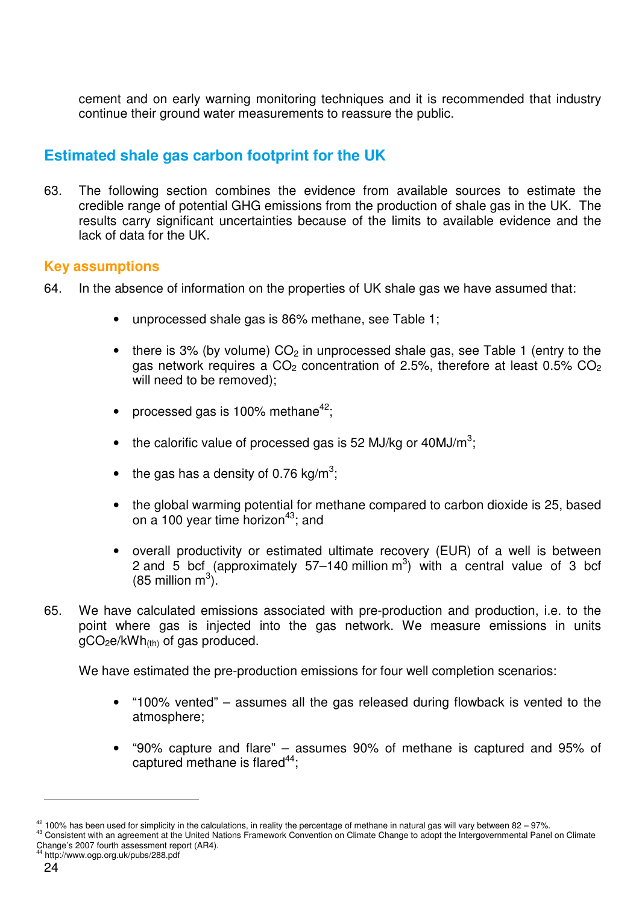cement and on early warning monitoring techniques and it is recommended that industry continue their ground water measurements to reassure the public.

## Estimated shale gas carbon footprint for the UK

63. The following section combines the evidence from available sources to estimate the credible range of potential GHG emissions from the production of shale gas in the UK. The results carry significant uncertainties because of the limits to available evidence and the lack of data for the UK.

### Key assumptions

64. In the absence of information on the properties of UK shale gas we have assumed that:

- unprocessed shale gas is 86% methane, see Table 1;
- there is 3% (by volume) $CO_2$ in unprocessed shale gas, see Table 1 (entry to the gas network requires a $CO_2$ concentration of 2.5%, therefore at least 0.5% $CO_2$ will need to be removed);
- processed gas is 100% methane[42];
- the calorific value of processed gas is 52 MJ/kg or 40MJ/$m^3$;
- the gas has a density of 0.76 kg/$m^3$;
- the global warming potential for methane compared to carbon dioxide is 25, based on a 100 year time horizon[43]; and
- overall productivity or estimated ultimate recovery (EUR) of a well is between 2 and 5 bcf (approximately 57–140 million $m^3$) with a central value of 3 bcf (85 million $m^3$).

65. We have calculated emissions associated with pre-production and production, i.e. to the point where gas is injected into the gas network. We measure emissions in units $gCO_2e/kWh_{(th)}$ of gas produced.

We have estimated the pre-production emissions for four well completion scenarios:

- "100% vented" – assumes all the gas released during flowback is vented to the atmosphere;
- "90% capture and flare" – assumes 90% of methane is captured and 95% of captured methane is flared[44];

---

[42] 100% has been used for simplicity in the calculations, in reality the percentage of methane in natural gas will vary between 82 – 97%.

[43] Consistent with an agreement at the United Nations Framework Convention on Climate Change to adopt the Intergovernmental Panel on Climate Change's 2007 fourth assessment report (AR4).

[44] http://www.ogp.org.uk/pubs/288.pdf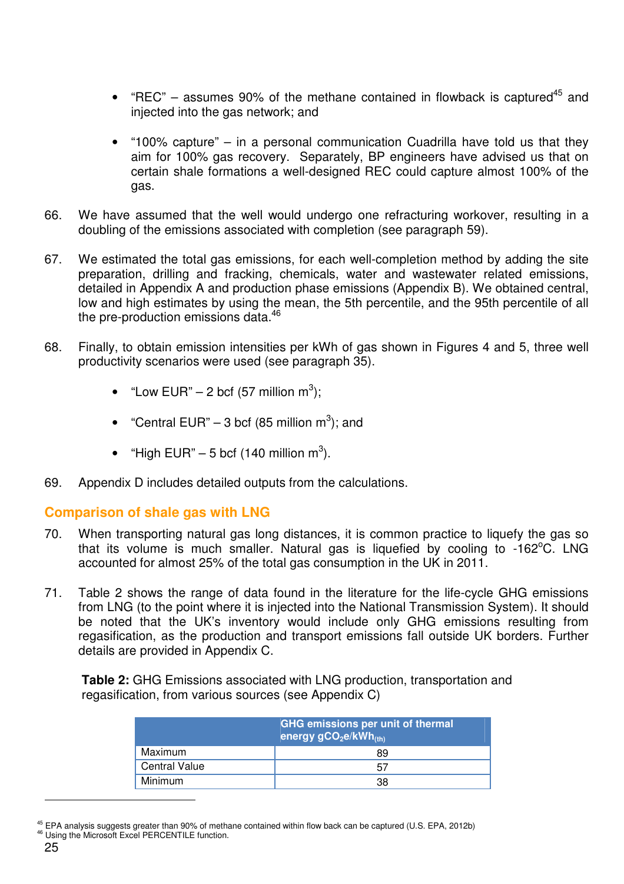- "REC" – assumes 90% of the methane contained in flowback is captured[45] and injected into the gas network; and

- "100% capture" – in a personal communication Cuadrilla have told us that they aim for 100% gas recovery. Separately, BP engineers have advised us that on certain shale formations a well-designed REC could capture almost 100% of the gas.

66. We have assumed that the well would undergo one refracturing workover, resulting in a doubling of the emissions associated with completion (see paragraph 59).

67. We estimated the total gas emissions, for each well-completion method by adding the site preparation, drilling and fracking, chemicals, water and wastewater related emissions, detailed in Appendix A and production phase emissions (Appendix B). We obtained central, low and high estimates by using the mean, the 5th percentile, and the 95th percentile of all the pre-production emissions data.[46]

68. Finally, to obtain emission intensities per kWh of gas shown in Figures 4 and 5, three well productivity scenarios were used (see paragraph 35).

    - "Low EUR" – 2 bcf (57 million $m^3$);
    - "Central EUR" – 3 bcf (85 million $m^3$); and
    - "High EUR" – 5 bcf (140 million $m^3$).

69. Appendix D includes detailed outputs from the calculations.

## Comparison of shale gas with LNG

70. When transporting natural gas long distances, it is common practice to liquefy the gas so that its volume is much smaller. Natural gas is liquefied by cooling to -162°C. LNG accounted for almost 25% of the total gas consumption in the UK in 2011.

71. Table 2 shows the range of data found in the literature for the life-cycle GHG emissions from LNG (to the point where it is injected into the National Transmission System). It should be noted that the UK's inventory would include only GHG emissions resulting from regasification, as the production and transport emissions fall outside UK borders. Further details are provided in Appendix C.

**Table 2:** GHG Emissions associated with LNG production, transportation and regasification, from various sources (see Appendix C)

| | GHG emissions per unit of thermal energy $gCO_2e/kWh_{(th)}$ |
|---|---|
| Maximum | 89 |
| Central Value | 57 |
| Minimum | 38 |

[45] EPA analysis suggests greater than 90% of methane contained within flow back can be captured (U.S. EPA, 2012b)
[46] Using the Microsoft Excel PERCENTILE function.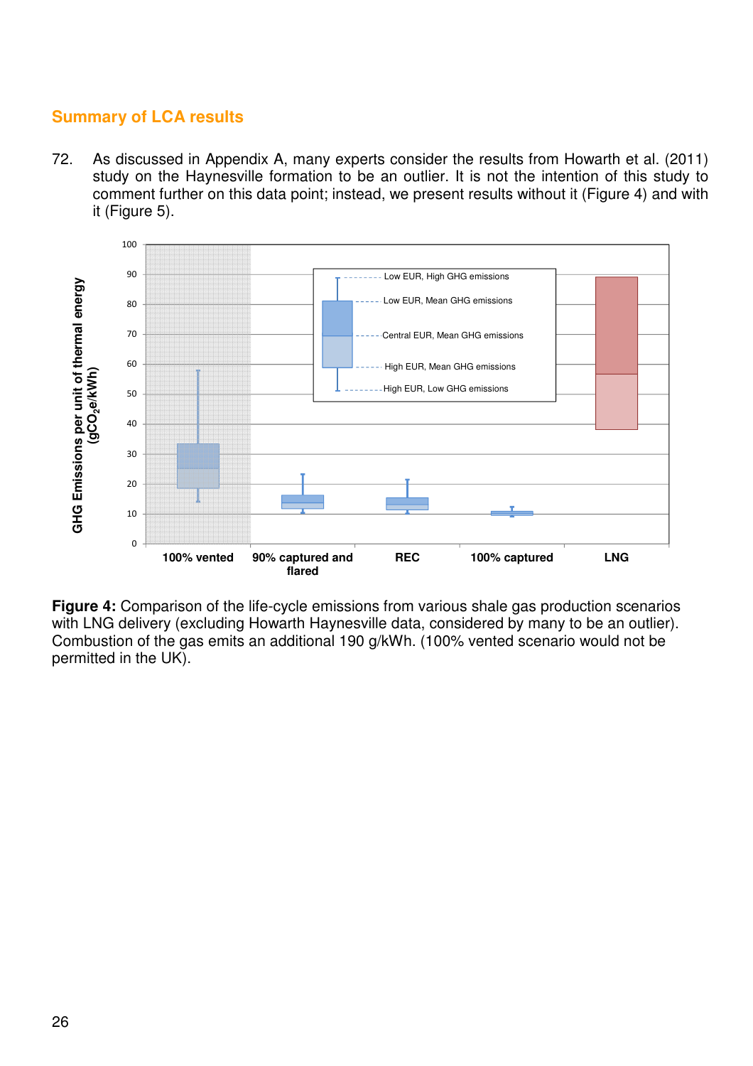## Summary of LCA results

72. As discussed in Appendix A, many experts consider the results from Howarth et al. (2011) study on the Haynesville formation to be an outlier. It is not the intention of this study to comment further on this data point; instead, we present results without it (Figure 4) and with it (Figure 5).

**Figure 4:** Comparison of the life-cycle emissions from various shale gas production scenarios with LNG delivery (excluding Howarth Haynesville data, considered by many to be an outlier). Combustion of the gas emits an additional 190 g/kWh. (100% vented scenario would not be permitted in the UK).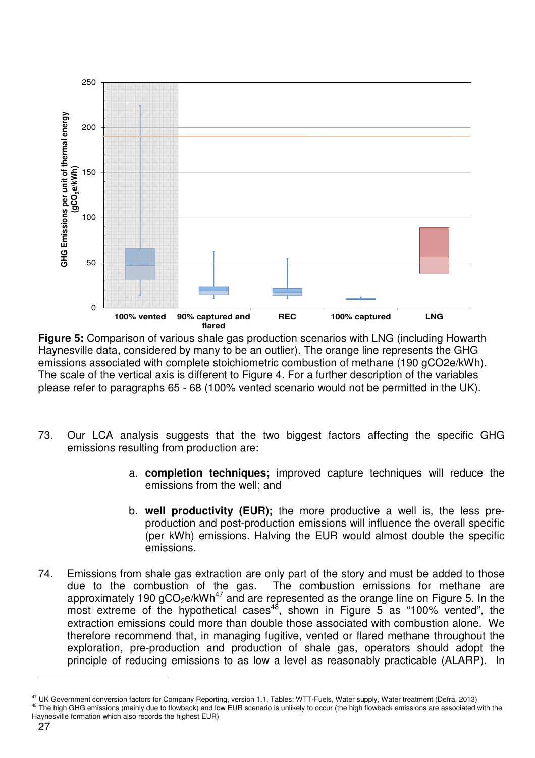**Figure 5:** Comparison of various shale gas production scenarios with LNG (including Howarth Haynesville data, considered by many to be an outlier). The orange line represents the GHG emissions associated with complete stoichiometric combustion of methane (190 gCO2e/kWh). The scale of the vertical axis is different to Figure 4. For a further description of the variables please refer to paragraphs 65 - 68 (100% vented scenario would not be permitted in the UK).

73. Our LCA analysis suggests that the two biggest factors affecting the specific GHG emissions resulting from production are:

    a. **completion techniques;** improved capture techniques will reduce the emissions from the well; and

    b. **well productivity (EUR);** the more productive a well is, the less pre-production and post-production emissions will influence the overall specific (per kWh) emissions. Halving the EUR would almost double the specific emissions.

74. Emissions from shale gas extraction are only part of the story and must be added to those due to the combustion of the gas. The combustion emissions for methane are approximately 190 $gCO_2e/kWh$[47] and are represented as the orange line on Figure 5. In the most extreme of the hypothetical cases[48], shown in Figure 5 as "100% vented", the extraction emissions could more than double those associated with combustion alone. We therefore recommend that, in managing fugitive, vented or flared methane throughout the exploration, pre-production and production of shale gas, operators should adopt the principle of reducing emissions to as low a level as reasonably practicable (ALARP). In

---

[47] UK Government conversion factors for Company Reporting, version 1.1, Tables: WTT-Fuels, Water supply, Water treatment (Defra, 2013)

[48] The high GHG emissions (mainly due to flowback) and low EUR scenario is unlikely to occur (the high flowback emissions are associated with the Haynesville formation which also records the highest EUR)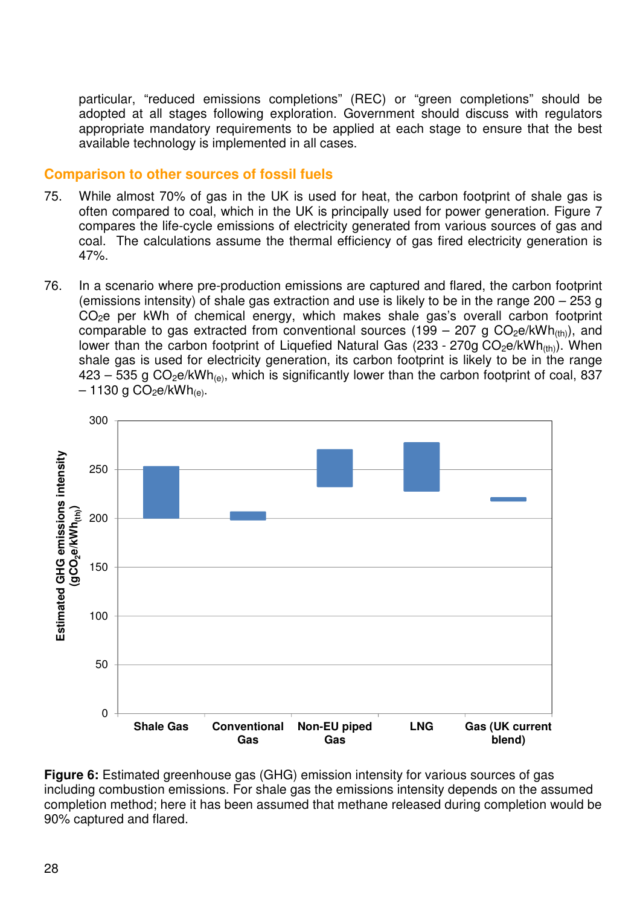particular, "reduced emissions completions" (REC) or "green completions" should be adopted at all stages following exploration. Government should discuss with regulators appropriate mandatory requirements to be applied at each stage to ensure that the best available technology is implemented in all cases.

## Comparison to other sources of fossil fuels

75. While almost 70% of gas in the UK is used for heat, the carbon footprint of shale gas is often compared to coal, which in the UK is principally used for power generation. Figure 7 compares the life-cycle emissions of electricity generated from various sources of gas and coal. The calculations assume the thermal efficiency of gas fired electricity generation is 47%.

76. In a scenario where pre-production emissions are captured and flared, the carbon footprint (emissions intensity) of shale gas extraction and use is likely to be in the range 200 – 253 g $CO_2e$ per kWh of chemical energy, which makes shale gas's overall carbon footprint comparable to gas extracted from conventional sources (199 – 207 g $CO_2e/kWh_{(th)}$), and lower than the carbon footprint of Liquefied Natural Gas (233 - 270g $CO_2e/kWh_{(th)}$). When shale gas is used for electricity generation, its carbon footprint is likely to be in the range 423 – 535 g $CO_2e/kWh_{(e)}$, which is significantly lower than the carbon footprint of coal, 837 – 1130 g $CO_2e/kWh_{(e)}$.

**Figure 6:** Estimated greenhouse gas (GHG) emission intensity for various sources of gas including combustion emissions. For shale gas the emissions intensity depends on the assumed completion method; here it has been assumed that methane released during completion would be 90% captured and flared.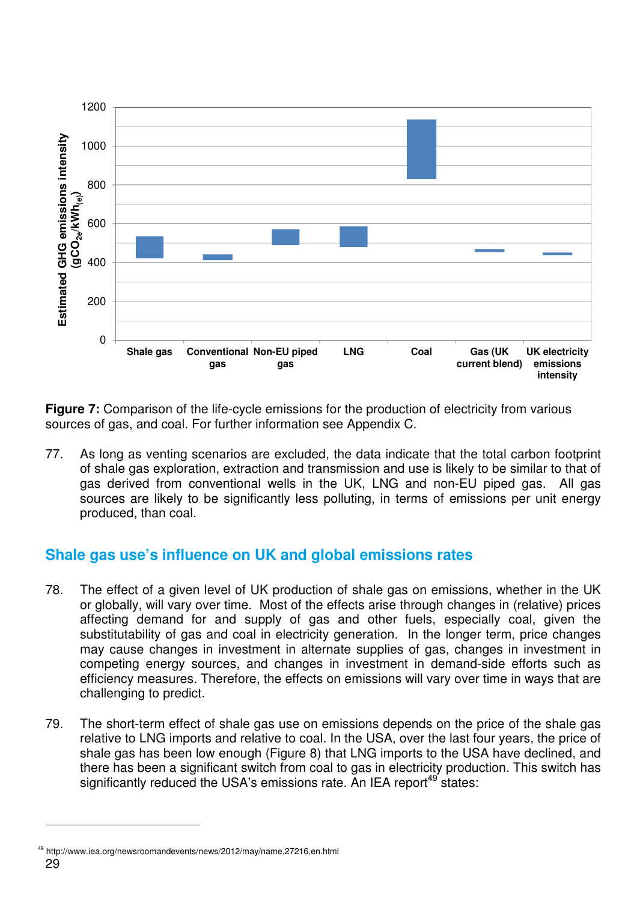**Figure 7:** Comparison of the life-cycle emissions for the production of electricity from various sources of gas, and coal. For further information see Appendix C.

77. As long as venting scenarios are excluded, the data indicate that the total carbon footprint of shale gas exploration, extraction and transmission and use is likely to be similar to that of gas derived from conventional wells in the UK, LNG and non-EU piped gas. All gas sources are likely to be significantly less polluting, in terms of emissions per unit energy produced, than coal.

## Shale gas use's influence on UK and global emissions rates

78. The effect of a given level of UK production of shale gas on emissions, whether in the UK or globally, will vary over time. Most of the effects arise through changes in (relative) prices affecting demand for and supply of gas and other fuels, especially coal, given the substitutability of gas and coal in electricity generation. In the longer term, price changes may cause changes in investment in alternate supplies of gas, changes in investment in competing energy sources, and changes in investment in demand-side efforts such as efficiency measures. Therefore, the effects on emissions will vary over time in ways that are challenging to predict.

79. The short-term effect of shale gas use on emissions depends on the price of the shale gas relative to LNG imports and relative to coal. In the USA, over the last four years, the price of shale gas has been low enough (Figure 8) that LNG imports to the USA have declined, and there has been a significant switch from coal to gas in electricity production. This switch has significantly reduced the USA's emissions rate. An IEA report[49] states:

[49] http://www.iea.org/newsroomandevents/news/2012/may/name,27216,en.html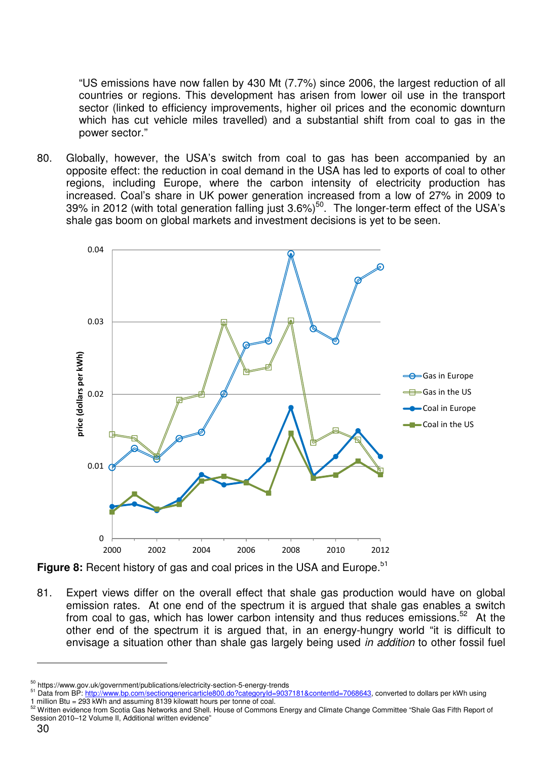"US emissions have now fallen by 430 Mt (7.7%) since 2006, the largest reduction of all countries or regions. This development has arisen from lower oil use in the transport sector (linked to efficiency improvements, higher oil prices and the economic downturn which has cut vehicle miles travelled) and a substantial shift from coal to gas in the power sector."

80. Globally, however, the USA's switch from coal to gas has been accompanied by an opposite effect: the reduction in coal demand in the USA has led to exports of coal to other regions, including Europe, where the carbon intensity of electricity production has increased. Coal's share in UK power generation increased from a low of 27% in 2009 to 39% in 2012 (with total generation falling just 3.6%)[50]. The longer-term effect of the USA's shale gas boom on global markets and investment decisions is yet to be seen.

**Figure 8:** Recent history of gas and coal prices in the USA and Europe.[51]

81. Expert views differ on the overall effect that shale gas production would have on global emission rates. At one end of the spectrum it is argued that shale gas enables a switch from coal to gas, which has lower carbon intensity and thus reduces emissions.[52] At the other end of the spectrum it is argued that, in an energy-hungry world "it is difficult to envisage a situation other than shale gas largely being used *in addition* to other fossil fuel

---

[50] https://www.gov.uk/government/publications/electricity-section-5-energy-trends

[51] Data from BP: http://www.bp.com/sectiongenericarticle800.do?categoryId=9037181&contentId=7068643, converted to dollars per kWh using 1 million Btu = 293 kWh and assuming 8139 kilowatt hours per tonne of coal.

[52] Written evidence from Scotia Gas Networks and Shell. House of Commons Energy and Climate Change Committee "Shale Gas Fifth Report of Session 2010–12 Volume II, Additional written evidence"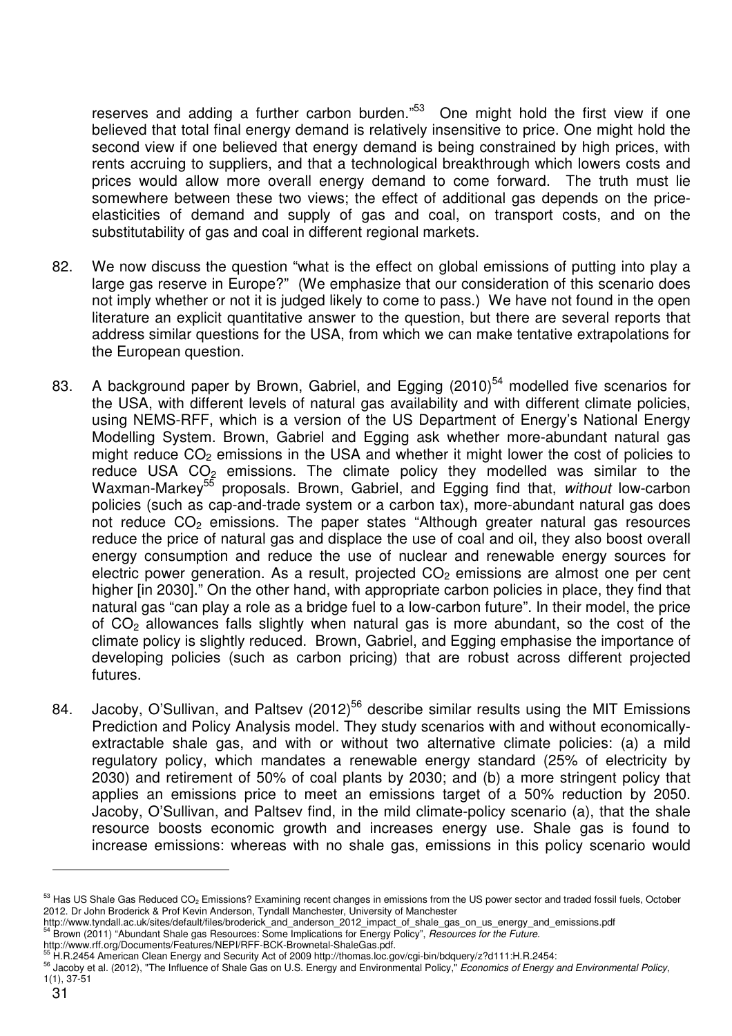reserves and adding a further carbon burden."[53] One might hold the first view if one believed that total final energy demand is relatively insensitive to price. One might hold the second view if one believed that energy demand is being constrained by high prices, with rents accruing to suppliers, and that a technological breakthrough which lowers costs and prices would allow more overall energy demand to come forward. The truth must lie somewhere between these two views; the effect of additional gas depends on the price-elasticities of demand and supply of gas and coal, on transport costs, and on the substitutability of gas and coal in different regional markets.

82. We now discuss the question "what is the effect on global emissions of putting into play a large gas reserve in Europe?" (We emphasize that our consideration of this scenario does not imply whether or not it is judged likely to come to pass.) We have not found in the open literature an explicit quantitative answer to the question, but there are several reports that address similar questions for the USA, from which we can make tentative extrapolations for the European question.

83. A background paper by Brown, Gabriel, and Egging (2010)[54] modelled five scenarios for the USA, with different levels of natural gas availability and with different climate policies, using NEMS-RFF, which is a version of the US Department of Energy's National Energy Modelling System. Brown, Gabriel and Egging ask whether more-abundant natural gas might reduce $CO_2$ emissions in the USA and whether it might lower the cost of policies to reduce USA $CO_2$ emissions. The climate policy they modelled was similar to the Waxman-Markey[55] proposals. Brown, Gabriel, and Egging find that, *without* low-carbon policies (such as cap-and-trade system or a carbon tax), more-abundant natural gas does not reduce $CO_2$ emissions. The paper states "Although greater natural gas resources reduce the price of natural gas and displace the use of coal and oil, they also boost overall energy consumption and reduce the use of nuclear and renewable energy sources for electric power generation. As a result, projected $CO_2$ emissions are almost one per cent higher [in 2030]." On the other hand, with appropriate carbon policies in place, they find that natural gas "can play a role as a bridge fuel to a low-carbon future". In their model, the price of $CO_2$ allowances falls slightly when natural gas is more abundant, so the cost of the climate policy is slightly reduced. Brown, Gabriel, and Egging emphasise the importance of developing policies (such as carbon pricing) that are robust across different projected futures.

84. Jacoby, O'Sullivan, and Paltsev (2012)[56] describe similar results using the MIT Emissions Prediction and Policy Analysis model. They study scenarios with and without economically-extractable shale gas, and with or without two alternative climate policies: (a) a mild regulatory policy, which mandates a renewable energy standard (25% of electricity by 2030) and retirement of 50% of coal plants by 2030; and (b) a more stringent policy that applies an emissions price to meet an emissions target of a 50% reduction by 2050. Jacoby, O'Sullivan, and Paltsev find, in the mild climate-policy scenario (a), that the shale resource boosts economic growth and increases energy use. Shale gas is found to increase emissions: whereas with no shale gas, emissions in this policy scenario would

---

[53] Has US Shale Gas Reduced $CO_2$ Emissions? Examining recent changes in emissions from the US power sector and traded fossil fuels, October 2012. Dr John Broderick & Prof Kevin Anderson, Tyndall Manchester, University of Manchester http://www.tyndall.ac.uk/sites/default/files/broderick_and_anderson_2012_impact_of_shale_gas_on_us_energy_and_emissions.pdf

[54] Brown (2011) "Abundant Shale gas Resources: Some Implications for Energy Policy", *Resources for the Future*. http://www.rff.org/Documents/Features/NEPI/RFF-BCK-Brownetal-ShaleGas.pdf.

[55] H.R.2454 American Clean Energy and Security Act of 2009 http://thomas.loc.gov/cgi-bin/bdquery/z?d111:H.R.2454:

[56] Jacoby et al. (2012), "The Influence of Shale Gas on U.S. Energy and Environmental Policy," *Economics of Energy and Environmental Policy*, 1(1), 37-51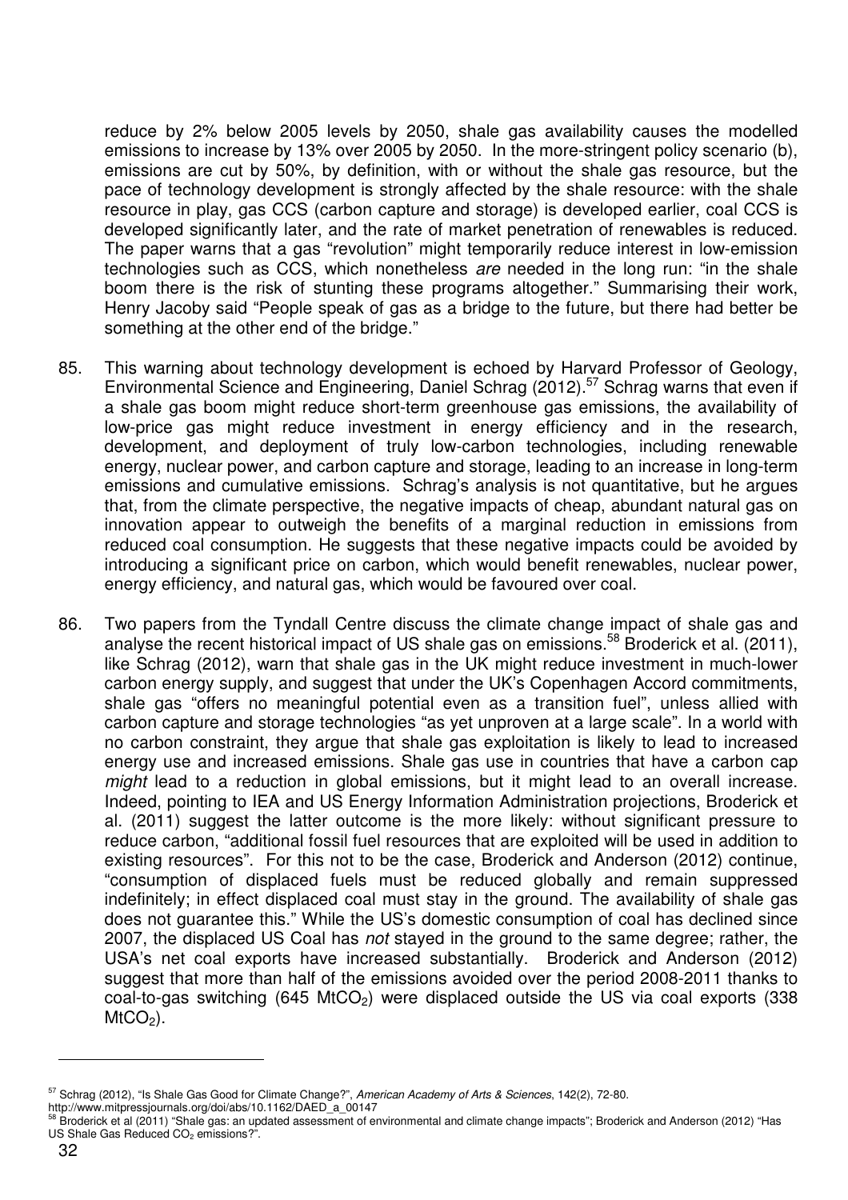reduce by 2% below 2005 levels by 2050, shale gas availability causes the modelled emissions to increase by 13% over 2005 by 2050. In the more-stringent policy scenario (b), emissions are cut by 50%, by definition, with or without the shale gas resource, but the pace of technology development is strongly affected by the shale resource: with the shale resource in play, gas CCS (carbon capture and storage) is developed earlier, coal CCS is developed significantly later, and the rate of market penetration of renewables is reduced. The paper warns that a gas "revolution" might temporarily reduce interest in low-emission technologies such as CCS, which nonetheless *are* needed in the long run: "in the shale boom there is the risk of stunting these programs altogether." Summarising their work, Henry Jacoby said "People speak of gas as a bridge to the future, but there had better be something at the other end of the bridge."

85. This warning about technology development is echoed by Harvard Professor of Geology, Environmental Science and Engineering, Daniel Schrag (2012).[57] Schrag warns that even if a shale gas boom might reduce short-term greenhouse gas emissions, the availability of low-price gas might reduce investment in energy efficiency and in the research, development, and deployment of truly low-carbon technologies, including renewable energy, nuclear power, and carbon capture and storage, leading to an increase in long-term emissions and cumulative emissions. Schrag's analysis is not quantitative, but he argues that, from the climate perspective, the negative impacts of cheap, abundant natural gas on innovation appear to outweigh the benefits of a marginal reduction in emissions from reduced coal consumption. He suggests that these negative impacts could be avoided by introducing a significant price on carbon, which would benefit renewables, nuclear power, energy efficiency, and natural gas, which would be favoured over coal.

86. Two papers from the Tyndall Centre discuss the climate change impact of shale gas and analyse the recent historical impact of US shale gas on emissions.[58] Broderick et al. (2011), like Schrag (2012), warn that shale gas in the UK might reduce investment in much-lower carbon energy supply, and suggest that under the UK's Copenhagen Accord commitments, shale gas "offers no meaningful potential even as a transition fuel", unless allied with carbon capture and storage technologies "as yet unproven at a large scale". In a world with no carbon constraint, they argue that shale gas exploitation is likely to lead to increased energy use and increased emissions. Shale gas use in countries that have a carbon cap *might* lead to a reduction in global emissions, but it might lead to an overall increase. Indeed, pointing to IEA and US Energy Information Administration projections, Broderick et al. (2011) suggest the latter outcome is the more likely: without significant pressure to reduce carbon, "additional fossil fuel resources that are exploited will be used in addition to existing resources". For this not to be the case, Broderick and Anderson (2012) continue, "consumption of displaced fuels must be reduced globally and remain suppressed indefinitely; in effect displaced coal must stay in the ground. The availability of shale gas does not guarantee this." While the US's domestic consumption of coal has declined since 2007, the displaced US Coal has *not* stayed in the ground to the same degree; rather, the USA's net coal exports have increased substantially. Broderick and Anderson (2012) suggest that more than half of the emissions avoided over the period 2008-2011 thanks to coal-to-gas switching (645 $MtCO_2$) were displaced outside the US via coal exports (338 $MtCO_2$).

---

[57] Schrag (2012), "Is Shale Gas Good for Climate Change?", *American Academy of Arts & Sciences*, 142(2), 72-80. http://www.mitpressjournals.org/doi/abs/10.1162/DAED_a_00147

[58] Broderick et al (2011) "Shale gas: an updated assessment of environmental and climate change impacts"; Broderick and Anderson (2012) "Has US Shale Gas Reduced $CO_2$ emissions?".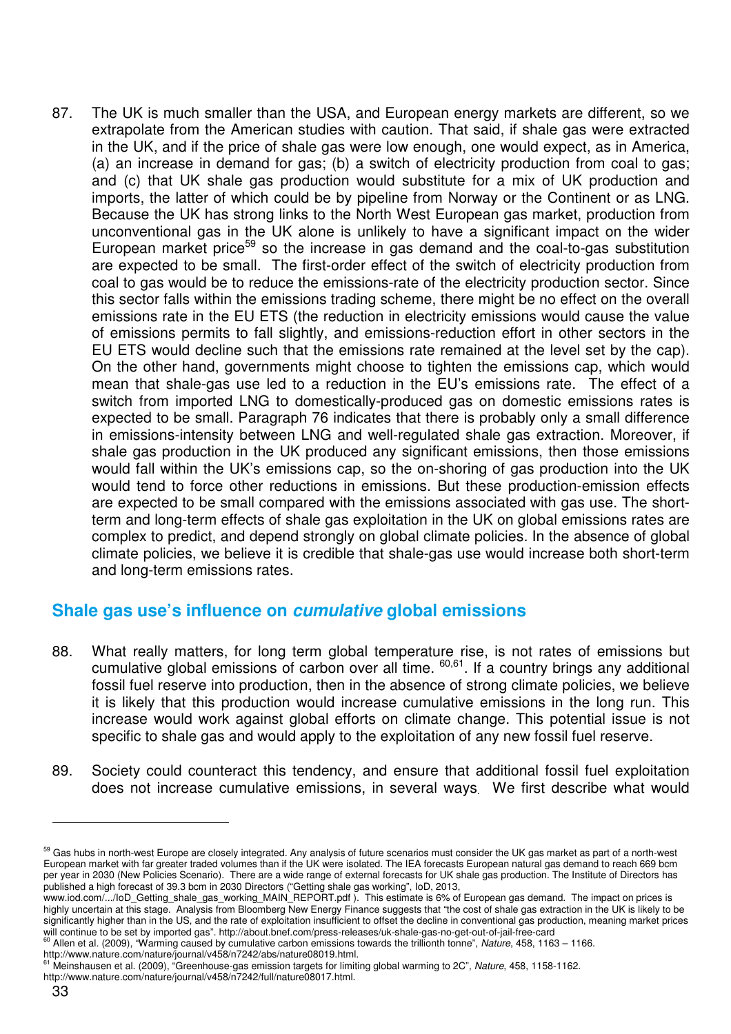87. The UK is much smaller than the USA, and European energy markets are different, so we extrapolate from the American studies with caution. That said, if shale gas were extracted in the UK, and if the price of shale gas were low enough, one would expect, as in America, (a) an increase in demand for gas; (b) a switch of electricity production from coal to gas; and (c) that UK shale gas production would substitute for a mix of UK production and imports, the latter of which could be by pipeline from Norway or the Continent or as LNG. Because the UK has strong links to the North West European gas market, production from unconventional gas in the UK alone is unlikely to have a significant impact on the wider European market price[59] so the increase in gas demand and the coal-to-gas substitution are expected to be small. The first-order effect of the switch of electricity production from coal to gas would be to reduce the emissions-rate of the electricity production sector. Since this sector falls within the emissions trading scheme, there might be no effect on the overall emissions rate in the EU ETS (the reduction in electricity emissions would cause the value of emissions permits to fall slightly, and emissions-reduction effort in other sectors in the EU ETS would decline such that the emissions rate remained at the level set by the cap). On the other hand, governments might choose to tighten the emissions cap, which would mean that shale-gas use led to a reduction in the EU's emissions rate. The effect of a switch from imported LNG to domestically-produced gas on domestic emissions rates is expected to be small. Paragraph 76 indicates that there is probably only a small difference in emissions-intensity between LNG and well-regulated shale gas extraction. Moreover, if shale gas production in the UK produced any significant emissions, then those emissions would fall within the UK's emissions cap, so the on-shoring of gas production into the UK would tend to force other reductions in emissions. But these production-emission effects are expected to be small compared with the emissions associated with gas use. The short-term and long-term effects of shale gas exploitation in the UK on global emissions rates are complex to predict, and depend strongly on global climate policies. In the absence of global climate policies, we believe it is credible that shale-gas use would increase both short-term and long-term emissions rates.

## Shale gas use's influence on *cumulative* global emissions

88. What really matters, for long term global temperature rise, is not rates of emissions but cumulative global emissions of carbon over all time. [60,61]. If a country brings any additional fossil fuel reserve into production, then in the absence of strong climate policies, we believe it is likely that this production would increase cumulative emissions in the long run. This increase would work against global efforts on climate change. This potential issue is not specific to shale gas and would apply to the exploitation of any new fossil fuel reserve.

89. Society could counteract this tendency, and ensure that additional fossil fuel exploitation does not increase cumulative emissions, in several ways. We first describe what would

---

[59] Gas hubs in north-west Europe are closely integrated. Any analysis of future scenarios must consider the UK gas market as part of a north-west European market with far greater traded volumes than if the UK were isolated. The IEA forecasts European natural gas demand to reach 669 bcm per year in 2030 (New Policies Scenario). There are a wide range of external forecasts for UK shale gas production. The Institute of Directors has published a high forecast of 39.3 bcm in 2030 Directors ("Getting shale gas working", IoD, 2013, www.iod.com/.../IoD_Getting_shale_gas_working_MAIN_REPORT.pdf ). This estimate is 6% of European gas demand. The impact on prices is highly uncertain at this stage. Analysis from Bloomberg New Energy Finance suggests that "the cost of shale gas extraction in the UK is likely to be significantly higher than in the US, and the rate of exploitation insufficient to offset the decline in conventional gas production, meaning market prices will continue to be set by imported gas". http://about.bnef.com/press-releases/uk-shale-gas-no-get-out-of-jail-free-card

[60] Allen et al. (2009), "Warming caused by cumulative carbon emissions towards the trillionth tonne", *Nature*, 458, 1163 – 1166. http://www.nature.com/nature/journal/v458/n7242/abs/nature08019.html.

[61] Meinshausen et al. (2009), "Greenhouse-gas emission targets for limiting global warming to 2C", *Nature*, 458, 1158-1162. http://www.nature.com/nature/journal/v458/n7242/full/nature08017.html.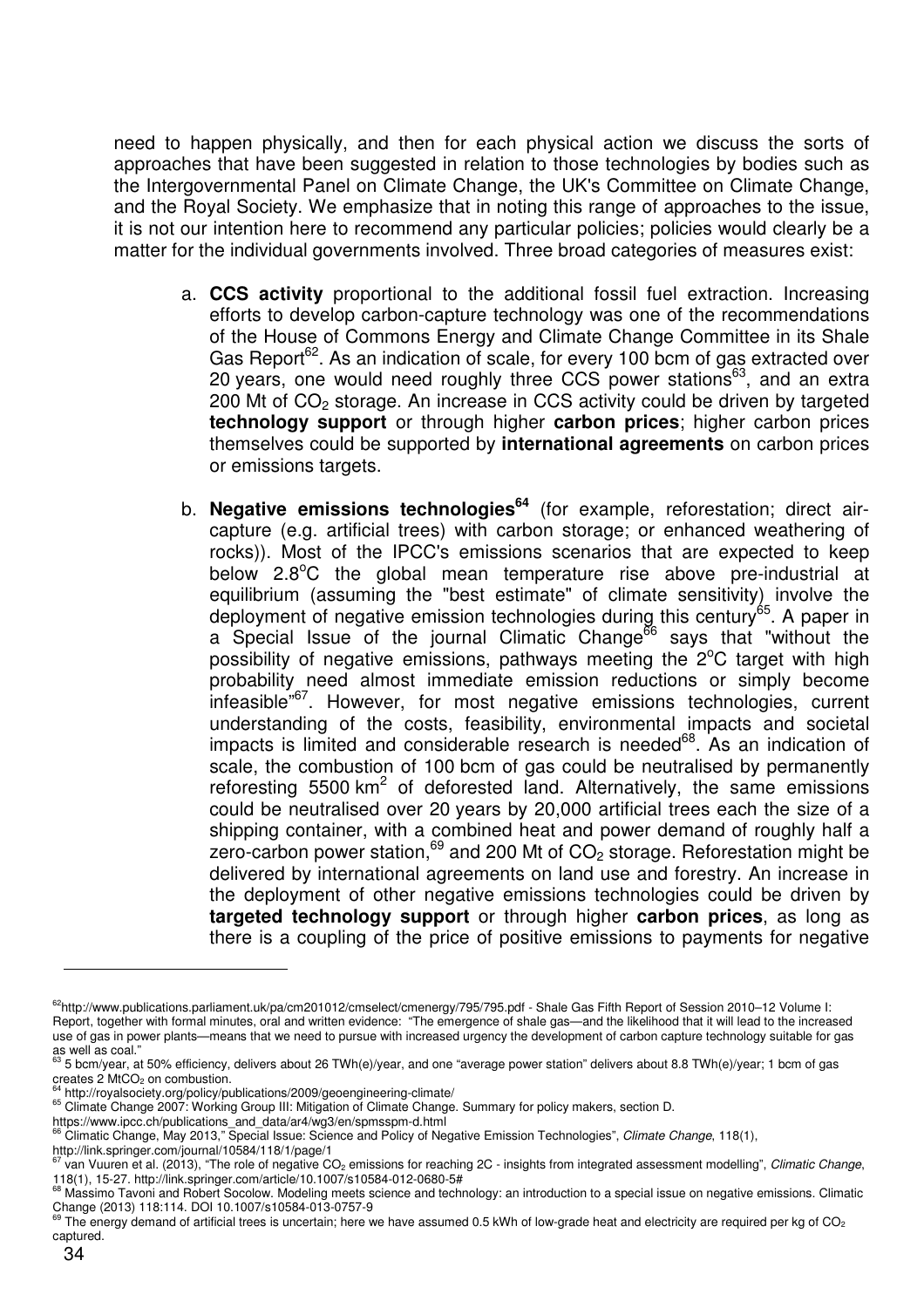need to happen physically, and then for each physical action we discuss the sorts of approaches that have been suggested in relation to those technologies by bodies such as the Intergovernmental Panel on Climate Change, the UK's Committee on Climate Change, and the Royal Society. We emphasize that in noting this range of approaches to the issue, it is not our intention here to recommend any particular policies; policies would clearly be a matter for the individual governments involved. Three broad categories of measures exist:

a. **CCS activity** proportional to the additional fossil fuel extraction. Increasing efforts to develop carbon-capture technology was one of the recommendations of the House of Commons Energy and Climate Change Committee in its Shale Gas Report[62]. As an indication of scale, for every 100 bcm of gas extracted over 20 years, one would need roughly three CCS power stations[63], and an extra 200 Mt of $CO_2$ storage. An increase in CCS activity could be driven by targeted **technology support** or through higher **carbon prices**; higher carbon prices themselves could be supported by **international agreements** on carbon prices or emissions targets.

b. **Negative emissions technologies[64]** (for example, reforestation; direct air-capture (e.g. artificial trees) with carbon storage; or enhanced weathering of rocks)). Most of the IPCC's emissions scenarios that are expected to keep below 2.8°C the global mean temperature rise above pre-industrial at equilibrium (assuming the "best estimate" of climate sensitivity) involve the deployment of negative emission technologies during this century[65]. A paper in a Special Issue of the journal Climatic Change[66] says that "without the possibility of negative emissions, pathways meeting the 2°C target with high probability need almost immediate emission reductions or simply become infeasible"[67]. However, for most negative emissions technologies, current understanding of the costs, feasibility, environmental impacts and societal impacts is limited and considerable research is needed[68]. As an indication of scale, the combustion of 100 bcm of gas could be neutralised by permanently reforesting 5500 km$^2$ of deforested land. Alternatively, the same emissions could be neutralised over 20 years by 20,000 artificial trees each the size of a shipping container, with a combined heat and power demand of roughly half a zero-carbon power station,[69] and 200 Mt of $CO_2$ storage. Reforestation might be delivered by international agreements on land use and forestry. An increase in the deployment of other negative emissions technologies could be driven by **targeted technology support** or through higher **carbon prices**, as long as there is a coupling of the price of positive emissions to payments for negative

---

[62] http://www.publications.parliament.uk/pa/cm201012/cmselect/cmenergy/795/795.pdf - Shale Gas Fifth Report of Session 2010–12 Volume I: Report, together with formal minutes, oral and written evidence: "The emergence of shale gas—and the likelihood that it will lead to the increased use of gas in power plants—means that we need to pursue with increased urgency the development of carbon capture technology suitable for gas as well as coal."

[63] 5 bcm/year, at 50% efficiency, delivers about 26 TWh(e)/year, and one "average power station" delivers about 8.8 TWh(e)/year; 1 bcm of gas creates 2 Mt$CO_2$ on combustion.

[64] http://royalsociety.org/policy/publications/2009/geoengineering-climate/

[65] Climate Change 2007: Working Group III: Mitigation of Climate Change. Summary for policy makers, section D. https://www.ipcc.ch/publications_and_data/ar4/wg3/en/spmsspm-d.html

[66] Climatic Change, May 2013," Special Issue: Science and Policy of Negative Emission Technologies", *Climate Change*, 118(1), http://link.springer.com/journal/10584/118/1/page/1

[67] van Vuuren et al. (2013), "The role of negative $CO_2$ emissions for reaching 2C - insights from integrated assessment modelling", *Climatic Change*, 118(1), 15-27. http://link.springer.com/article/10.1007/s10584-012-0680-5#

[68] Massimo Tavoni and Robert Socolow. Modeling meets science and technology: an introduction to a special issue on negative emissions. Climatic Change (2013) 118:114. DOI 10.1007/s10584-013-0757-9

[69] The energy demand of artificial trees is uncertain; here we have assumed 0.5 kWh of low-grade heat and electricity are required per kg of $CO_2$ captured.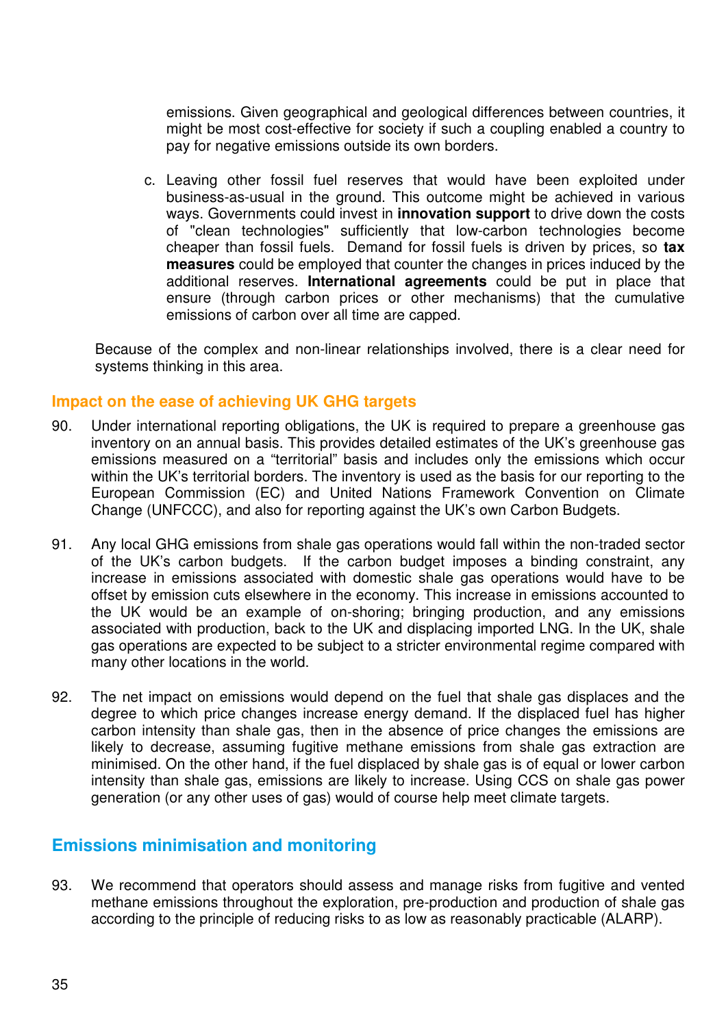emissions. Given geographical and geological differences between countries, it might be most cost-effective for society if such a coupling enabled a country to pay for negative emissions outside its own borders.

c. Leaving other fossil fuel reserves that would have been exploited under business-as-usual in the ground. This outcome might be achieved in various ways. Governments could invest in **innovation support** to drive down the costs of "clean technologies" sufficiently that low-carbon technologies become cheaper than fossil fuels. Demand for fossil fuels is driven by prices, so **tax measures** could be employed that counter the changes in prices induced by the additional reserves. **International agreements** could be put in place that ensure (through carbon prices or other mechanisms) that the cumulative emissions of carbon over all time are capped.

Because of the complex and non-linear relationships involved, there is a clear need for systems thinking in this area.

### Impact on the ease of achieving UK GHG targets

90. Under international reporting obligations, the UK is required to prepare a greenhouse gas inventory on an annual basis. This provides detailed estimates of the UK's greenhouse gas emissions measured on a "territorial" basis and includes only the emissions which occur within the UK's territorial borders. The inventory is used as the basis for our reporting to the European Commission (EC) and United Nations Framework Convention on Climate Change (UNFCCC), and also for reporting against the UK's own Carbon Budgets.

91. Any local GHG emissions from shale gas operations would fall within the non-traded sector of the UK's carbon budgets. If the carbon budget imposes a binding constraint, any increase in emissions associated with domestic shale gas operations would have to be offset by emission cuts elsewhere in the economy. This increase in emissions accounted to the UK would be an example of on-shoring; bringing production, and any emissions associated with production, back to the UK and displacing imported LNG. In the UK, shale gas operations are expected to be subject to a stricter environmental regime compared with many other locations in the world.

92. The net impact on emissions would depend on the fuel that shale gas displaces and the degree to which price changes increase energy demand. If the displaced fuel has higher carbon intensity than shale gas, then in the absence of price changes the emissions are likely to decrease, assuming fugitive methane emissions from shale gas extraction are minimised. On the other hand, if the fuel displaced by shale gas is of equal or lower carbon intensity than shale gas, emissions are likely to increase. Using CCS on shale gas power generation (or any other uses of gas) would of course help meet climate targets.

## Emissions minimisation and monitoring

93. We recommend that operators should assess and manage risks from fugitive and vented methane emissions throughout the exploration, pre-production and production of shale gas according to the principle of reducing risks to as low as reasonably practicable (ALARP).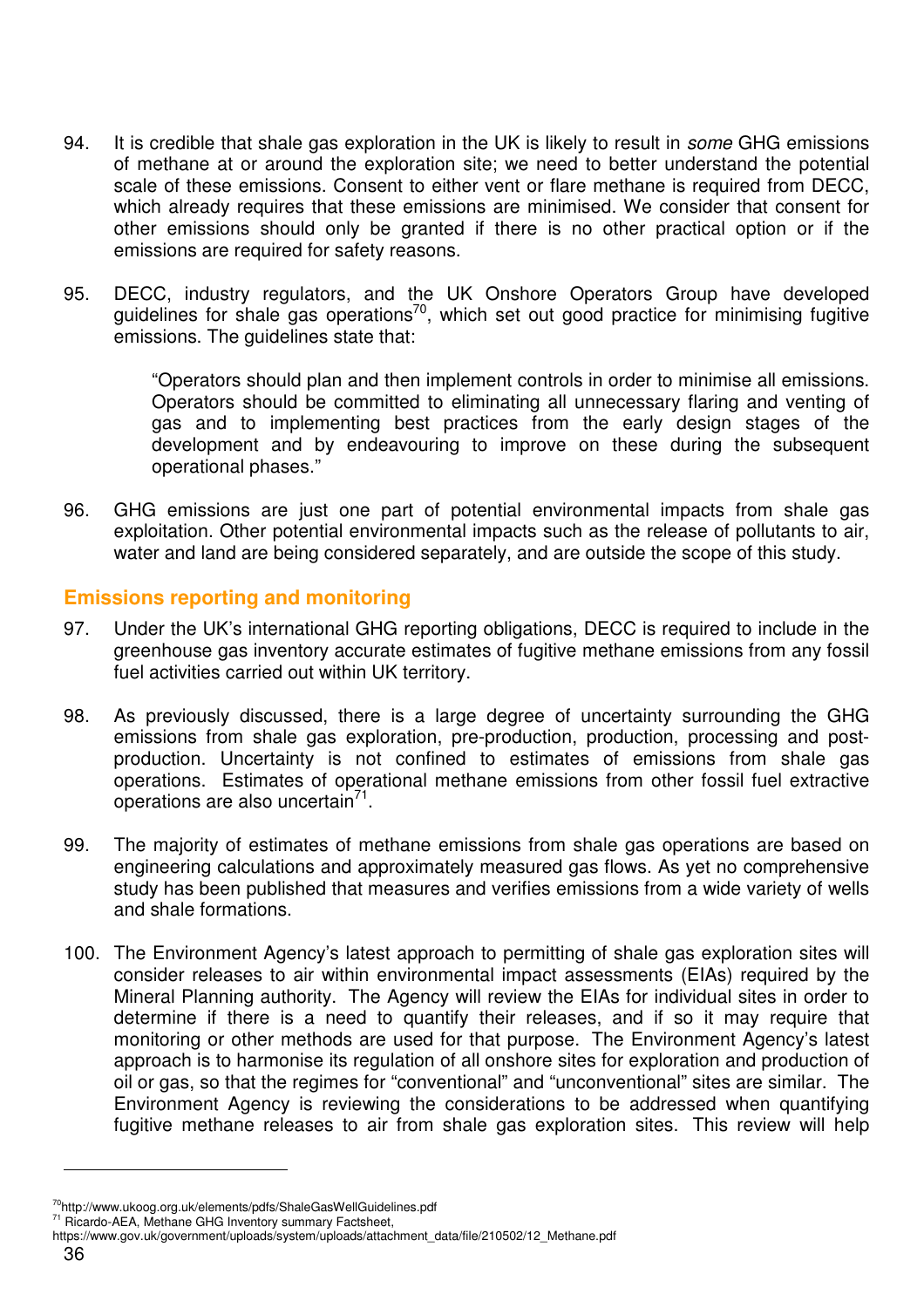94. It is credible that shale gas exploration in the UK is likely to result in *some* GHG emissions of methane at or around the exploration site; we need to better understand the potential scale of these emissions. Consent to either vent or flare methane is required from DECC, which already requires that these emissions are minimised. We consider that consent for other emissions should only be granted if there is no other practical option or if the emissions are required for safety reasons.

95. DECC, industry regulators, and the UK Onshore Operators Group have developed guidelines for shale gas operations[70], which set out good practice for minimising fugitive emissions. The guidelines state that:

> "Operators should plan and then implement controls in order to minimise all emissions. Operators should be committed to eliminating all unnecessary flaring and venting of gas and to implementing best practices from the early design stages of the development and by endeavouring to improve on these during the subsequent operational phases."

96. GHG emissions are just one part of potential environmental impacts from shale gas exploitation. Other potential environmental impacts such as the release of pollutants to air, water and land are being considered separately, and are outside the scope of this study.

## Emissions reporting and monitoring

97. Under the UK's international GHG reporting obligations, DECC is required to include in the greenhouse gas inventory accurate estimates of fugitive methane emissions from any fossil fuel activities carried out within UK territory.

98. As previously discussed, there is a large degree of uncertainty surrounding the GHG emissions from shale gas exploration, pre-production, production, processing and post-production. Uncertainty is not confined to estimates of emissions from shale gas operations. Estimates of operational methane emissions from other fossil fuel extractive operations are also uncertain[71].

99. The majority of estimates of methane emissions from shale gas operations are based on engineering calculations and approximately measured gas flows. As yet no comprehensive study has been published that measures and verifies emissions from a wide variety of wells and shale formations.

100. The Environment Agency's latest approach to permitting of shale gas exploration sites will consider releases to air within environmental impact assessments (EIAs) required by the Mineral Planning authority. The Agency will review the EIAs for individual sites in order to determine if there is a need to quantify their releases, and if so it may require that monitoring or other methods are used for that purpose. The Environment Agency's latest approach is to harmonise its regulation of all onshore sites for exploration and production of oil or gas, so that the regimes for "conventional" and "unconventional" sites are similar. The Environment Agency is reviewing the considerations to be addressed when quantifying fugitive methane releases to air from shale gas exploration sites. This review will help

---

[70] http://www.ukoog.org.uk/elements/pdfs/ShaleGasWellGuidelines.pdf

[71] Ricardo-AEA, Methane GHG Inventory summary Factsheet, https://www.gov.uk/government/uploads/system/uploads/attachment_data/file/210502/12_Methane.pdf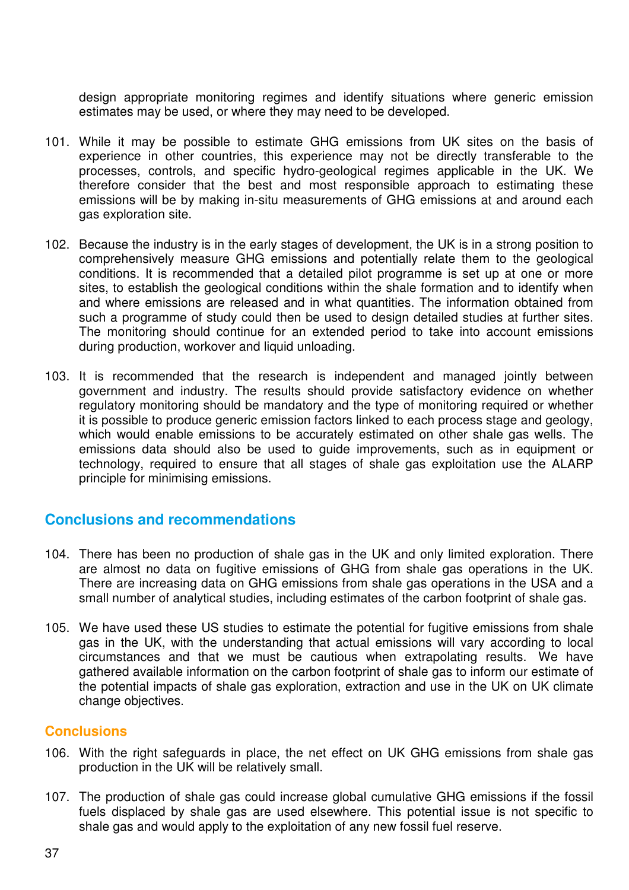design appropriate monitoring regimes and identify situations where generic emission estimates may be used, or where they may need to be developed.

101. While it may be possible to estimate GHG emissions from UK sites on the basis of experience in other countries, this experience may not be directly transferable to the processes, controls, and specific hydro-geological regimes applicable in the UK. We therefore consider that the best and most responsible approach to estimating these emissions will be by making in-situ measurements of GHG emissions at and around each gas exploration site.

102. Because the industry is in the early stages of development, the UK is in a strong position to comprehensively measure GHG emissions and potentially relate them to the geological conditions. It is recommended that a detailed pilot programme is set up at one or more sites, to establish the geological conditions within the shale formation and to identify when and where emissions are released and in what quantities. The information obtained from such a programme of study could then be used to design detailed studies at further sites. The monitoring should continue for an extended period to take into account emissions during production, workover and liquid unloading.

103. It is recommended that the research is independent and managed jointly between government and industry. The results should provide satisfactory evidence on whether regulatory monitoring should be mandatory and the type of monitoring required or whether it is possible to produce generic emission factors linked to each process stage and geology, which would enable emissions to be accurately estimated on other shale gas wells. The emissions data should also be used to guide improvements, such as in equipment or technology, required to ensure that all stages of shale gas exploitation use the ALARP principle for minimising emissions.

## Conclusions and recommendations

104. There has been no production of shale gas in the UK and only limited exploration. There are almost no data on fugitive emissions of GHG from shale gas operations in the UK. There are increasing data on GHG emissions from shale gas operations in the USA and a small number of analytical studies, including estimates of the carbon footprint of shale gas.

105. We have used these US studies to estimate the potential for fugitive emissions from shale gas in the UK, with the understanding that actual emissions will vary according to local circumstances and that we must be cautious when extrapolating results. We have gathered available information on the carbon footprint of shale gas to inform our estimate of the potential impacts of shale gas exploration, extraction and use in the UK on UK climate change objectives.

### Conclusions

106. With the right safeguards in place, the net effect on UK GHG emissions from shale gas production in the UK will be relatively small.

107. The production of shale gas could increase global cumulative GHG emissions if the fossil fuels displaced by shale gas are used elsewhere. This potential issue is not specific to shale gas and would apply to the exploitation of any new fossil fuel reserve.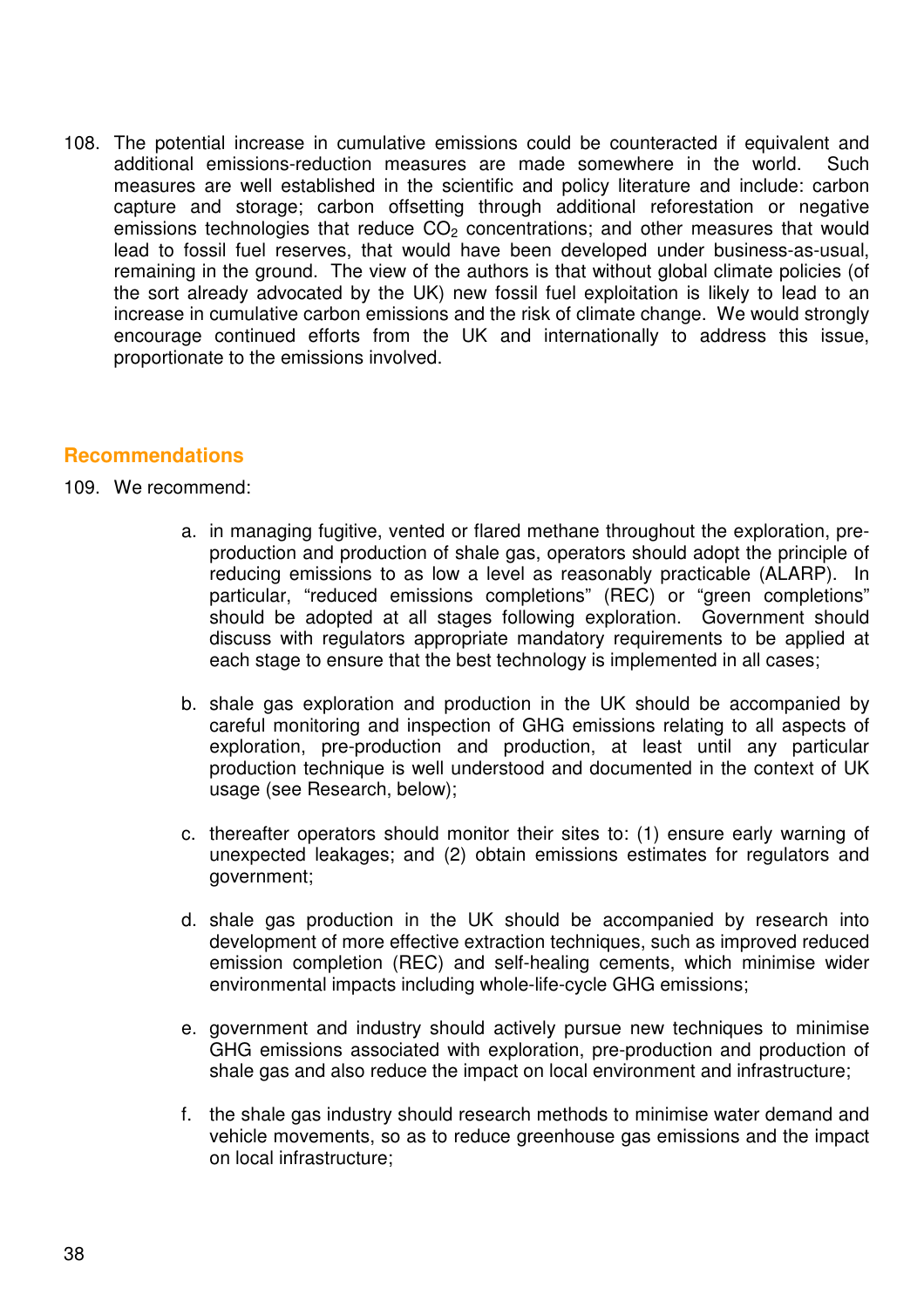108. The potential increase in cumulative emissions could be counteracted if equivalent and additional emissions-reduction measures are made somewhere in the world. Such measures are well established in the scientific and policy literature and include: carbon capture and storage; carbon offsetting through additional reforestation or negative emissions technologies that reduce $CO_2$ concentrations; and other measures that would lead to fossil fuel reserves, that would have been developed under business-as-usual, remaining in the ground. The view of the authors is that without global climate policies (of the sort already advocated by the UK) new fossil fuel exploitation is likely to lead to an increase in cumulative carbon emissions and the risk of climate change. We would strongly encourage continued efforts from the UK and internationally to address this issue, proportionate to the emissions involved.

## Recommendations

109. We recommend:

a. in managing fugitive, vented or flared methane throughout the exploration, pre-production and production of shale gas, operators should adopt the principle of reducing emissions to as low a level as reasonably practicable (ALARP). In particular, “reduced emissions completions” (REC) or “green completions” should be adopted at all stages following exploration. Government should discuss with regulators appropriate mandatory requirements to be applied at each stage to ensure that the best technology is implemented in all cases;

b. shale gas exploration and production in the UK should be accompanied by careful monitoring and inspection of GHG emissions relating to all aspects of exploration, pre-production and production, at least until any particular production technique is well understood and documented in the context of UK usage (see Research, below);

c. thereafter operators should monitor their sites to: (1) ensure early warning of unexpected leakages; and (2) obtain emissions estimates for regulators and government;

d. shale gas production in the UK should be accompanied by research into development of more effective extraction techniques, such as improved reduced emission completion (REC) and self-healing cements, which minimise wider environmental impacts including whole-life-cycle GHG emissions;

e. government and industry should actively pursue new techniques to minimise GHG emissions associated with exploration, pre-production and production of shale gas and also reduce the impact on local environment and infrastructure;

f. the shale gas industry should research methods to minimise water demand and vehicle movements, so as to reduce greenhouse gas emissions and the impact on local infrastructure;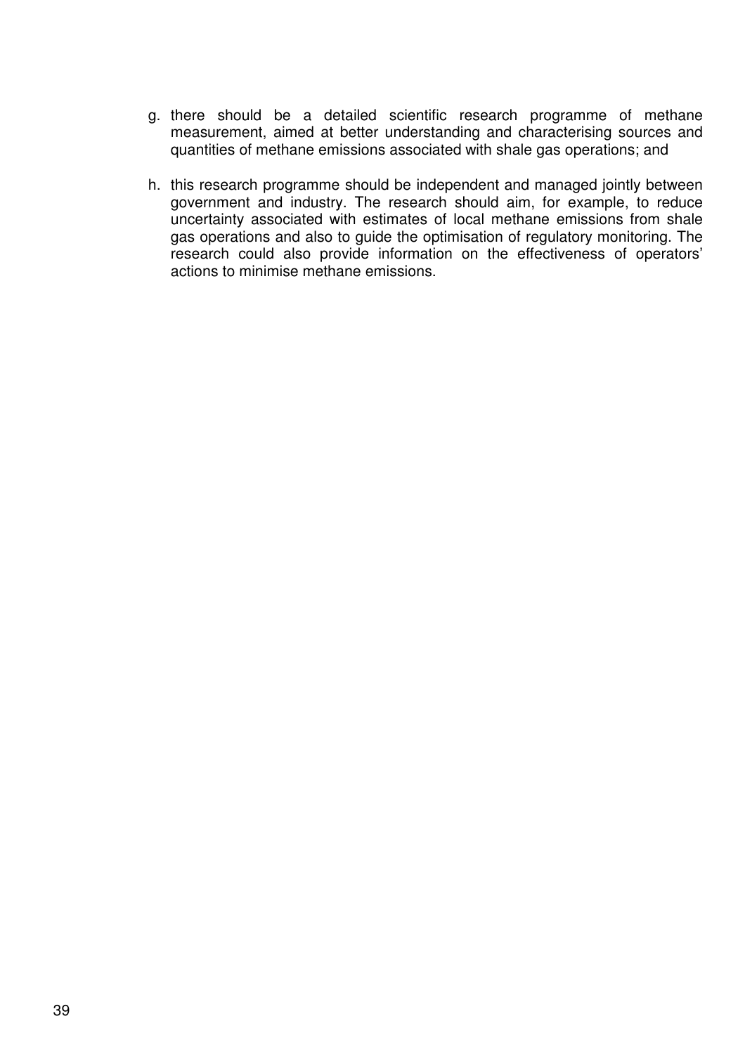g. there should be a detailed scientific research programme of methane measurement, aimed at better understanding and characterising sources and quantities of methane emissions associated with shale gas operations; and

h. this research programme should be independent and managed jointly between government and industry. The research should aim, for example, to reduce uncertainty associated with estimates of local methane emissions from shale gas operations and also to guide the optimisation of regulatory monitoring. The research could also provide information on the effectiveness of operators' actions to minimise methane emissions.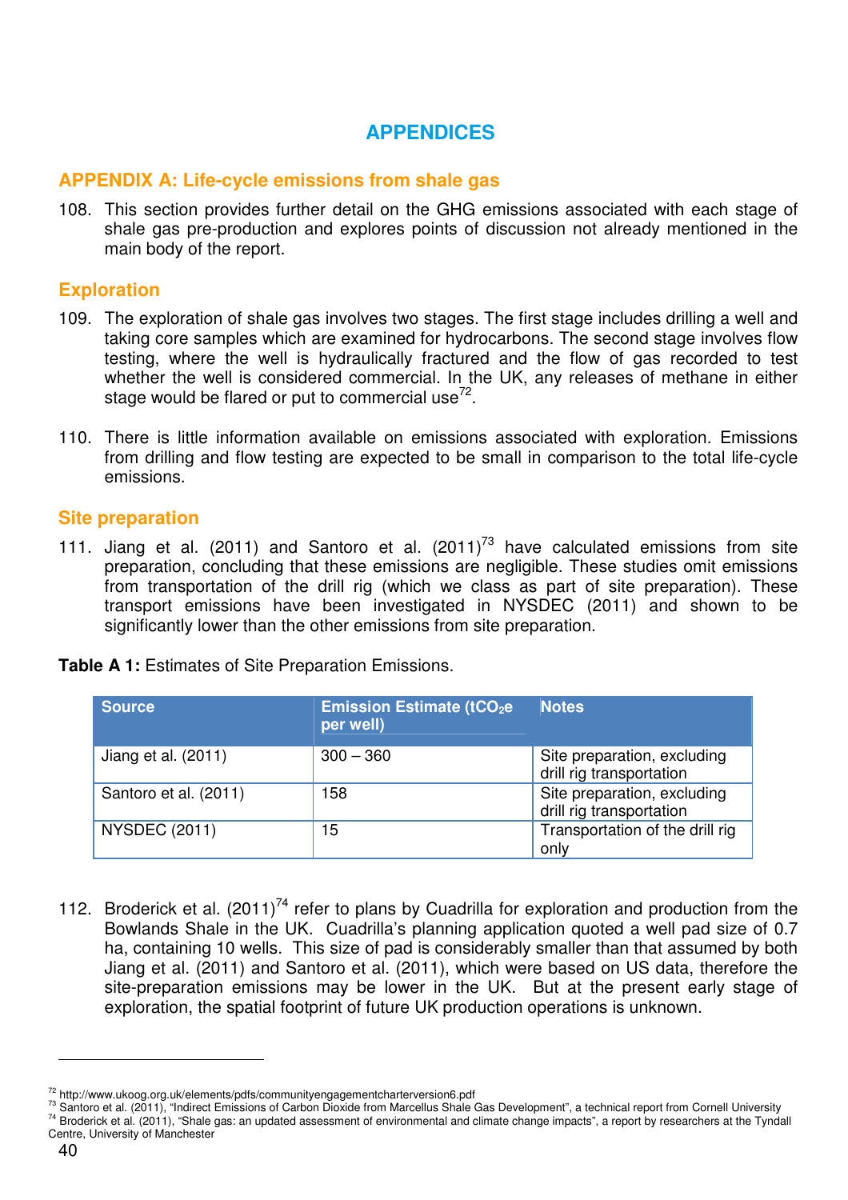# APPENDICES

## APPENDIX A: Life-cycle emissions from shale gas

108. This section provides further detail on the GHG emissions associated with each stage of shale gas pre-production and explores points of discussion not already mentioned in the main body of the report.

### Exploration

109. The exploration of shale gas involves two stages. The first stage includes drilling a well and taking core samples which are examined for hydrocarbons. The second stage involves flow testing, where the well is hydraulically fractured and the flow of gas recorded to test whether the well is considered commercial. In the UK, any releases of methane in either stage would be flared or put to commercial use[72].

110. There is little information available on emissions associated with exploration. Emissions from drilling and flow testing are expected to be small in comparison to the total life-cycle emissions.

### Site preparation

111. Jiang et al. (2011) and Santoro et al. (2011)[73] have calculated emissions from site preparation, concluding that these emissions are negligible. These studies omit emissions from transportation of the drill rig (which we class as part of site preparation). These transport emissions have been investigated in NYSDEC (2011) and shown to be significantly lower than the other emissions from site preparation.

**Table A 1:** Estimates of Site Preparation Emissions.

| Source | Emission Estimate ($tCO_2e$ per well) | Notes |
|---|---|---|
| Jiang et al. (2011) | 300 – 360 | Site preparation, excluding drill rig transportation |
| Santoro et al. (2011) | 158 | Site preparation, excluding drill rig transportation |
| NYSDEC (2011) | 15 | Transportation of the drill rig only |

112. Broderick et al. (2011)[74] refer to plans by Cuadrilla for exploration and production from the Bowlands Shale in the UK. Cuadrilla's planning application quoted a well pad size of 0.7 ha, containing 10 wells. This size of pad is considerably smaller than that assumed by both Jiang et al. (2011) and Santoro et al. (2011), which were based on US data, therefore the site-preparation emissions may be lower in the UK. But at the present early stage of exploration, the spatial footprint of future UK production operations is unknown.

---

[72] http://www.ukoog.org.uk/elements/pdfs/communityengagementcharterversion6.pdf

[73] Santoro et al. (2011), "Indirect Emissions of Carbon Dioxide from Marcellus Shale Gas Development", a technical report from Cornell University

[74] Broderick et al. (2011), "Shale gas: an updated assessment of environmental and climate change impacts", a report by researchers at the Tyndall Centre, University of Manchester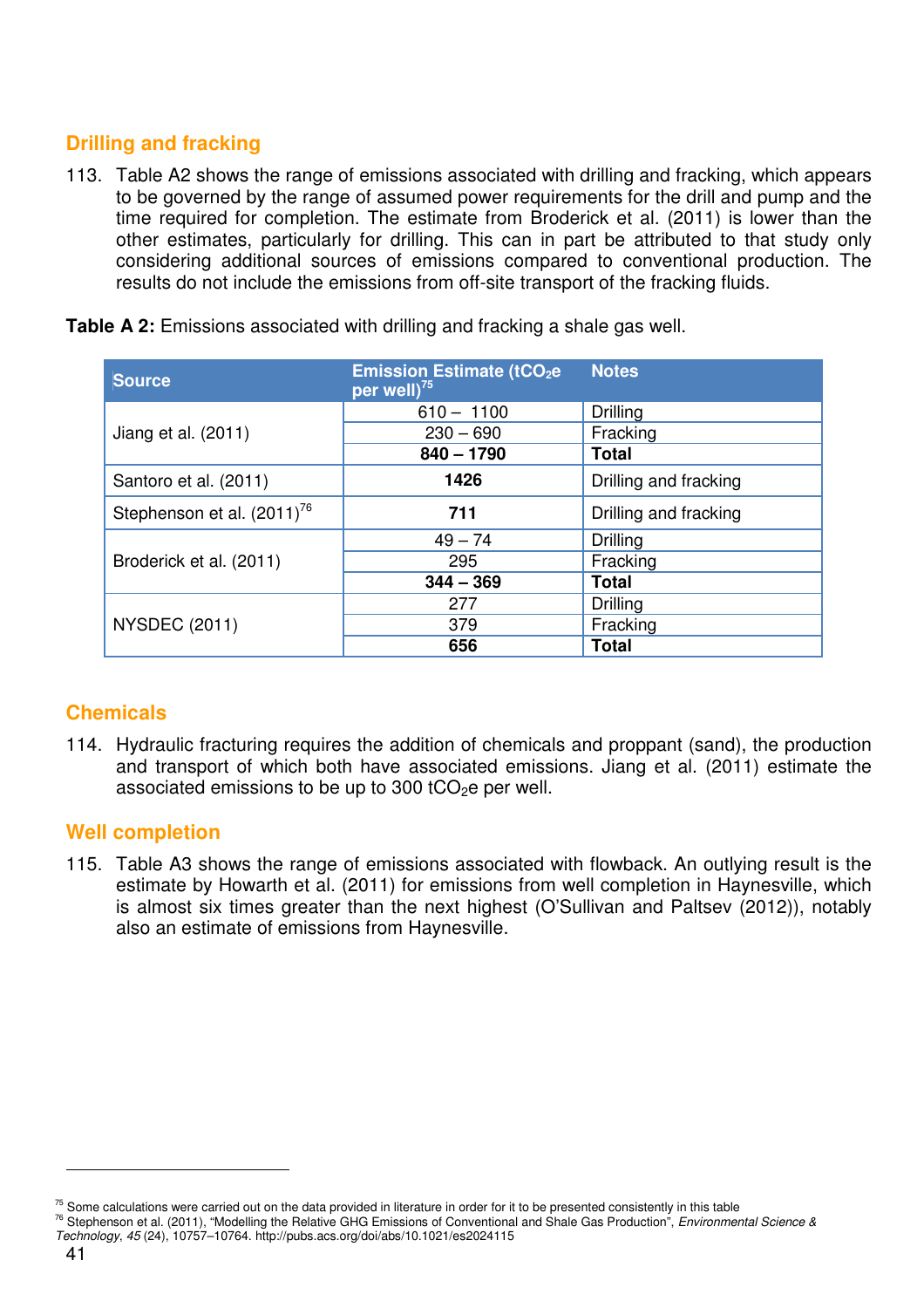## Drilling and fracking

113. Table A2 shows the range of emissions associated with drilling and fracking, which appears to be governed by the range of assumed power requirements for the drill and pump and the time required for completion. The estimate from Broderick et al. (2011) is lower than the other estimates, particularly for drilling. This can in part be attributed to that study only considering additional sources of emissions compared to conventional production. The results do not include the emissions from off-site transport of the fracking fluids.

**Table A 2:** Emissions associated with drilling and fracking a shale gas well.

| Source | Emission Estimate ($tCO_2e$ per well)[75] | Notes |
|---|---|---|
| Jiang et al. (2011) | 610 – 1100 | Drilling |
| | 230 – 690 | Fracking |
| | **840 – 1790** | **Total** |
| Santoro et al. (2011) | **1426** | Drilling and fracking |
| Stephenson et al. (2011)[76] | **711** | Drilling and fracking |
| Broderick et al. (2011) | 49 – 74 | Drilling |
| | 295 | Fracking |
| | **344 – 369** | **Total** |
| NYSDEC (2011) | 277 | Drilling |
| | 379 | Fracking |
| | **656** | **Total** |

## Chemicals

114. Hydraulic fracturing requires the addition of chemicals and proppant (sand), the production and transport of which both have associated emissions. Jiang et al. (2011) estimate the associated emissions to be up to 300 $tCO_2e$ per well.

## Well completion

115. Table A3 shows the range of emissions associated with flowback. An outlying result is the estimate by Howarth et al. (2011) for emissions from well completion in Haynesville, which is almost six times greater than the next highest (O'Sullivan and Paltsev (2012)), notably also an estimate of emissions from Haynesville.

[75] Some calculations were carried out on the data provided in literature in order for it to be presented consistently in this table

[76] Stephenson et al. (2011), "Modelling the Relative GHG Emissions of Conventional and Shale Gas Production", *Environmental Science & Technology*, *45* (24), 10757–10764. http://pubs.acs.org/doi/abs/10.1021/es2024115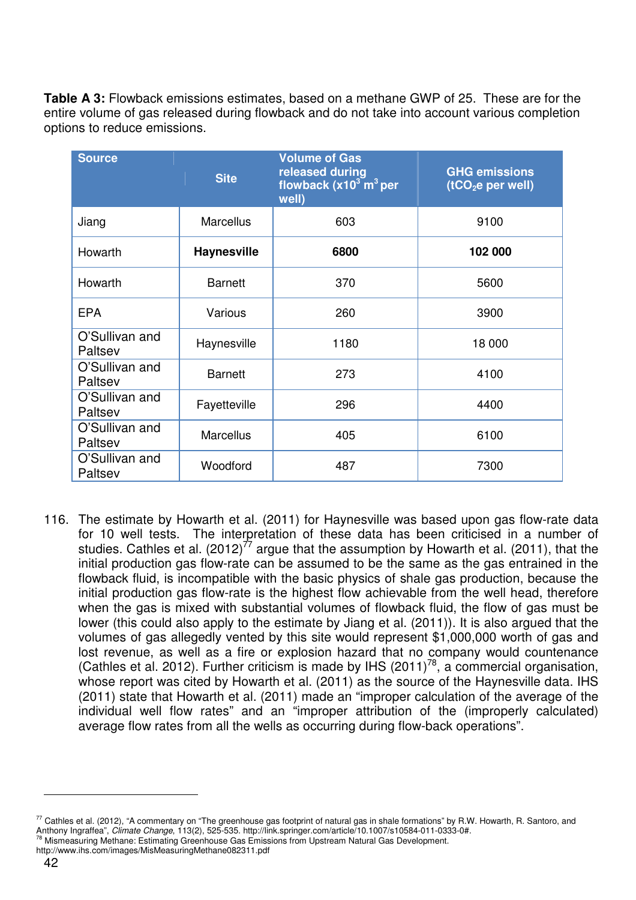**Table A 3:** Flowback emissions estimates, based on a methane GWP of 25. These are for the entire volume of gas released during flowback and do not take into account various completion options to reduce emissions.

| Source | Site | Volume of Gas released during flowback (x10$^3$ m$^3$ per well) | GHG emissions ($tCO_2e$ per well) |
|---|---|---|---|
| Jiang | Marcellus | 603 | 9100 |
| Howarth | **Haynesville** | **6800** | **102 000** |
| Howarth | Barnett | 370 | 5600 |
| EPA | Various | 260 | 3900 |
| O'Sullivan and Paltsev | Haynesville | 1180 | 18 000 |
| O'Sullivan and Paltsev | Barnett | 273 | 4100 |
| O'Sullivan and Paltsev | Fayetteville | 296 | 4400 |
| O'Sullivan and Paltsev | Marcellus | 405 | 6100 |
| O'Sullivan and Paltsev | Woodford | 487 | 7300 |

116. The estimate by Howarth et al. (2011) for Haynesville was based upon gas flow-rate data for 10 well tests. The interpretation of these data has been criticised in a number of studies. Cathles et al. (2012)[77] argue that the assumption by Howarth et al. (2011), that the initial production gas flow-rate can be assumed to be the same as the gas entrained in the flowback fluid, is incompatible with the basic physics of shale gas production, because the initial production gas flow-rate is the highest flow achievable from the well head, therefore when the gas is mixed with substantial volumes of flowback fluid, the flow of gas must be lower (this could also apply to the estimate by Jiang et al. (2011)). It is also argued that the volumes of gas allegedly vented by this site would represent $1,000,000 worth of gas and lost revenue, as well as a fire or explosion hazard that no company would countenance (Cathles et al. 2012). Further criticism is made by IHS (2011)[78], a commercial organisation, whose report was cited by Howarth et al. (2011) as the source of the Haynesville data. IHS (2011) state that Howarth et al. (2011) made an "improper calculation of the average of the individual well flow rates" and an "improper attribution of the (improperly calculated) average flow rates from all the wells as occurring during flow-back operations".

---

[77] Cathles et al. (2012), "A commentary on "The greenhouse gas footprint of natural gas in shale formations" by R.W. Howarth, R. Santoro, and Anthony Ingraffea", *Climate Change*, 113(2), 525-535. http://link.springer.com/article/10.1007/s10584-011-0333-0#.

[78] Mismeasuring Methane: Estimating Greenhouse Gas Emissions from Upstream Natural Gas Development. http://www.ihs.com/images/MisMeasuringMethane082311.pdf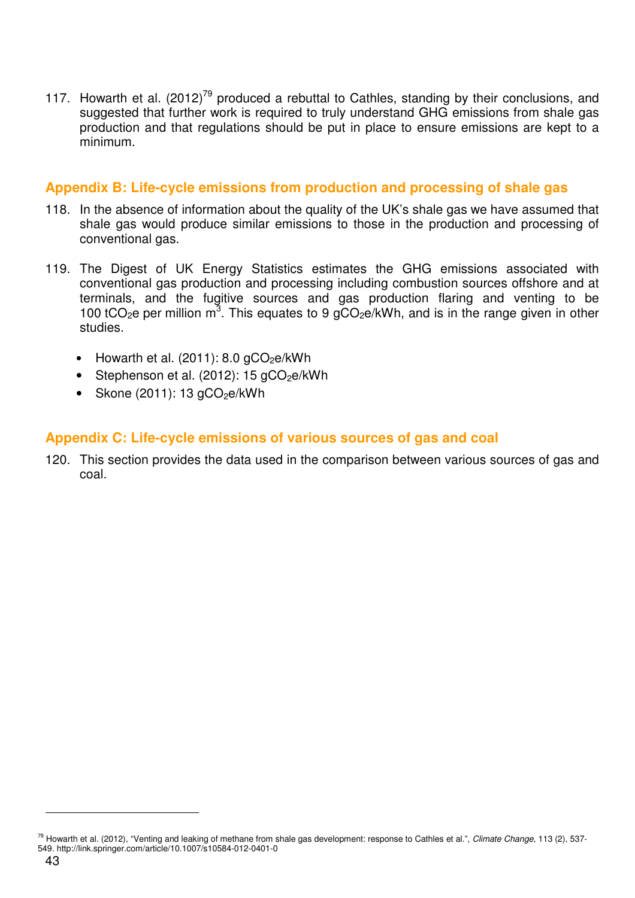117. Howarth et al. (2012)[79] produced a rebuttal to Cathles, standing by their conclusions, and suggested that further work is required to truly understand GHG emissions from shale gas production and that regulations should be put in place to ensure emissions are kept to a minimum.

## Appendix B: Life-cycle emissions from production and processing of shale gas

118. In the absence of information about the quality of the UK's shale gas we have assumed that shale gas would produce similar emissions to those in the production and processing of conventional gas.

119. The Digest of UK Energy Statistics estimates the GHG emissions associated with conventional gas production and processing including combustion sources offshore and at terminals, and the fugitive sources and gas production flaring and venting to be 100 $tCO_2e$ per million $m^3$. This equates to 9 $gCO_2e/kWh$, and is in the range given in other studies.

- Howarth et al. (2011): 8.0 $gCO_2e/kWh$
- Stephenson et al. (2012): 15 $gCO_2e/kWh$
- Skone (2011): 13 $gCO_2e/kWh$

## Appendix C: Life-cycle emissions of various sources of gas and coal

120. This section provides the data used in the comparison between various sources of gas and coal.

[79] Howarth et al. (2012), "Venting and leaking of methane from shale gas development: response to Cathles et al.", *Climate Change*, 113 (2), 537-549. http://link.springer.com/article/10.1007/s10584-012-0401-0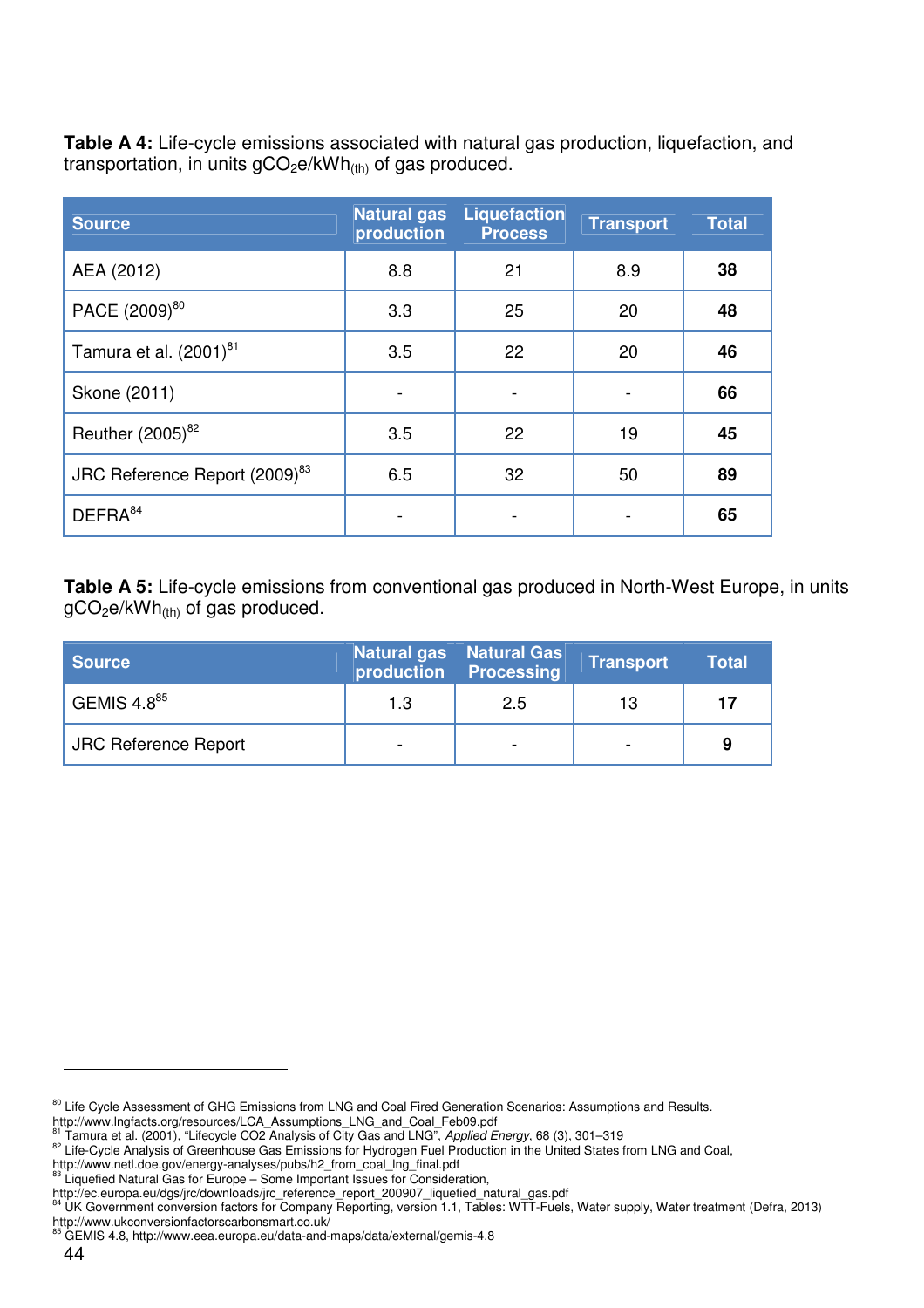**Table A 4:** Life-cycle emissions associated with natural gas production, liquefaction, and transportation, in units $gCO_2e/kWh_{(th)}$ of gas produced.

| Source | Natural gas production | Liquefaction Process | Transport | Total |
|---|---|---|---|---|
| AEA (2012) | 8.8 | 21 | 8.9 | **38** |
| PACE (2009)[80] | 3.3 | 25 | 20 | **48** |
| Tamura et al. (2001)[81] | 3.5 | 22 | 20 | **46** |
| Skone (2011) | - | - | - | **66** |
| Reuther (2005)[82] | 3.5 | 22 | 19 | **45** |
| JRC Reference Report (2009)[83] | 6.5 | 32 | 50 | **89** |
| DEFRA[84] | - | - | - | **65** |

**Table A 5:** Life-cycle emissions from conventional gas produced in North-West Europe, in units $gCO_2e/kWh_{(th)}$ of gas produced.

| Source | Natural gas production | Natural Gas Processing | Transport | Total |
|---|---|---|---|---|
| GEMIS 4.8[85] | 1.3 | 2.5 | 13 | **17** |
| JRC Reference Report | - | - | - | **9** |

[80] Life Cycle Assessment of GHG Emissions from LNG and Coal Fired Generation Scenarios: Assumptions and Results. http://www.lngfacts.org/resources/LCA_Assumptions_LNG_and_Coal_Feb09.pdf

[81] Tamura et al. (2001), "Lifecycle CO2 Analysis of City Gas and LNG", *Applied Energy*, 68 (3), 301–319

[82] Life-Cycle Analysis of Greenhouse Gas Emissions for Hydrogen Fuel Production in the United States from LNG and Coal, http://www.netl.doe.gov/energy-analyses/pubs/h2_from_coal_lng_final.pdf

[83] Liquefied Natural Gas for Europe – Some Important Issues for Consideration, http://ec.europa.eu/dgs/jrc/downloads/jrc_reference_report_200907_liquefied_natural_gas.pdf

[84] UK Government conversion factors for Company Reporting, version 1.1, Tables: WTT-Fuels, Water supply, Water treatment (Defra, 2013) http://www.ukconversionfactorscarbonsmart.co.uk/

[85] GEMIS 4.8, http://www.eea.europa.eu/data-and-maps/data/external/gemis-4.8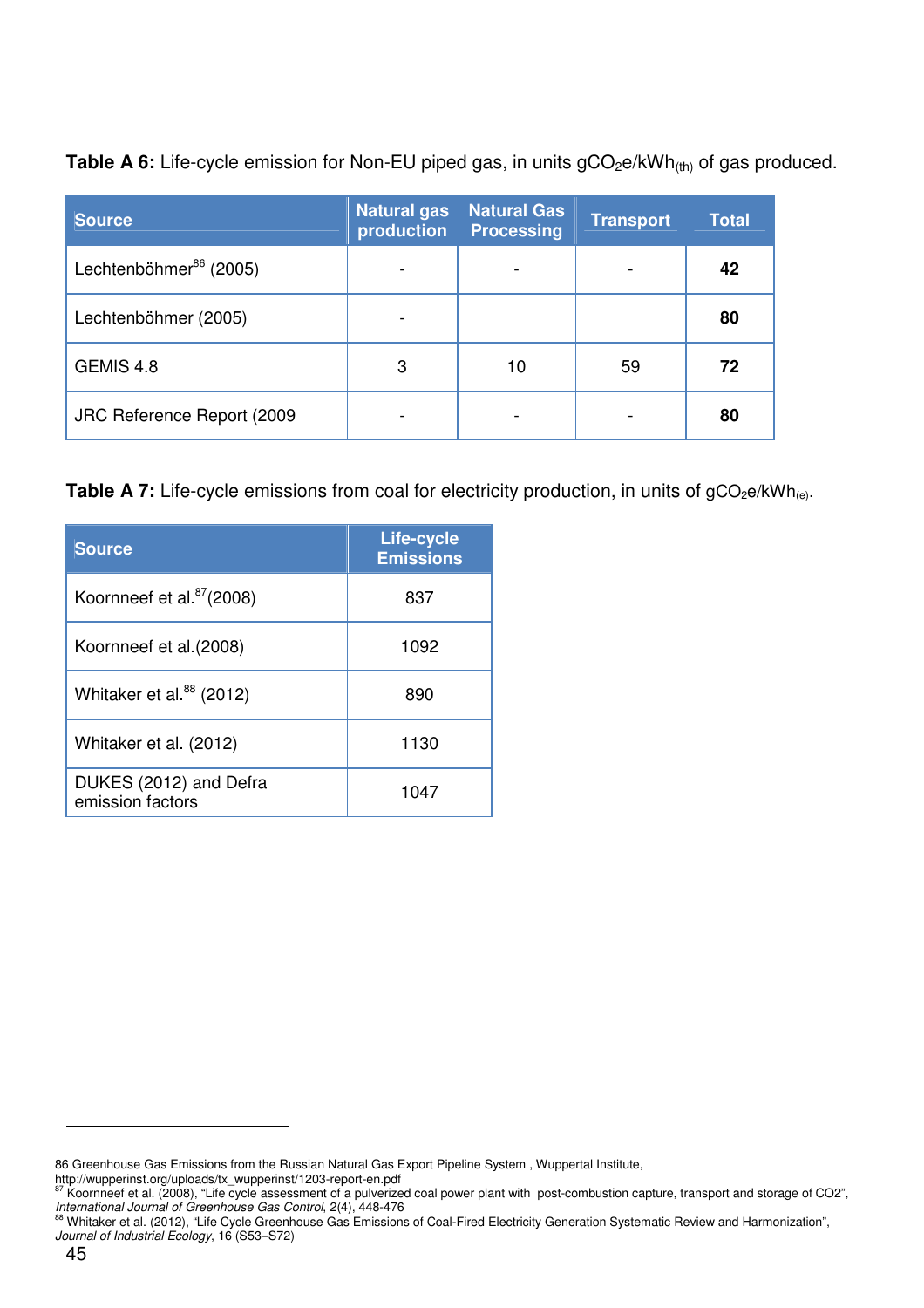**Table A 6:** Life-cycle emission for Non-EU piped gas, in units $gCO_2e/kWh_{(th)}$ of gas produced.

| Source | Natural gas production | Natural Gas Processing | Transport | Total |
|---|---|---|---|---|
| Lechtenböhmer[86] (2005) | - | - | - | **42** |
| Lechtenböhmer (2005) | - | | | **80** |
| GEMIS 4.8 | 3 | 10 | 59 | **72** |
| JRC Reference Report (2009 | - | - | - | **80** |

**Table A 7:** Life-cycle emissions from coal for electricity production, in units of $gCO_2e/kWh_{(e)}$.

| Source | Life-cycle Emissions |
|---|---|
| Koornneef et al.[87](2008) | 837 |
| Koornneef et al.(2008) | 1092 |
| Whitaker et al.[88] (2012) | 890 |
| Whitaker et al. (2012) | 1130 |
| DUKES (2012) and Defra emission factors | 1047 |

---

86 Greenhouse Gas Emissions from the Russian Natural Gas Export Pipeline System , Wuppertal Institute, http://wupperinst.org/uploads/tx_wupperinst/1203-report-en.pdf

87 Koornneef et al. (2008), "Life cycle assessment of a pulverized coal power plant with post-combustion capture, transport and storage of CO2", *International Journal of Greenhouse Gas Control*, 2(4), 448-476

88 Whitaker et al. (2012), "Life Cycle Greenhouse Gas Emissions of Coal-Fired Electricity Generation Systematic Review and Harmonization", *Journal of Industrial Ecology*, 16 (S53–S72)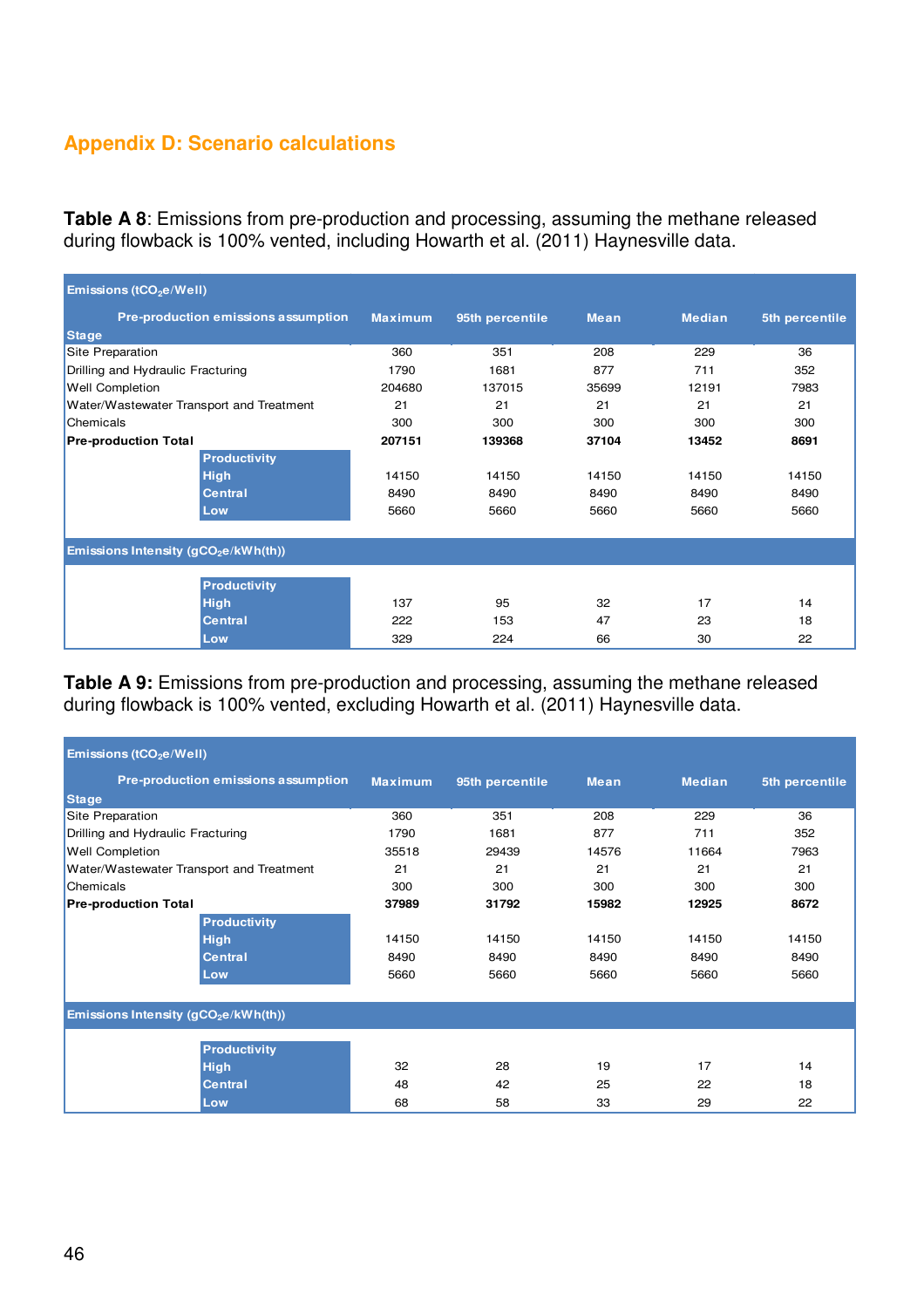## Appendix D: Scenario calculations

**Table A 8**: Emissions from pre-production and processing, assuming the methane released during flowback is 100% vented, including Howarth et al. (2011) Haynesville data.

| Emissions ($tCO_2e$/Well) | | | | | | |
|---|---|---|---|---|---|---|
| **Stage** | **Pre-production emissions assumption** | **Maximum** | **95th percentile** | **Mean** | **Median** | **5th percentile** |
| Site Preparation | | 360 | 351 | 208 | 229 | 36 |
| Drilling and Hydraulic Fracturing | | 1790 | 1681 | 877 | 711 | 352 |
| Well Completion | | 204680 | 137015 | 35699 | 12191 | 7983 |
| Water/Wastewater Transport and Treatment | | 21 | 21 | 21 | 21 | 21 |
| Chemicals | | 300 | 300 | 300 | 300 | 300 |
| **Pre-production Total** | | **207151** | **139368** | **37104** | **13452** | **8691** |
| | **Productivity** | | | | | |
| | **High** | 14150 | 14150 | 14150 | 14150 | 14150 |
| | **Central** | 8490 | 8490 | 8490 | 8490 | 8490 |
| | **Low** | 5660 | 5660 | 5660 | 5660 | 5660 |
| **Emissions Intensity ($gCO_2e$/kWh(th))** | | | | | | |
| | **Productivity** | | | | | |
| | **High** | 137 | 95 | 32 | 17 | 14 |
| | **Central** | 222 | 153 | 47 | 23 | 18 |
| | **Low** | 329 | 224 | 66 | 30 | 22 |

**Table A 9:** Emissions from pre-production and processing, assuming the methane released during flowback is 100% vented, excluding Howarth et al. (2011) Haynesville data.

| Emissions ($tCO_2e$/Well) | | | | | | |
|---|---|---|---|---|---|---|
| **Stage** | **Pre-production emissions assumption** | **Maximum** | **95th percentile** | **Mean** | **Median** | **5th percentile** |
| Site Preparation | | 360 | 351 | 208 | 229 | 36 |
| Drilling and Hydraulic Fracturing | | 1790 | 1681 | 877 | 711 | 352 |
| Well Completion | | 35518 | 29439 | 14576 | 11664 | 7963 |
| Water/Wastewater Transport and Treatment | | 21 | 21 | 21 | 21 | 21 |
| Chemicals | | 300 | 300 | 300 | 300 | 300 |
| **Pre-production Total** | | **37989** | **31792** | **15982** | **12925** | **8672** |
| | **Productivity** | | | | | |
| | **High** | 14150 | 14150 | 14150 | 14150 | 14150 |
| | **Central** | 8490 | 8490 | 8490 | 8490 | 8490 |
| | **Low** | 5660 | 5660 | 5660 | 5660 | 5660 |
| **Emissions Intensity ($gCO_2e$/kWh(th))** | | | | | | |
| | **Productivity** | | | | | |
| | **High** | 32 | 28 | 19 | 17 | 14 |
| | **Central** | 48 | 42 | 25 | 22 | 18 |
| | **Low** | 68 | 58 | 33 | 29 | 22 |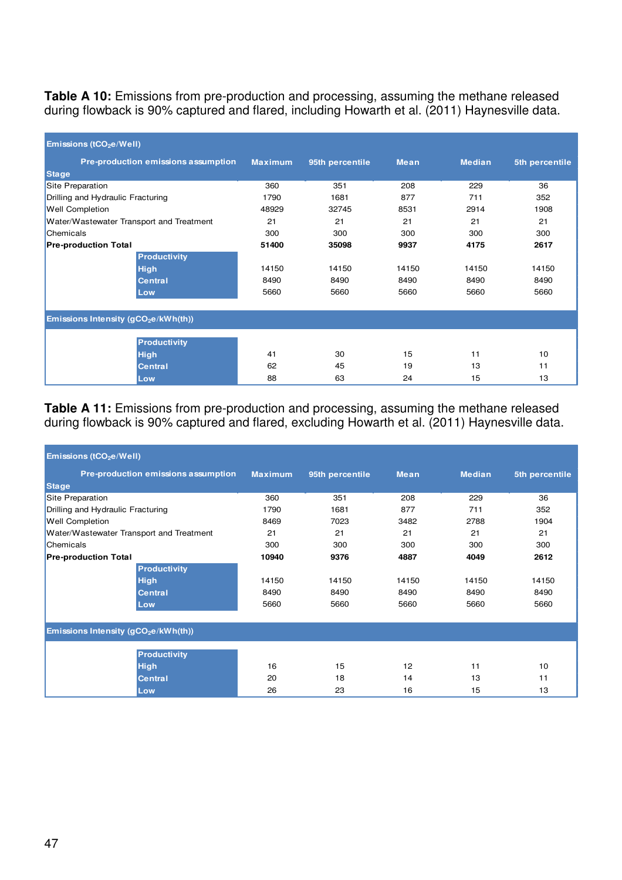**Table A 10:** Emissions from pre-production and processing, assuming the methane released during flowback is 90% captured and flared, including Howarth et al. (2011) Haynesville data.

| Emissions ($tCO_2e$/Well) | | | | | |
|---|---|---|---|---|---|
| **Pre-production emissions assumption** / **Stage** | **Maximum** | **95th percentile** | **Mean** | **Median** | **5th percentile** |
| Site Preparation | 360 | 351 | 208 | 229 | 36 |
| Drilling and Hydraulic Fracturing | 1790 | 1681 | 877 | 711 | 352 |
| Well Completion | 48929 | 32745 | 8531 | 2914 | 1908 |
| Water/Wastewater Transport and Treatment | 21 | 21 | 21 | 21 | 21 |
| Chemicals | 300 | 300 | 300 | 300 | 300 |
| **Pre-production Total** | **51400** | **35098** | **9937** | **4175** | **2617** |
| **Productivity** | | | | | |
| **High** | 14150 | 14150 | 14150 | 14150 | 14150 |
| **Central** | 8490 | 8490 | 8490 | 8490 | 8490 |
| **Low** | 5660 | 5660 | 5660 | 5660 | 5660 |
| **Emissions Intensity ($gCO_2e$/kWh(th))** | | | | | |
| **Productivity** | | | | | |
| **High** | 41 | 30 | 15 | 11 | 10 |
| **Central** | 62 | 45 | 19 | 13 | 11 |
| **Low** | 88 | 63 | 24 | 15 | 13 |

**Table A 11:** Emissions from pre-production and processing, assuming the methane released during flowback is 90% captured and flared, excluding Howarth et al. (2011) Haynesville data.

| Emissions ($tCO_2e$/Well) | | | | | |
|---|---|---|---|---|---|
| **Pre-production emissions assumption** / **Stage** | **Maximum** | **95th percentile** | **Mean** | **Median** | **5th percentile** |
| Site Preparation | 360 | 351 | 208 | 229 | 36 |
| Drilling and Hydraulic Fracturing | 1790 | 1681 | 877 | 711 | 352 |
| Well Completion | 8469 | 7023 | 3482 | 2788 | 1904 |
| Water/Wastewater Transport and Treatment | 21 | 21 | 21 | 21 | 21 |
| Chemicals | 300 | 300 | 300 | 300 | 300 |
| **Pre-production Total** | **10940** | **9376** | **4887** | **4049** | **2612** |
| **Productivity** | | | | | |
| **High** | 14150 | 14150 | 14150 | 14150 | 14150 |
| **Central** | 8490 | 8490 | 8490 | 8490 | 8490 |
| **Low** | 5660 | 5660 | 5660 | 5660 | 5660 |
| **Emissions Intensity ($gCO_2e$/kWh(th))** | | | | | |
| **Productivity** | | | | | |
| **High** | 16 | 15 | 12 | 11 | 10 |
| **Central** | 20 | 18 | 14 | 13 | 11 |
| **Low** | 26 | 23 | 16 | 15 | 13 |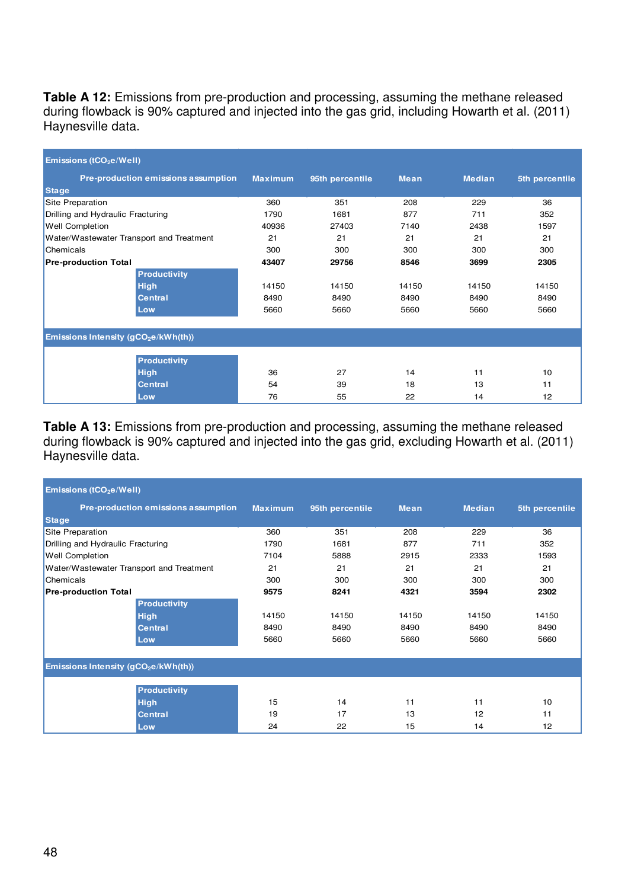**Table A 12:** Emissions from pre-production and processing, assuming the methane released during flowback is 90% captured and injected into the gas grid, including Howarth et al. (2011) Haynesville data.

| Emissions ($tCO_2e$/Well) | | | | | | |
|---|---|---|---|---|---|---|
| Stage | Pre-production emissions assumption | Maximum | 95th percentile | Mean | Median | 5th percentile |
| Site Preparation | | 360 | 351 | 208 | 229 | 36 |
| Drilling and Hydraulic Fracturing | | 1790 | 1681 | 877 | 711 | 352 |
| Well Completion | | 40936 | 27403 | 7140 | 2438 | 1597 |
| Water/Wastewater Transport and Treatment | | 21 | 21 | 21 | 21 | 21 |
| Chemicals | | 300 | 300 | 300 | 300 | 300 |
| **Pre-production Total** | | **43407** | **29756** | **8546** | **3699** | **2305** |
| | Productivity | | | | | |
| | High | 14150 | 14150 | 14150 | 14150 | 14150 |
| | Central | 8490 | 8490 | 8490 | 8490 | 8490 |
| | Low | 5660 | 5660 | 5660 | 5660 | 5660 |
| **Emissions Intensity ($gCO_2e$/kWh(th))** | | | | | | |
| | Productivity | | | | | |
| | High | 36 | 27 | 14 | 11 | 10 |
| | Central | 54 | 39 | 18 | 13 | 11 |
| | Low | 76 | 55 | 22 | 14 | 12 |

**Table A 13:** Emissions from pre-production and processing, assuming the methane released during flowback is 90% captured and injected into the gas grid, excluding Howarth et al. (2011) Haynesville data.

| Emissions ($tCO_2e$/Well) | | | | | | |
|---|---|---|---|---|---|---|
| Stage | Pre-production emissions assumption | Maximum | 95th percentile | Mean | Median | 5th percentile |
| Site Preparation | | 360 | 351 | 208 | 229 | 36 |
| Drilling and Hydraulic Fracturing | | 1790 | 1681 | 877 | 711 | 352 |
| Well Completion | | 7104 | 5888 | 2915 | 2333 | 1593 |
| Water/Wastewater Transport and Treatment | | 21 | 21 | 21 | 21 | 21 |
| Chemicals | | 300 | 300 | 300 | 300 | 300 |
| **Pre-production Total** | | **9575** | **8241** | **4321** | **3594** | **2302** |
| | Productivity | | | | | |
| | High | 14150 | 14150 | 14150 | 14150 | 14150 |
| | Central | 8490 | 8490 | 8490 | 8490 | 8490 |
| | Low | 5660 | 5660 | 5660 | 5660 | 5660 |
| **Emissions Intensity ($gCO_2e$/kWh(th))** | | | | | | |
| | Productivity | | | | | |
| | High | 15 | 14 | 11 | 11 | 10 |
| | Central | 19 | 17 | 13 | 12 | 11 |
| | Low | 24 | 22 | 15 | 14 | 12 |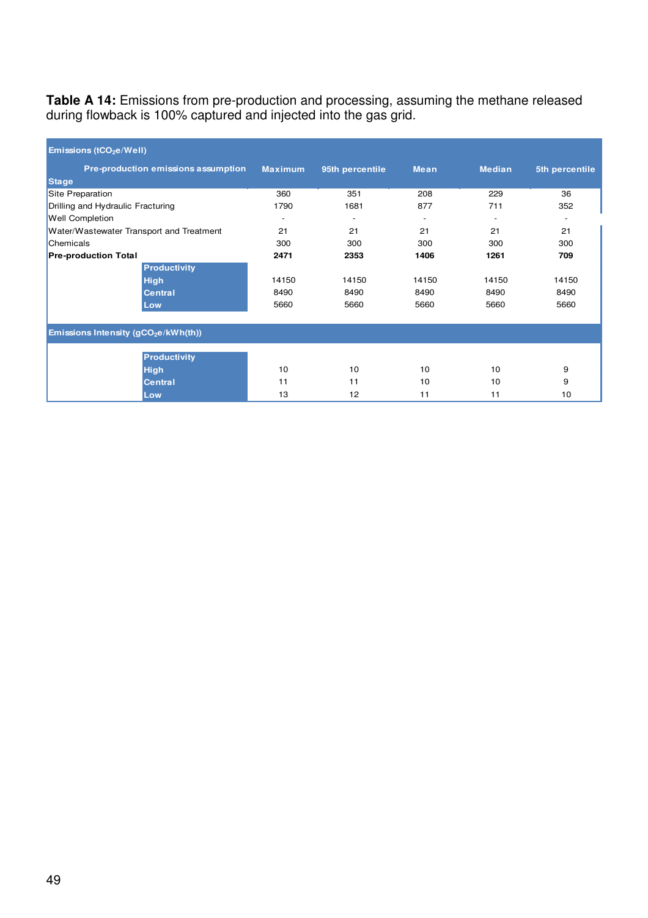**Table A 14:** Emissions from pre-production and processing, assuming the methane released during flowback is 100% captured and injected into the gas grid.

| Emissions ($tCO_2e$/Well) | | | | | |
|---|---|---|---|---|---|
| **Pre-production emissions assumption** | **Maximum** | **95th percentile** | **Mean** | **Median** | **5th percentile** |
| **Stage** | | | | | |
| Site Preparation | 360 | 351 | 208 | 229 | 36 |
| Drilling and Hydraulic Fracturing | 1790 | 1681 | 877 | 711 | 352 |
| Well Completion | - | - | - | - | - |
| Water/Wastewater Transport and Treatment | 21 | 21 | 21 | 21 | 21 |
| Chemicals | 300 | 300 | 300 | 300 | 300 |
| **Pre-production Total** | **2471** | **2353** | **1406** | **1261** | **709** |
| **Productivity** | | | | | |
| **High** | 14150 | 14150 | 14150 | 14150 | 14150 |
| **Central** | 8490 | 8490 | 8490 | 8490 | 8490 |
| **Low** | 5660 | 5660 | 5660 | 5660 | 5660 |
| **Emissions Intensity ($gCO_2e$/kWh(th))** | | | | | |
| **Productivity** | | | | | |
| **High** | 10 | 10 | 10 | 10 | 9 |
| **Central** | 11 | 11 | 10 | 10 | 9 |
| **Low** | 13 | 12 | 11 | 11 | 10 |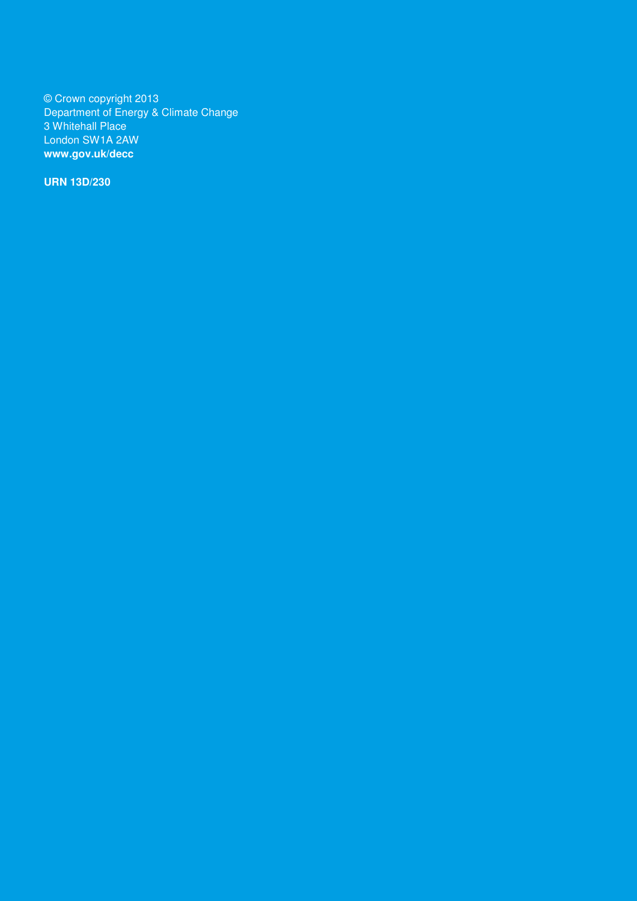© Crown copyright 2013
Department of Energy & Climate Change
3 Whitehall Place
London SW1A 2AW
**www.gov.uk/decc**

**URN 13D/230**